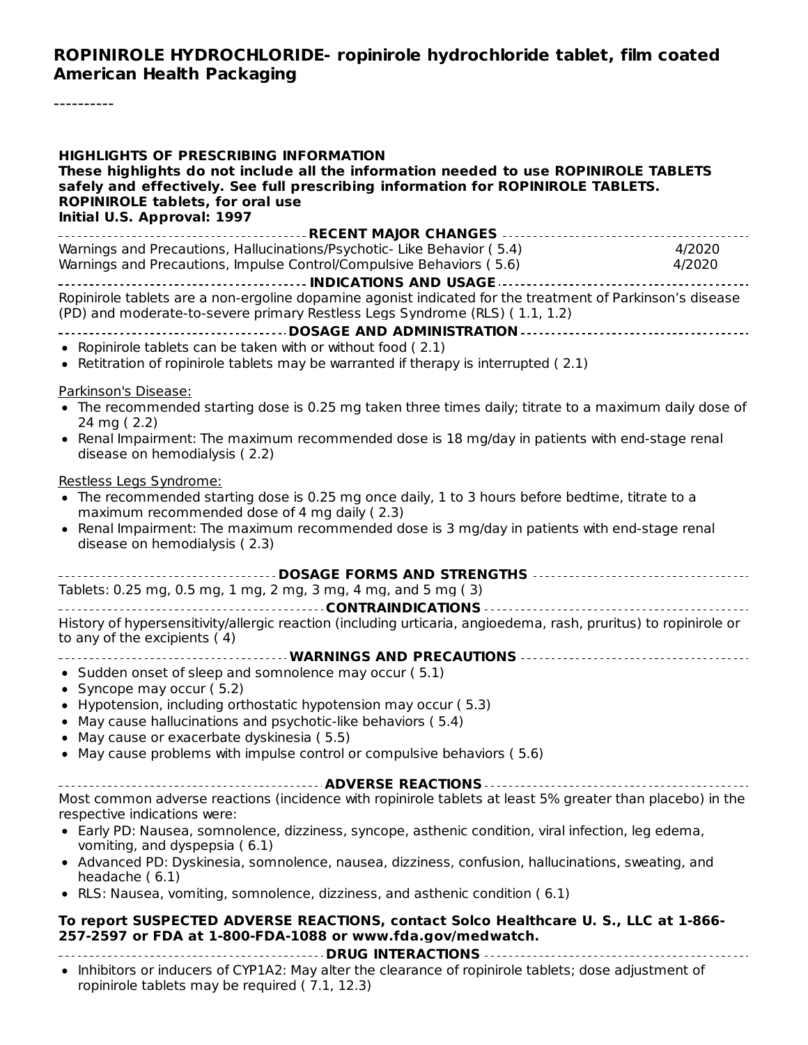# ROPINIROLE HYDROCHLORIDE- ropinirole hydrochloride tablet, film coated
# American Health Packaging

----------

**HIGHLIGHTS OF PRESCRIBING INFORMATION**
**These highlights do not include all the information needed to use ROPINIROLE TABLETS safely and effectively. See full prescribing information for ROPINIROLE TABLETS.**
**ROPINIROLE tablets, for oral use**
**Initial U.S. Approval: 1997**

## RECENT MAJOR CHANGES

| | |
|---|---|
| Warnings and Precautions, Hallucinations/Psychotic- Like Behavior ( 5.4) | 4/2020 |
| Warnings and Precautions, Impulse Control/Compulsive Behaviors ( 5.6) | 4/2020 |

## INDICATIONS AND USAGE

Ropinirole tablets are a non-ergoline dopamine agonist indicated for the treatment of Parkinson's disease (PD) and moderate-to-severe primary Restless Legs Syndrome (RLS) ( 1.1, 1.2)

## DOSAGE AND ADMINISTRATION

- Ropinirole tablets can be taken with or without food ( 2.1)
- Retitration of ropinirole tablets may be warranted if therapy is interrupted ( 2.1)

Parkinson's Disease:

- The recommended starting dose is 0.25 mg taken three times daily; titrate to a maximum daily dose of 24 mg ( 2.2)
- Renal Impairment: The maximum recommended dose is 18 mg/day in patients with end-stage renal disease on hemodialysis ( 2.2)

Restless Legs Syndrome:

- The recommended starting dose is 0.25 mg once daily, 1 to 3 hours before bedtime, titrate to a maximum recommended dose of 4 mg daily ( 2.3)
- Renal Impairment: The maximum recommended dose is 3 mg/day in patients with end-stage renal disease on hemodialysis ( 2.3)

## DOSAGE FORMS AND STRENGTHS

Tablets: 0.25 mg, 0.5 mg, 1 mg, 2 mg, 3 mg, 4 mg, and 5 mg ( 3)

## CONTRAINDICATIONS

History of hypersensitivity/allergic reaction (including urticaria, angioedema, rash, pruritus) to ropinirole or to any of the excipients ( 4)

## WARNINGS AND PRECAUTIONS

- Sudden onset of sleep and somnolence may occur ( 5.1)
- Syncope may occur ( 5.2)
- Hypotension, including orthostatic hypotension may occur ( 5.3)
- May cause hallucinations and psychotic-like behaviors ( 5.4)
- May cause or exacerbate dyskinesia ( 5.5)
- May cause problems with impulse control or compulsive behaviors ( 5.6)

## ADVERSE REACTIONS

Most common adverse reactions (incidence with ropinirole tablets at least 5% greater than placebo) in the respective indications were:

- Early PD: Nausea, somnolence, dizziness, syncope, asthenic condition, viral infection, leg edema, vomiting, and dyspepsia ( 6.1)
- Advanced PD: Dyskinesia, somnolence, nausea, dizziness, confusion, hallucinations, sweating, and headache ( 6.1)
- RLS: Nausea, vomiting, somnolence, dizziness, and asthenic condition ( 6.1)

**To report SUSPECTED ADVERSE REACTIONS, contact Solco Healthcare U. S., LLC at 1-866-257-2597 or FDA at 1-800-FDA-1088 or www.fda.gov/medwatch.**

## DRUG INTERACTIONS

- Inhibitors or inducers of CYP1A2: May alter the clearance of ropinirole tablets; dose adjustment of ropinirole tablets may be required ( 7.1, 12.3)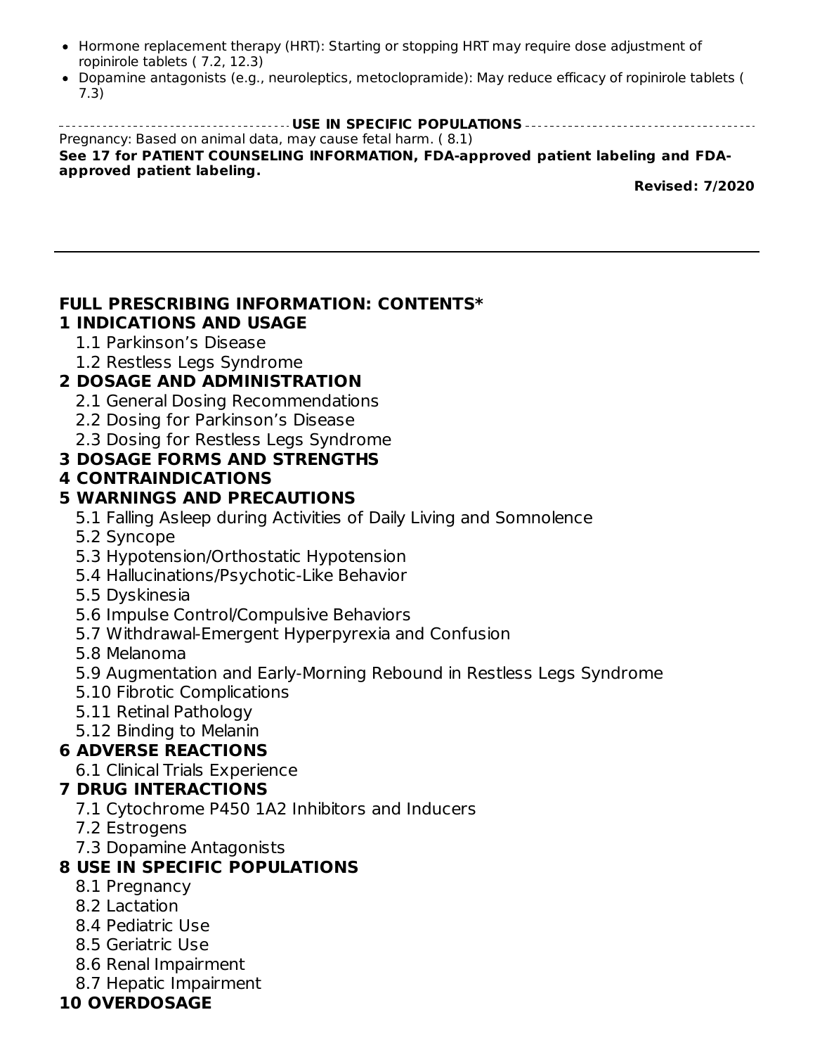- Hormone replacement therapy (HRT): Starting or stopping HRT may require dose adjustment of ropinirole tablets ( 7.2, 12.3)
- Dopamine antagonists (e.g., neuroleptics, metoclopramide): May reduce efficacy of ropinirole tablets ( 7.3)

**USE IN SPECIFIC POPULATIONS**

Pregnancy: Based on animal data, may cause fetal harm. ( 8.1)

**See 17 for PATIENT COUNSELING INFORMATION, FDA-approved patient labeling and FDA-approved patient labeling.**

**Revised: 7/2020**

---

## FULL PRESCRIBING INFORMATION: CONTENTS*

**1 INDICATIONS AND USAGE**
- 1.1 Parkinson's Disease
- 1.2 Restless Legs Syndrome

**2 DOSAGE AND ADMINISTRATION**
- 2.1 General Dosing Recommendations
- 2.2 Dosing for Parkinson's Disease
- 2.3 Dosing for Restless Legs Syndrome

**3 DOSAGE FORMS AND STRENGTHS**

**4 CONTRAINDICATIONS**

**5 WARNINGS AND PRECAUTIONS**
- 5.1 Falling Asleep during Activities of Daily Living and Somnolence
- 5.2 Syncope
- 5.3 Hypotension/Orthostatic Hypotension
- 5.4 Hallucinations/Psychotic-Like Behavior
- 5.5 Dyskinesia
- 5.6 Impulse Control/Compulsive Behaviors
- 5.7 Withdrawal-Emergent Hyperpyrexia and Confusion
- 5.8 Melanoma
- 5.9 Augmentation and Early-Morning Rebound in Restless Legs Syndrome
- 5.10 Fibrotic Complications
- 5.11 Retinal Pathology
- 5.12 Binding to Melanin

**6 ADVERSE REACTIONS**
- 6.1 Clinical Trials Experience

**7 DRUG INTERACTIONS**
- 7.1 Cytochrome P450 1A2 Inhibitors and Inducers
- 7.2 Estrogens
- 7.3 Dopamine Antagonists

**8 USE IN SPECIFIC POPULATIONS**
- 8.1 Pregnancy
- 8.2 Lactation
- 8.4 Pediatric Use
- 8.5 Geriatric Use
- 8.6 Renal Impairment
- 8.7 Hepatic Impairment

**10 OVERDOSAGE**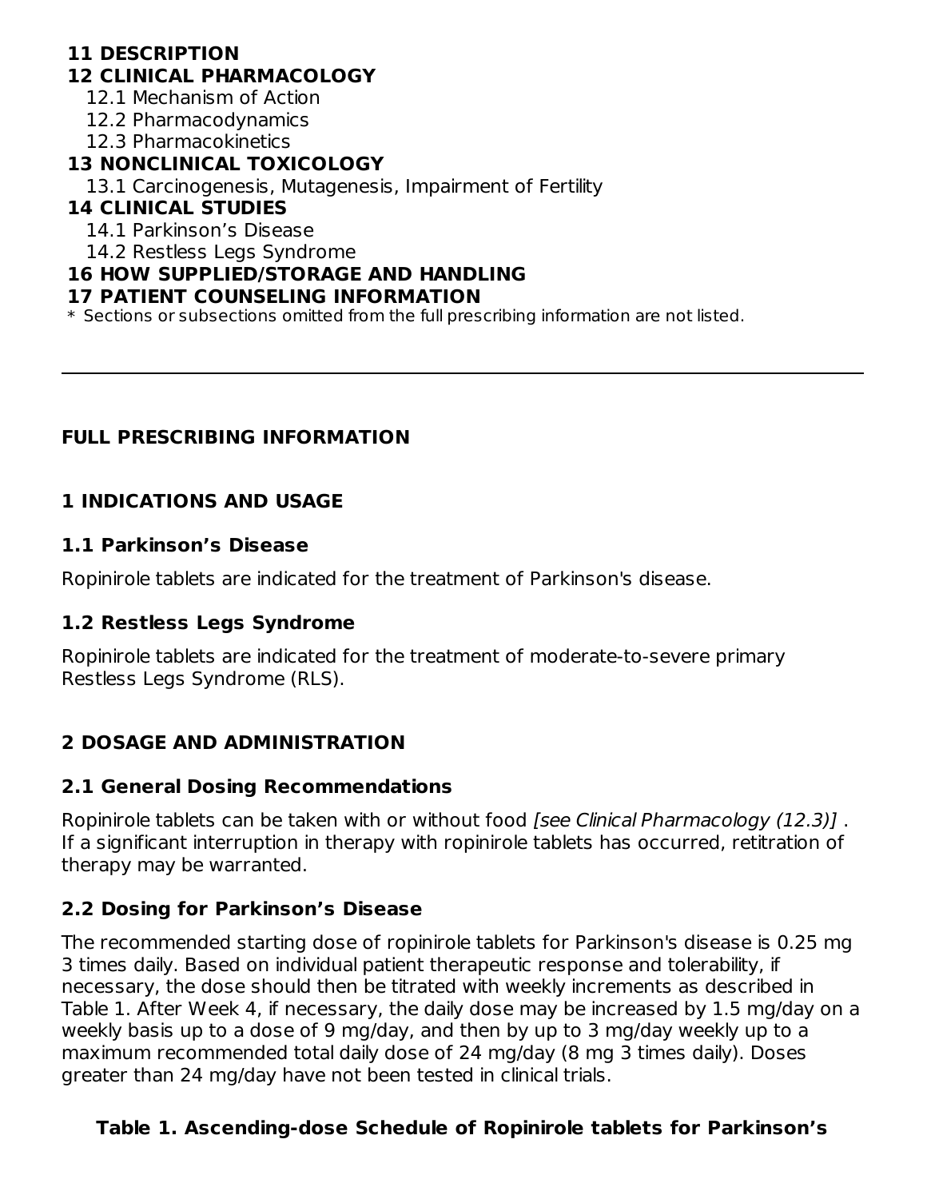**11 DESCRIPTION**

**12 CLINICAL PHARMACOLOGY**

12.1 Mechanism of Action

12.2 Pharmacodynamics

12.3 Pharmacokinetics

**13 NONCLINICAL TOXICOLOGY**

13.1 Carcinogenesis, Mutagenesis, Impairment of Fertility

**14 CLINICAL STUDIES**

14.1 Parkinson's Disease

14.2 Restless Legs Syndrome

**16 HOW SUPPLIED/STORAGE AND HANDLING**

**17 PATIENT COUNSELING INFORMATION**

* Sections or subsections omitted from the full prescribing information are not listed.

---

## FULL PRESCRIBING INFORMATION

## 1 INDICATIONS AND USAGE

### 1.1 Parkinson's Disease

Ropinirole tablets are indicated for the treatment of Parkinson's disease.

### 1.2 Restless Legs Syndrome

Ropinirole tablets are indicated for the treatment of moderate-to-severe primary Restless Legs Syndrome (RLS).

## 2 DOSAGE AND ADMINISTRATION

### 2.1 General Dosing Recommendations

Ropinirole tablets can be taken with or without food *[see Clinical Pharmacology (12.3)]* . If a significant interruption in therapy with ropinirole tablets has occurred, retitration of therapy may be warranted.

### 2.2 Dosing for Parkinson's Disease

The recommended starting dose of ropinirole tablets for Parkinson's disease is 0.25 mg 3 times daily. Based on individual patient therapeutic response and tolerability, if necessary, the dose should then be titrated with weekly increments as described in Table 1. After Week 4, if necessary, the daily dose may be increased by 1.5 mg/day on a weekly basis up to a dose of 9 mg/day, and then by up to 3 mg/day weekly up to a maximum recommended total daily dose of 24 mg/day (8 mg 3 times daily). Doses greater than 24 mg/day have not been tested in clinical trials.

**Table 1. Ascending-dose Schedule of Ropinirole tablets for Parkinson's**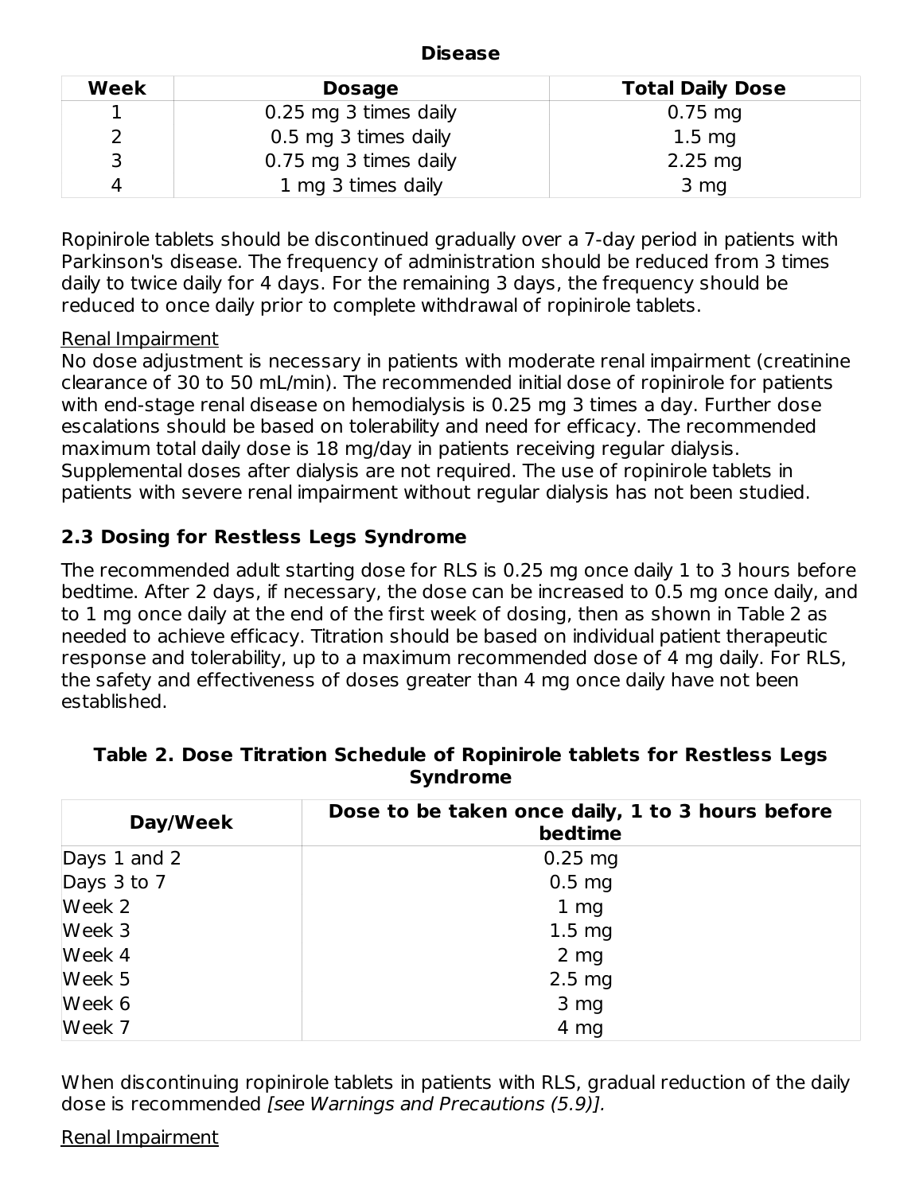**Disease**

| Week | Dosage | Total Daily Dose |
|---|---|---|
| 1 | 0.25 mg 3 times daily | 0.75 mg |
| 2 | 0.5 mg 3 times daily | 1.5 mg |
| 3 | 0.75 mg 3 times daily | 2.25 mg |
| 4 | 1 mg 3 times daily | 3 mg |

Ropinirole tablets should be discontinued gradually over a 7-day period in patients with Parkinson's disease. The frequency of administration should be reduced from 3 times daily to twice daily for 4 days. For the remaining 3 days, the frequency should be reduced to once daily prior to complete withdrawal of ropinirole tablets.

Renal Impairment

No dose adjustment is necessary in patients with moderate renal impairment (creatinine clearance of 30 to 50 mL/min). The recommended initial dose of ropinirole for patients with end-stage renal disease on hemodialysis is 0.25 mg 3 times a day. Further dose escalations should be based on tolerability and need for efficacy. The recommended maximum total daily dose is 18 mg/day in patients receiving regular dialysis. Supplemental doses after dialysis are not required. The use of ropinirole tablets in patients with severe renal impairment without regular dialysis has not been studied.

### 2.3 Dosing for Restless Legs Syndrome

The recommended adult starting dose for RLS is 0.25 mg once daily 1 to 3 hours before bedtime. After 2 days, if necessary, the dose can be increased to 0.5 mg once daily, and to 1 mg once daily at the end of the first week of dosing, then as shown in Table 2 as needed to achieve efficacy. Titration should be based on individual patient therapeutic response and tolerability, up to a maximum recommended dose of 4 mg daily. For RLS, the safety and effectiveness of doses greater than 4 mg once daily have not been established.

**Table 2. Dose Titration Schedule of Ropinirole tablets for Restless Legs Syndrome**

| Day/Week | Dose to be taken once daily, 1 to 3 hours before bedtime |
|---|---|
| Days 1 and 2 | 0.25 mg |
| Days 3 to 7 | 0.5 mg |
| Week 2 | 1 mg |
| Week 3 | 1.5 mg |
| Week 4 | 2 mg |
| Week 5 | 2.5 mg |
| Week 6 | 3 mg |
| Week 7 | 4 mg |

When discontinuing ropinirole tablets in patients with RLS, gradual reduction of the daily dose is recommended *[see Warnings and Precautions (5.9)].*

Renal Impairment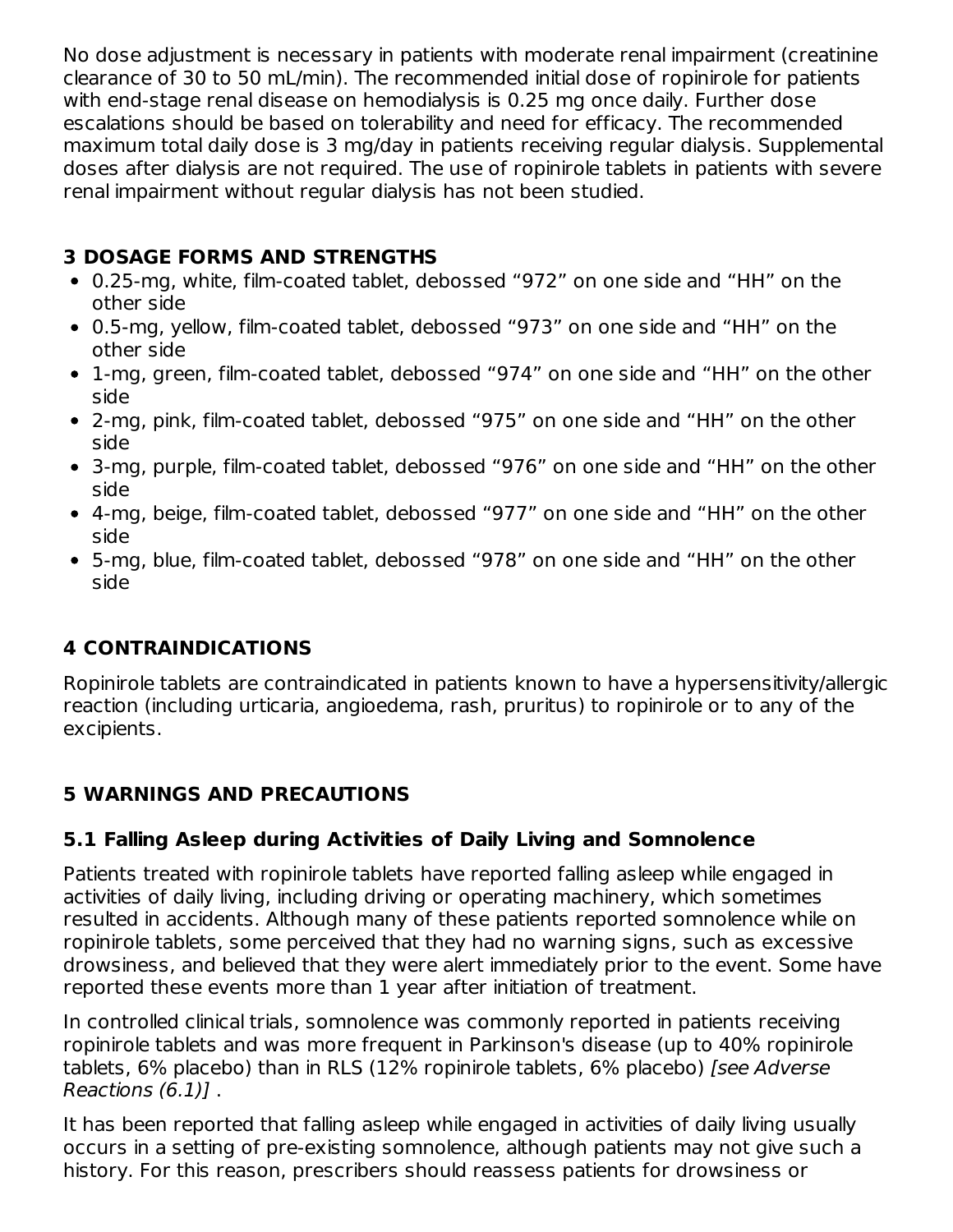No dose adjustment is necessary in patients with moderate renal impairment (creatinine clearance of 30 to 50 mL/min). The recommended initial dose of ropinirole for patients with end-stage renal disease on hemodialysis is 0.25 mg once daily. Further dose escalations should be based on tolerability and need for efficacy. The recommended maximum total daily dose is 3 mg/day in patients receiving regular dialysis. Supplemental doses after dialysis are not required. The use of ropinirole tablets in patients with severe renal impairment without regular dialysis has not been studied.

## 3 DOSAGE FORMS AND STRENGTHS

- 0.25-mg, white, film-coated tablet, debossed “972” on one side and “HH” on the other side
- 0.5-mg, yellow, film-coated tablet, debossed “973” on one side and “HH” on the other side
- 1-mg, green, film-coated tablet, debossed “974” on one side and “HH” on the other side
- 2-mg, pink, film-coated tablet, debossed “975” on one side and “HH” on the other side
- 3-mg, purple, film-coated tablet, debossed “976” on one side and “HH” on the other side
- 4-mg, beige, film-coated tablet, debossed “977” on one side and “HH” on the other side
- 5-mg, blue, film-coated tablet, debossed “978” on one side and “HH” on the other side

## 4 CONTRAINDICATIONS

Ropinirole tablets are contraindicated in patients known to have a hypersensitivity/allergic reaction (including urticaria, angioedema, rash, pruritus) to ropinirole or to any of the excipients.

## 5 WARNINGS AND PRECAUTIONS

### 5.1 Falling Asleep during Activities of Daily Living and Somnolence

Patients treated with ropinirole tablets have reported falling asleep while engaged in activities of daily living, including driving or operating machinery, which sometimes resulted in accidents. Although many of these patients reported somnolence while on ropinirole tablets, some perceived that they had no warning signs, such as excessive drowsiness, and believed that they were alert immediately prior to the event. Some have reported these events more than 1 year after initiation of treatment.

In controlled clinical trials, somnolence was commonly reported in patients receiving ropinirole tablets and was more frequent in Parkinson's disease (up to 40% ropinirole tablets, 6% placebo) than in RLS (12% ropinirole tablets, 6% placebo) *[see Adverse Reactions (6.1)]* .

It has been reported that falling asleep while engaged in activities of daily living usually occurs in a setting of pre-existing somnolence, although patients may not give such a history. For this reason, prescribers should reassess patients for drowsiness or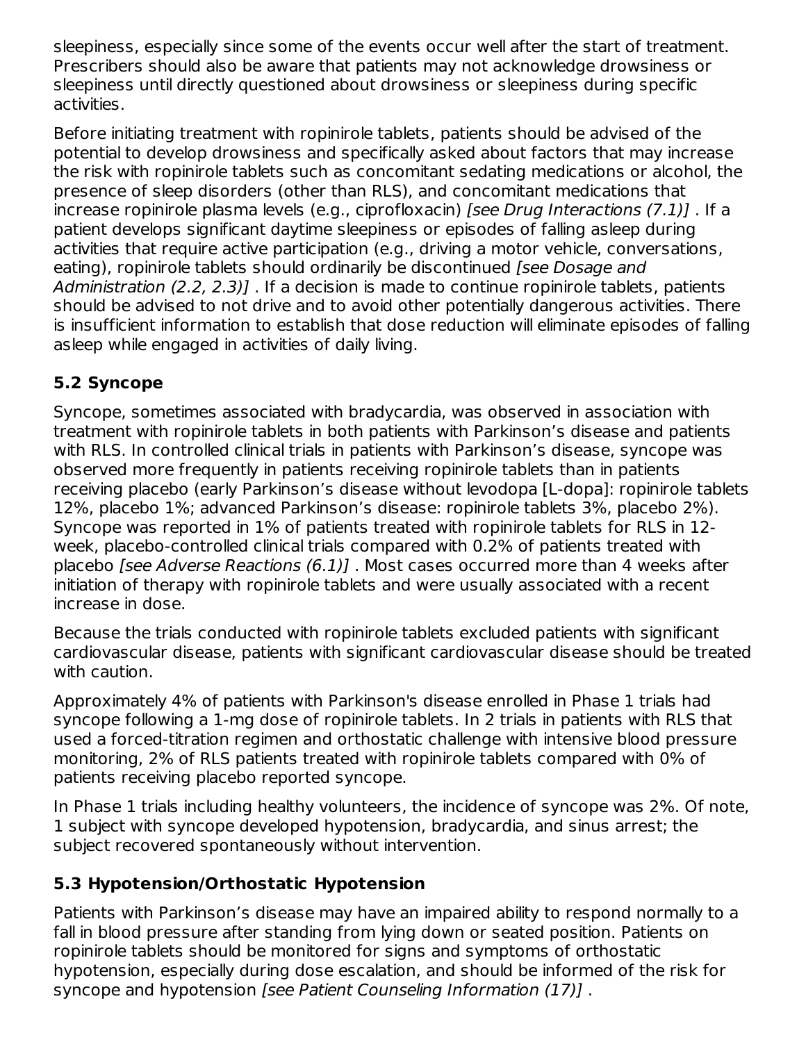sleepiness, especially since some of the events occur well after the start of treatment. Prescribers should also be aware that patients may not acknowledge drowsiness or sleepiness until directly questioned about drowsiness or sleepiness during specific activities.

Before initiating treatment with ropinirole tablets, patients should be advised of the potential to develop drowsiness and specifically asked about factors that may increase the risk with ropinirole tablets such as concomitant sedating medications or alcohol, the presence of sleep disorders (other than RLS), and concomitant medications that increase ropinirole plasma levels (e.g., ciprofloxacin) *[see Drug Interactions (7.1)]* . If a patient develops significant daytime sleepiness or episodes of falling asleep during activities that require active participation (e.g., driving a motor vehicle, conversations, eating), ropinirole tablets should ordinarily be discontinued *[see Dosage and Administration (2.2, 2.3)]* . If a decision is made to continue ropinirole tablets, patients should be advised to not drive and to avoid other potentially dangerous activities. There is insufficient information to establish that dose reduction will eliminate episodes of falling asleep while engaged in activities of daily living.

## 5.2 Syncope

Syncope, sometimes associated with bradycardia, was observed in association with treatment with ropinirole tablets in both patients with Parkinson's disease and patients with RLS. In controlled clinical trials in patients with Parkinson's disease, syncope was observed more frequently in patients receiving ropinirole tablets than in patients receiving placebo (early Parkinson's disease without levodopa [L-dopa]: ropinirole tablets 12%, placebo 1%; advanced Parkinson's disease: ropinirole tablets 3%, placebo 2%). Syncope was reported in 1% of patients treated with ropinirole tablets for RLS in 12-week, placebo-controlled clinical trials compared with 0.2% of patients treated with placebo *[see Adverse Reactions (6.1)]* . Most cases occurred more than 4 weeks after initiation of therapy with ropinirole tablets and were usually associated with a recent increase in dose.

Because the trials conducted with ropinirole tablets excluded patients with significant cardiovascular disease, patients with significant cardiovascular disease should be treated with caution.

Approximately 4% of patients with Parkinson's disease enrolled in Phase 1 trials had syncope following a 1-mg dose of ropinirole tablets. In 2 trials in patients with RLS that used a forced-titration regimen and orthostatic challenge with intensive blood pressure monitoring, 2% of RLS patients treated with ropinirole tablets compared with 0% of patients receiving placebo reported syncope.

In Phase 1 trials including healthy volunteers, the incidence of syncope was 2%. Of note, 1 subject with syncope developed hypotension, bradycardia, and sinus arrest; the subject recovered spontaneously without intervention.

## 5.3 Hypotension/Orthostatic Hypotension

Patients with Parkinson's disease may have an impaired ability to respond normally to a fall in blood pressure after standing from lying down or seated position. Patients on ropinirole tablets should be monitored for signs and symptoms of orthostatic hypotension, especially during dose escalation, and should be informed of the risk for syncope and hypotension *[see Patient Counseling Information (17)]* .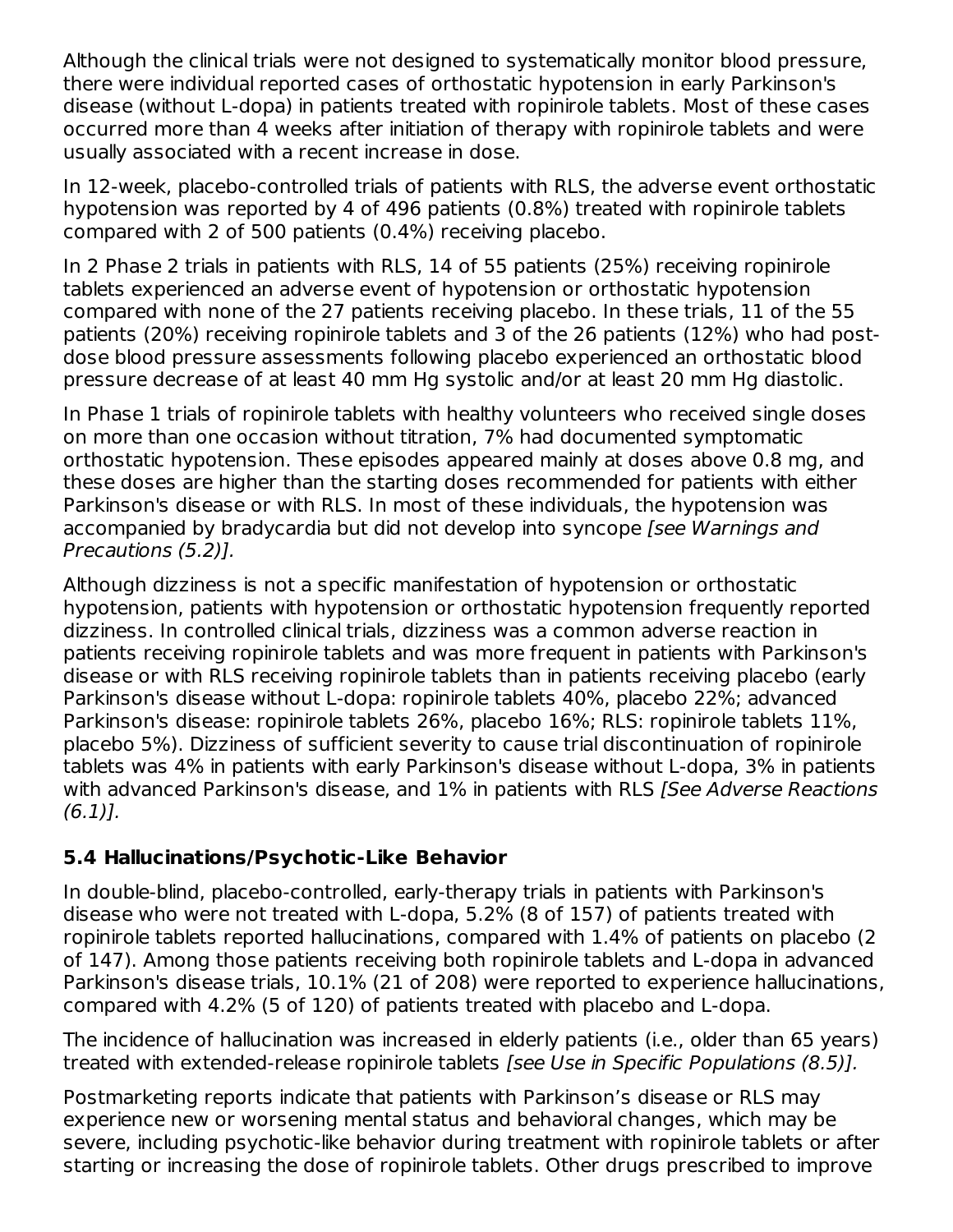Although the clinical trials were not designed to systematically monitor blood pressure, there were individual reported cases of orthostatic hypotension in early Parkinson's disease (without L-dopa) in patients treated with ropinirole tablets. Most of these cases occurred more than 4 weeks after initiation of therapy with ropinirole tablets and were usually associated with a recent increase in dose.

In 12-week, placebo-controlled trials of patients with RLS, the adverse event orthostatic hypotension was reported by 4 of 496 patients (0.8%) treated with ropinirole tablets compared with 2 of 500 patients (0.4%) receiving placebo.

In 2 Phase 2 trials in patients with RLS, 14 of 55 patients (25%) receiving ropinirole tablets experienced an adverse event of hypotension or orthostatic hypotension compared with none of the 27 patients receiving placebo. In these trials, 11 of the 55 patients (20%) receiving ropinirole tablets and 3 of the 26 patients (12%) who had post-dose blood pressure assessments following placebo experienced an orthostatic blood pressure decrease of at least 40 mm Hg systolic and/or at least 20 mm Hg diastolic.

In Phase 1 trials of ropinirole tablets with healthy volunteers who received single doses on more than one occasion without titration, 7% had documented symptomatic orthostatic hypotension. These episodes appeared mainly at doses above 0.8 mg, and these doses are higher than the starting doses recommended for patients with either Parkinson's disease or with RLS. In most of these individuals, the hypotension was accompanied by bradycardia but did not develop into syncope *[see Warnings and Precautions (5.2)].*

Although dizziness is not a specific manifestation of hypotension or orthostatic hypotension, patients with hypotension or orthostatic hypotension frequently reported dizziness. In controlled clinical trials, dizziness was a common adverse reaction in patients receiving ropinirole tablets and was more frequent in patients with Parkinson's disease or with RLS receiving ropinirole tablets than in patients receiving placebo (early Parkinson's disease without L-dopa: ropinirole tablets 40%, placebo 22%; advanced Parkinson's disease: ropinirole tablets 26%, placebo 16%; RLS: ropinirole tablets 11%, placebo 5%). Dizziness of sufficient severity to cause trial discontinuation of ropinirole tablets was 4% in patients with early Parkinson's disease without L-dopa, 3% in patients with advanced Parkinson's disease, and 1% in patients with RLS *[See Adverse Reactions (6.1)].*

### 5.4 Hallucinations/Psychotic-Like Behavior

In double-blind, placebo-controlled, early-therapy trials in patients with Parkinson's disease who were not treated with L-dopa, 5.2% (8 of 157) of patients treated with ropinirole tablets reported hallucinations, compared with 1.4% of patients on placebo (2 of 147). Among those patients receiving both ropinirole tablets and L-dopa in advanced Parkinson's disease trials, 10.1% (21 of 208) were reported to experience hallucinations, compared with 4.2% (5 of 120) of patients treated with placebo and L-dopa.

The incidence of hallucination was increased in elderly patients (i.e., older than 65 years) treated with extended-release ropinirole tablets *[see Use in Specific Populations (8.5)].*

Postmarketing reports indicate that patients with Parkinson’s disease or RLS may experience new or worsening mental status and behavioral changes, which may be severe, including psychotic-like behavior during treatment with ropinirole tablets or after starting or increasing the dose of ropinirole tablets. Other drugs prescribed to improve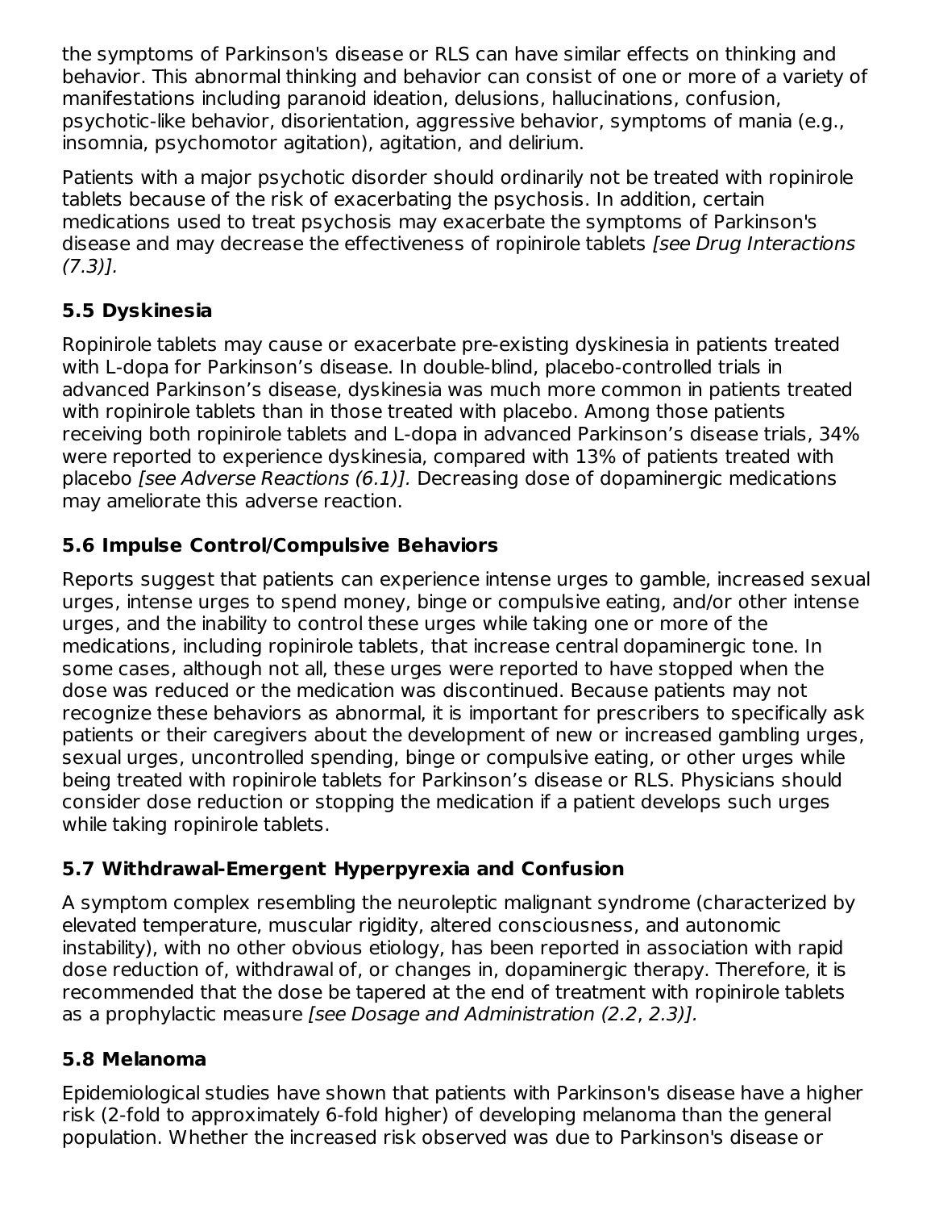the symptoms of Parkinson's disease or RLS can have similar effects on thinking and behavior. This abnormal thinking and behavior can consist of one or more of a variety of manifestations including paranoid ideation, delusions, hallucinations, confusion, psychotic-like behavior, disorientation, aggressive behavior, symptoms of mania (e.g., insomnia, psychomotor agitation), agitation, and delirium.

Patients with a major psychotic disorder should ordinarily not be treated with ropinirole tablets because of the risk of exacerbating the psychosis. In addition, certain medications used to treat psychosis may exacerbate the symptoms of Parkinson's disease and may decrease the effectiveness of ropinirole tablets *[see Drug Interactions (7.3)].*

### 5.5 Dyskinesia

Ropinirole tablets may cause or exacerbate pre-existing dyskinesia in patients treated with L-dopa for Parkinson's disease. In double-blind, placebo-controlled trials in advanced Parkinson's disease, dyskinesia was much more common in patients treated with ropinirole tablets than in those treated with placebo. Among those patients receiving both ropinirole tablets and L-dopa in advanced Parkinson's disease trials, 34% were reported to experience dyskinesia, compared with 13% of patients treated with placebo *[see Adverse Reactions (6.1)].* Decreasing dose of dopaminergic medications may ameliorate this adverse reaction.

### 5.6 Impulse Control/Compulsive Behaviors

Reports suggest that patients can experience intense urges to gamble, increased sexual urges, intense urges to spend money, binge or compulsive eating, and/or other intense urges, and the inability to control these urges while taking one or more of the medications, including ropinirole tablets, that increase central dopaminergic tone. In some cases, although not all, these urges were reported to have stopped when the dose was reduced or the medication was discontinued. Because patients may not recognize these behaviors as abnormal, it is important for prescribers to specifically ask patients or their caregivers about the development of new or increased gambling urges, sexual urges, uncontrolled spending, binge or compulsive eating, or other urges while being treated with ropinirole tablets for Parkinson's disease or RLS. Physicians should consider dose reduction or stopping the medication if a patient develops such urges while taking ropinirole tablets.

### 5.7 Withdrawal-Emergent Hyperpyrexia and Confusion

A symptom complex resembling the neuroleptic malignant syndrome (characterized by elevated temperature, muscular rigidity, altered consciousness, and autonomic instability), with no other obvious etiology, has been reported in association with rapid dose reduction of, withdrawal of, or changes in, dopaminergic therapy. Therefore, it is recommended that the dose be tapered at the end of treatment with ropinirole tablets as a prophylactic measure *[see Dosage and Administration (2.2, 2.3)].*

### 5.8 Melanoma

Epidemiological studies have shown that patients with Parkinson's disease have a higher risk (2-fold to approximately 6-fold higher) of developing melanoma than the general population. Whether the increased risk observed was due to Parkinson's disease or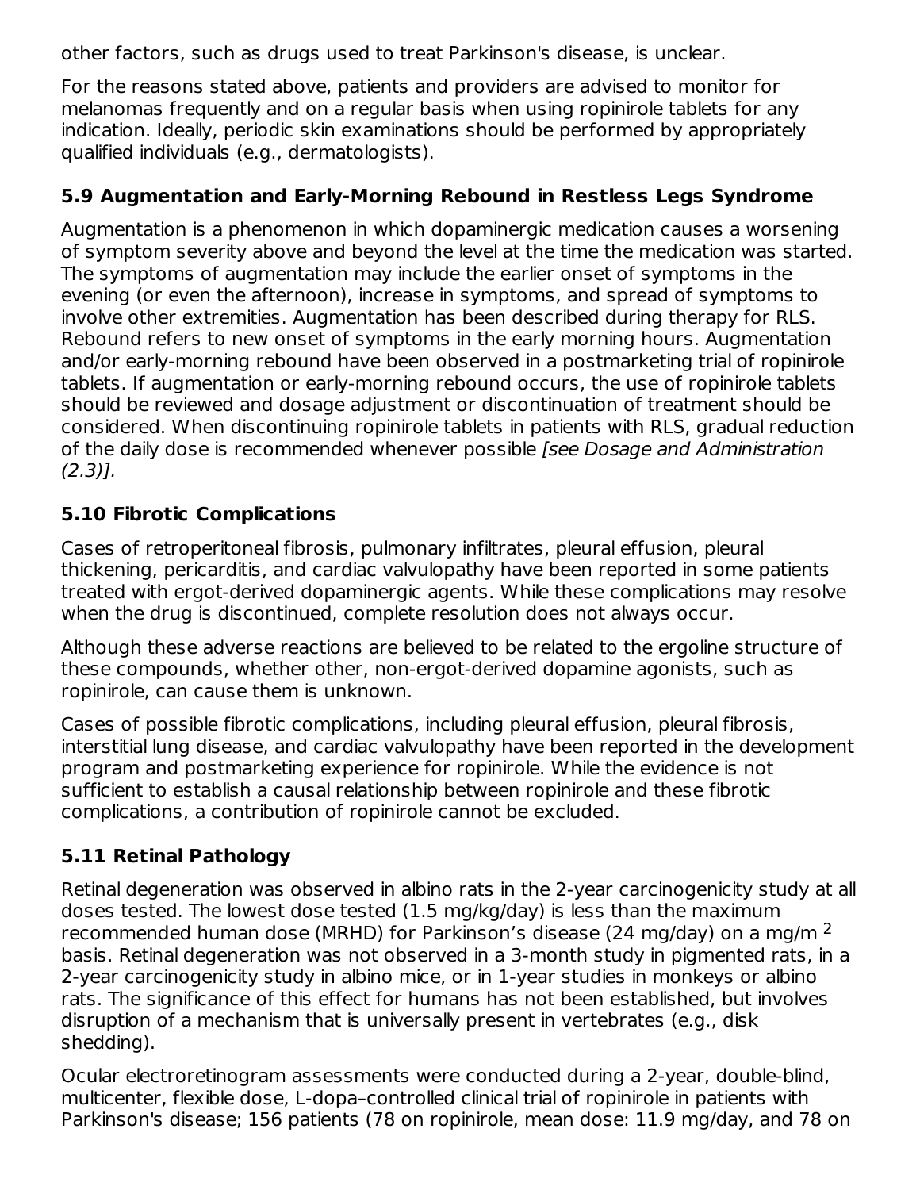other factors, such as drugs used to treat Parkinson's disease, is unclear.

For the reasons stated above, patients and providers are advised to monitor for melanomas frequently and on a regular basis when using ropinirole tablets for any indication. Ideally, periodic skin examinations should be performed by appropriately qualified individuals (e.g., dermatologists).

### 5.9 Augmentation and Early-Morning Rebound in Restless Legs Syndrome

Augmentation is a phenomenon in which dopaminergic medication causes a worsening of symptom severity above and beyond the level at the time the medication was started. The symptoms of augmentation may include the earlier onset of symptoms in the evening (or even the afternoon), increase in symptoms, and spread of symptoms to involve other extremities. Augmentation has been described during therapy for RLS. Rebound refers to new onset of symptoms in the early morning hours. Augmentation and/or early-morning rebound have been observed in a postmarketing trial of ropinirole tablets. If augmentation or early-morning rebound occurs, the use of ropinirole tablets should be reviewed and dosage adjustment or discontinuation of treatment should be considered. When discontinuing ropinirole tablets in patients with RLS, gradual reduction of the daily dose is recommended whenever possible *[see Dosage and Administration (2.3)].*

### 5.10 Fibrotic Complications

Cases of retroperitoneal fibrosis, pulmonary infiltrates, pleural effusion, pleural thickening, pericarditis, and cardiac valvulopathy have been reported in some patients treated with ergot-derived dopaminergic agents. While these complications may resolve when the drug is discontinued, complete resolution does not always occur.

Although these adverse reactions are believed to be related to the ergoline structure of these compounds, whether other, non-ergot-derived dopamine agonists, such as ropinirole, can cause them is unknown.

Cases of possible fibrotic complications, including pleural effusion, pleural fibrosis, interstitial lung disease, and cardiac valvulopathy have been reported in the development program and postmarketing experience for ropinirole. While the evidence is not sufficient to establish a causal relationship between ropinirole and these fibrotic complications, a contribution of ropinirole cannot be excluded.

### 5.11 Retinal Pathology

Retinal degeneration was observed in albino rats in the 2-year carcinogenicity study at all doses tested. The lowest dose tested (1.5 mg/kg/day) is less than the maximum recommended human dose (MRHD) for Parkinson’s disease (24 mg/day) on a $mg/m^2$ basis. Retinal degeneration was not observed in a 3-month study in pigmented rats, in a 2-year carcinogenicity study in albino mice, or in 1-year studies in monkeys or albino rats. The significance of this effect for humans has not been established, but involves disruption of a mechanism that is universally present in vertebrates (e.g., disk shedding).

Ocular electroretinogram assessments were conducted during a 2-year, double-blind, multicenter, flexible dose, L-dopa–controlled clinical trial of ropinirole in patients with Parkinson's disease; 156 patients (78 on ropinirole, mean dose: 11.9 mg/day, and 78 on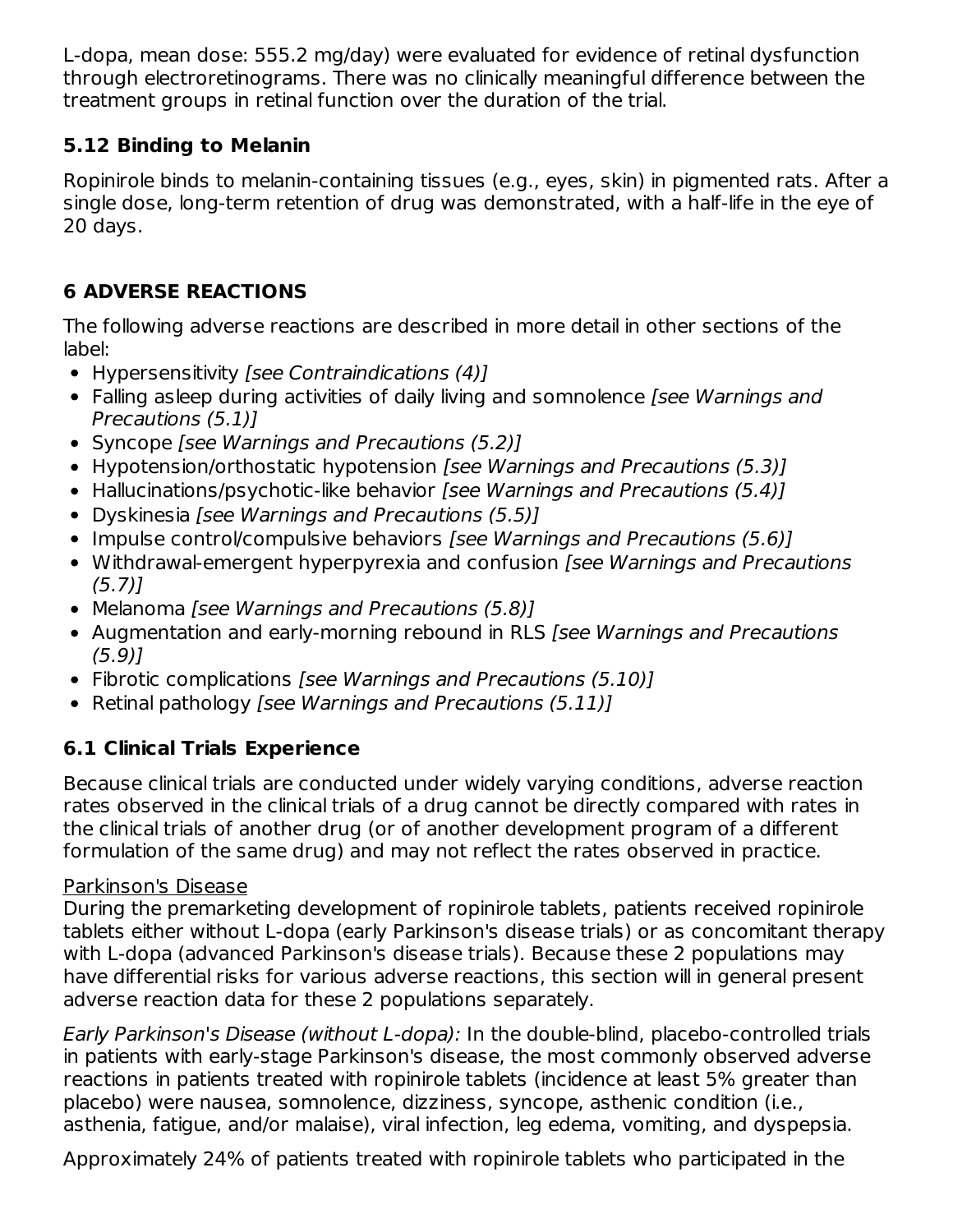L-dopa, mean dose: 555.2 mg/day) were evaluated for evidence of retinal dysfunction through electroretinograms. There was no clinically meaningful difference between the treatment groups in retinal function over the duration of the trial.

### 5.12 Binding to Melanin

Ropinirole binds to melanin-containing tissues (e.g., eyes, skin) in pigmented rats. After a single dose, long-term retention of drug was demonstrated, with a half-life in the eye of 20 days.

## 6 ADVERSE REACTIONS

The following adverse reactions are described in more detail in other sections of the label:

- Hypersensitivity *[see Contraindications (4)]*
- Falling asleep during activities of daily living and somnolence *[see Warnings and Precautions (5.1)]*
- Syncope *[see Warnings and Precautions (5.2)]*
- Hypotension/orthostatic hypotension *[see Warnings and Precautions (5.3)]*
- Hallucinations/psychotic-like behavior *[see Warnings and Precautions (5.4)]*
- Dyskinesia *[see Warnings and Precautions (5.5)]*
- Impulse control/compulsive behaviors *[see Warnings and Precautions (5.6)]*
- Withdrawal-emergent hyperpyrexia and confusion *[see Warnings and Precautions (5.7)]*
- Melanoma *[see Warnings and Precautions (5.8)]*
- Augmentation and early-morning rebound in RLS *[see Warnings and Precautions (5.9)]*
- Fibrotic complications *[see Warnings and Precautions (5.10)]*
- Retinal pathology *[see Warnings and Precautions (5.11)]*

### 6.1 Clinical Trials Experience

Because clinical trials are conducted under widely varying conditions, adverse reaction rates observed in the clinical trials of a drug cannot be directly compared with rates in the clinical trials of another drug (or of another development program of a different formulation of the same drug) and may not reflect the rates observed in practice.

<u>Parkinson's Disease</u>
During the premarketing development of ropinirole tablets, patients received ropinirole tablets either without L-dopa (early Parkinson's disease trials) or as concomitant therapy with L-dopa (advanced Parkinson's disease trials). Because these 2 populations may have differential risks for various adverse reactions, this section will in general present adverse reaction data for these 2 populations separately.

*Early Parkinson's Disease (without L-dopa):* In the double-blind, placebo-controlled trials in patients with early-stage Parkinson's disease, the most commonly observed adverse reactions in patients treated with ropinirole tablets (incidence at least 5% greater than placebo) were nausea, somnolence, dizziness, syncope, asthenic condition (i.e., asthenia, fatigue, and/or malaise), viral infection, leg edema, vomiting, and dyspepsia.

Approximately 24% of patients treated with ropinirole tablets who participated in the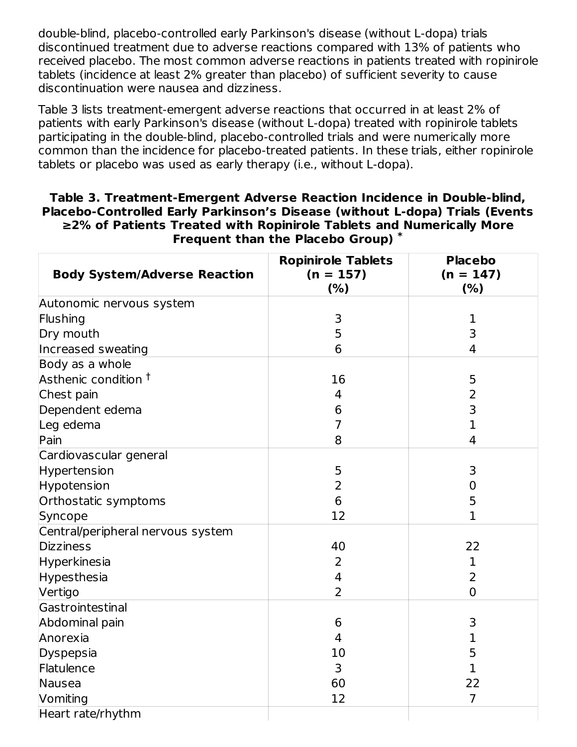double-blind, placebo-controlled early Parkinson's disease (without L-dopa) trials discontinued treatment due to adverse reactions compared with 13% of patients who received placebo. The most common adverse reactions in patients treated with ropinirole tablets (incidence at least 2% greater than placebo) of sufficient severity to cause discontinuation were nausea and dizziness.

Table 3 lists treatment-emergent adverse reactions that occurred in at least 2% of patients with early Parkinson's disease (without L-dopa) treated with ropinirole tablets participating in the double-blind, placebo-controlled trials and were numerically more common than the incidence for placebo-treated patients. In these trials, either ropinirole tablets or placebo was used as early therapy (i.e., without L-dopa).

**Table 3. Treatment-Emergent Adverse Reaction Incidence in Double-blind, Placebo-Controlled Early Parkinson's Disease (without L-dopa) Trials (Events ≥2% of Patients Treated with Ropinirole Tablets and Numerically More Frequent than the Placebo Group) ***

| Body System/Adverse Reaction | Ropinirole Tablets (n = 157) (%) | Placebo (n = 147) (%) |
|---|---|---|
| Autonomic nervous system | | |
| Flushing | 3 | 1 |
| Dry mouth | 5 | 3 |
| Increased sweating | 6 | 4 |
| Body as a whole | | |
| Asthenic condition † | 16 | 5 |
| Chest pain | 4 | 2 |
| Dependent edema | 6 | 3 |
| Leg edema | 7 | 1 |
| Pain | 8 | 4 |
| Cardiovascular general | | |
| Hypertension | 5 | 3 |
| Hypotension | 2 | 0 |
| Orthostatic symptoms | 6 | 5 |
| Syncope | 12 | 1 |
| Central/peripheral nervous system | | |
| Dizziness | 40 | 22 |
| Hyperkinesia | 2 | 1 |
| Hypesthesia | 4 | 2 |
| Vertigo | 2 | 0 |
| Gastrointestinal | | |
| Abdominal pain | 6 | 3 |
| Anorexia | 4 | 1 |
| Dyspepsia | 10 | 5 |
| Flatulence | 3 | 1 |
| Nausea | 60 | 22 |
| Vomiting | 12 | 7 |
| Heart rate/rhythm | | |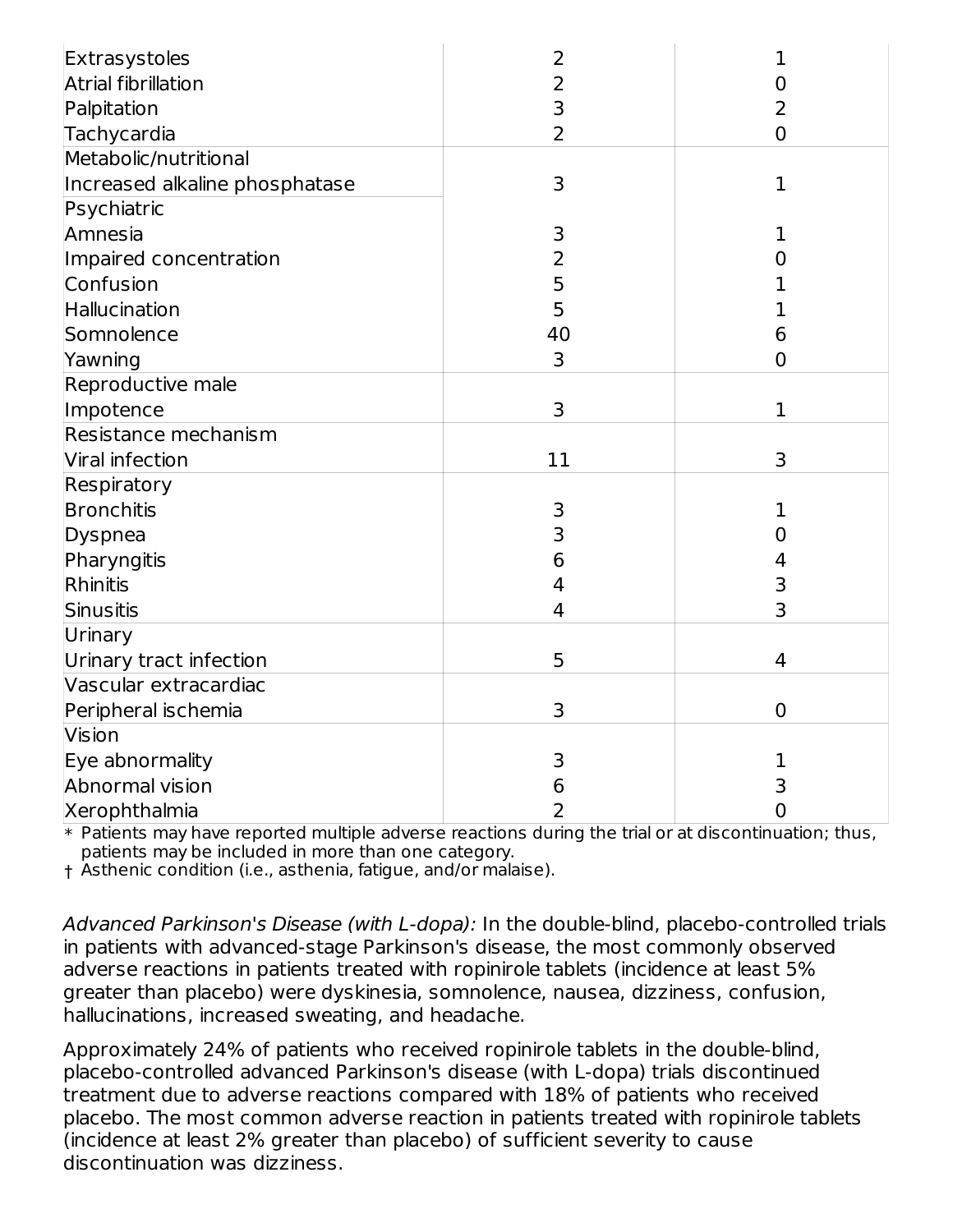| | | |
|---|---|---|
| Extrasystoles | 2 | 1 |
| Atrial fibrillation | 2 | 0 |
| Palpitation | 3 | 2 |
| Tachycardia | 2 | 0 |
| Metabolic/nutritional | | |
| Increased alkaline phosphatase | 3 | 1 |
| Psychiatric | | |
| Amnesia | 3 | 1 |
| Impaired concentration | 2 | 0 |
| Confusion | 5 | 1 |
| Hallucination | 5 | 1 |
| Somnolence | 40 | 6 |
| Yawning | 3 | 0 |
| Reproductive male | | |
| Impotence | 3 | 1 |
| Resistance mechanism | | |
| Viral infection | 11 | 3 |
| Respiratory | | |
| Bronchitis | 3 | 1 |
| Dyspnea | 3 | 0 |
| Pharyngitis | 6 | 4 |
| Rhinitis | 4 | 3 |
| Sinusitis | 4 | 3 |
| Urinary | | |
| Urinary tract infection | 5 | 4 |
| Vascular extracardiac | | |
| Peripheral ischemia | 3 | 0 |
| Vision | | |
| Eye abnormality | 3 | 1 |
| Abnormal vision | 6 | 3 |
| Xerophthalmia | 2 | 0 |

* Patients may have reported multiple adverse reactions during the trial or at discontinuation; thus, patients may be included in more than one category.
† Asthenic condition (i.e., asthenia, fatigue, and/or malaise).

*Advanced Parkinson's Disease (with L-dopa):* In the double-blind, placebo-controlled trials in patients with advanced-stage Parkinson's disease, the most commonly observed adverse reactions in patients treated with ropinirole tablets (incidence at least 5% greater than placebo) were dyskinesia, somnolence, nausea, dizziness, confusion, hallucinations, increased sweating, and headache.

Approximately 24% of patients who received ropinirole tablets in the double-blind, placebo-controlled advanced Parkinson's disease (with L-dopa) trials discontinued treatment due to adverse reactions compared with 18% of patients who received placebo. The most common adverse reaction in patients treated with ropinirole tablets (incidence at least 2% greater than placebo) of sufficient severity to cause discontinuation was dizziness.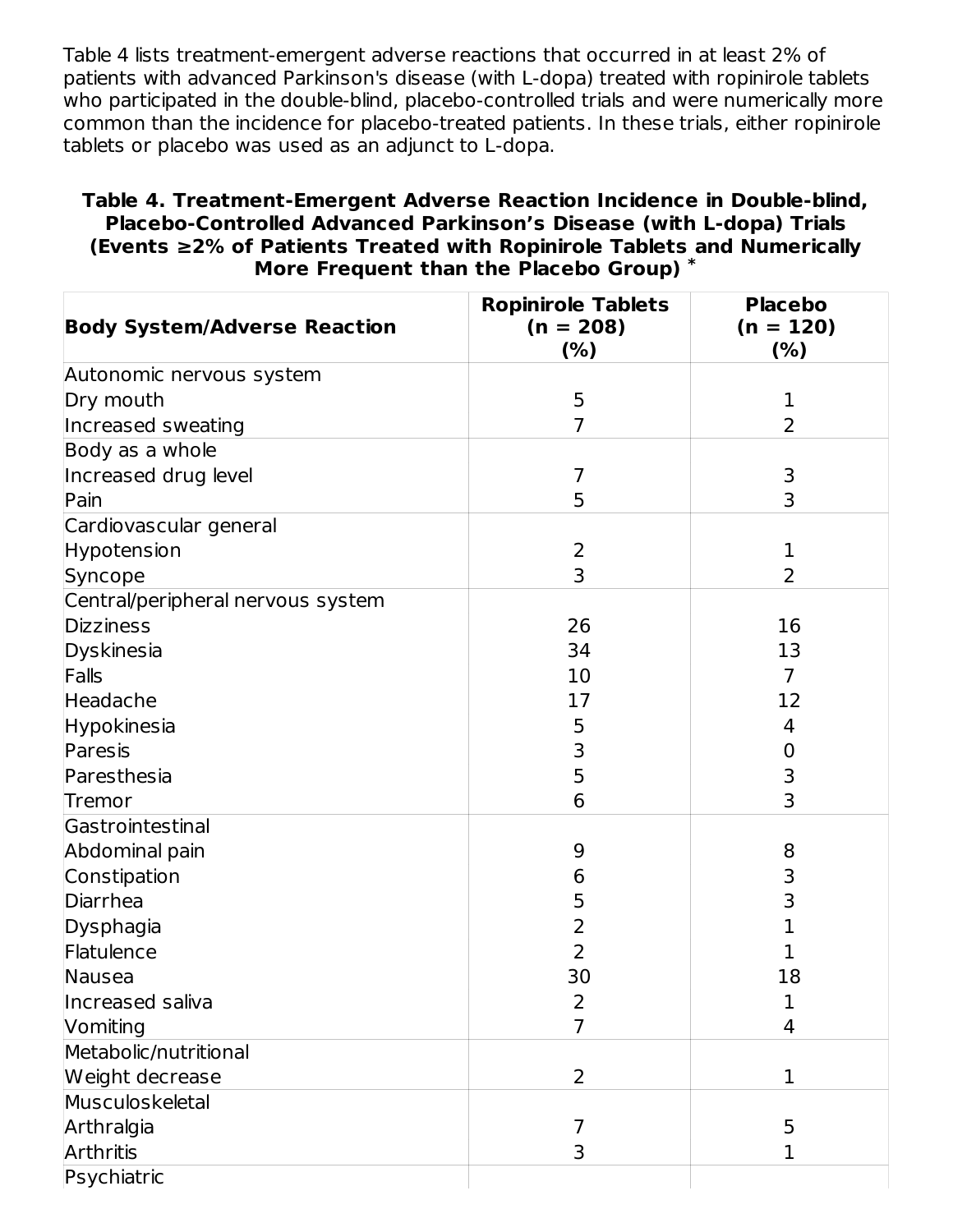Table 4 lists treatment-emergent adverse reactions that occurred in at least 2% of patients with advanced Parkinson's disease (with L-dopa) treated with ropinirole tablets who participated in the double-blind, placebo-controlled trials and were numerically more common than the incidence for placebo-treated patients. In these trials, either ropinirole tablets or placebo was used as an adjunct to L-dopa.

**Table 4. Treatment-Emergent Adverse Reaction Incidence in Double-blind, Placebo-Controlled Advanced Parkinson's Disease (with L-dopa) Trials (Events ≥2% of Patients Treated with Ropinirole Tablets and Numerically More Frequent than the Placebo Group) ***

| Body System/Adverse Reaction | Ropinirole Tablets (n = 208) (%) | Placebo (n = 120) (%) |
|---|---|---|
| Autonomic nervous system | | |
| Dry mouth | 5 | 1 |
| Increased sweating | 7 | 2 |
| Body as a whole | | |
| Increased drug level | 7 | 3 |
| Pain | 5 | 3 |
| Cardiovascular general | | |
| Hypotension | 2 | 1 |
| Syncope | 3 | 2 |
| Central/peripheral nervous system | | |
| Dizziness | 26 | 16 |
| Dyskinesia | 34 | 13 |
| Falls | 10 | 7 |
| Headache | 17 | 12 |
| Hypokinesia | 5 | 4 |
| Paresis | 3 | 0 |
| Paresthesia | 5 | 3 |
| Tremor | 6 | 3 |
| Gastrointestinal | | |
| Abdominal pain | 9 | 8 |
| Constipation | 6 | 3 |
| Diarrhea | 5 | 3 |
| Dysphagia | 2 | 1 |
| Flatulence | 2 | 1 |
| Nausea | 30 | 18 |
| Increased saliva | 2 | 1 |
| Vomiting | 7 | 4 |
| Metabolic/nutritional | | |
| Weight decrease | 2 | 1 |
| Musculoskeletal | | |
| Arthralgia | 7 | 5 |
| Arthritis | 3 | 1 |
| Psychiatric | | |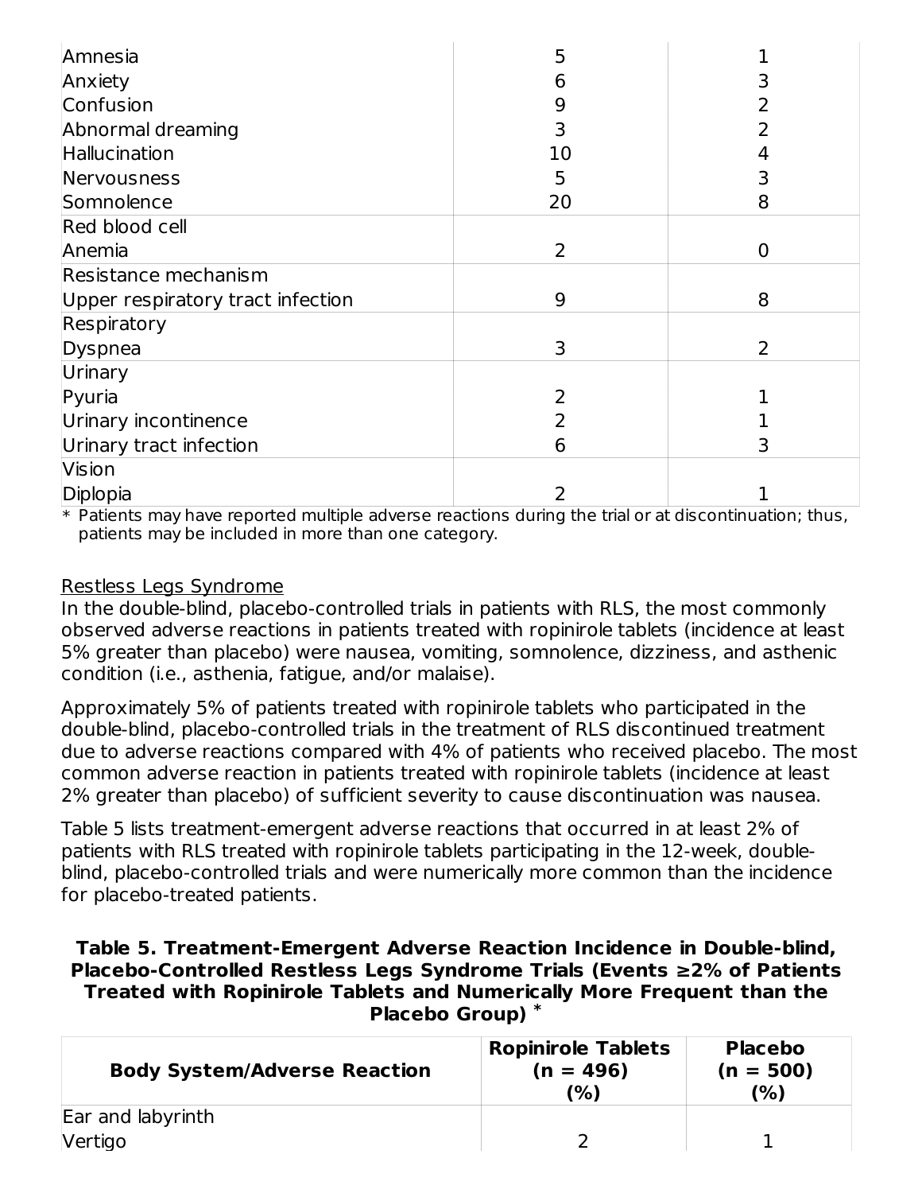| | | |
|---|---|---|
| Amnesia | 5 | 1 |
| Anxiety | 6 | 3 |
| Confusion | 9 | 2 |
| Abnormal dreaming | 3 | 2 |
| Hallucination | 10 | 4 |
| Nervousness | 5 | 3 |
| Somnolence | 20 | 8 |
| Red blood cell | | |
| Anemia | 2 | 0 |
| Resistance mechanism | | |
| Upper respiratory tract infection | 9 | 8 |
| Respiratory | | |
| Dyspnea | 3 | 2 |
| Urinary | | |
| Pyuria | 2 | 1 |
| Urinary incontinence | 2 | 1 |
| Urinary tract infection | 6 | 3 |
| Vision | | |
| Diplopia | 2 | 1 |

\* Patients may have reported multiple adverse reactions during the trial or at discontinuation; thus, patients may be included in more than one category.

Restless Legs Syndrome

In the double-blind, placebo-controlled trials in patients with RLS, the most commonly observed adverse reactions in patients treated with ropinirole tablets (incidence at least 5% greater than placebo) were nausea, vomiting, somnolence, dizziness, and asthenic condition (i.e., asthenia, fatigue, and/or malaise).

Approximately 5% of patients treated with ropinirole tablets who participated in the double-blind, placebo-controlled trials in the treatment of RLS discontinued treatment due to adverse reactions compared with 4% of patients who received placebo. The most common adverse reaction in patients treated with ropinirole tablets (incidence at least 2% greater than placebo) of sufficient severity to cause discontinuation was nausea.

Table 5 lists treatment-emergent adverse reactions that occurred in at least 2% of patients with RLS treated with ropinirole tablets participating in the 12-week, double-blind, placebo-controlled trials and were numerically more common than the incidence for placebo-treated patients.

**Table 5. Treatment-Emergent Adverse Reaction Incidence in Double-blind, Placebo-Controlled Restless Legs Syndrome Trials (Events ≥2% of Patients Treated with Ropinirole Tablets and Numerically More Frequent than the Placebo Group) \***

| Body System/Adverse Reaction | Ropinirole Tablets (n = 496) (%) | Placebo (n = 500) (%) |
|---|---|---|
| Ear and labyrinth | | |
| Vertigo | 2 | 1 |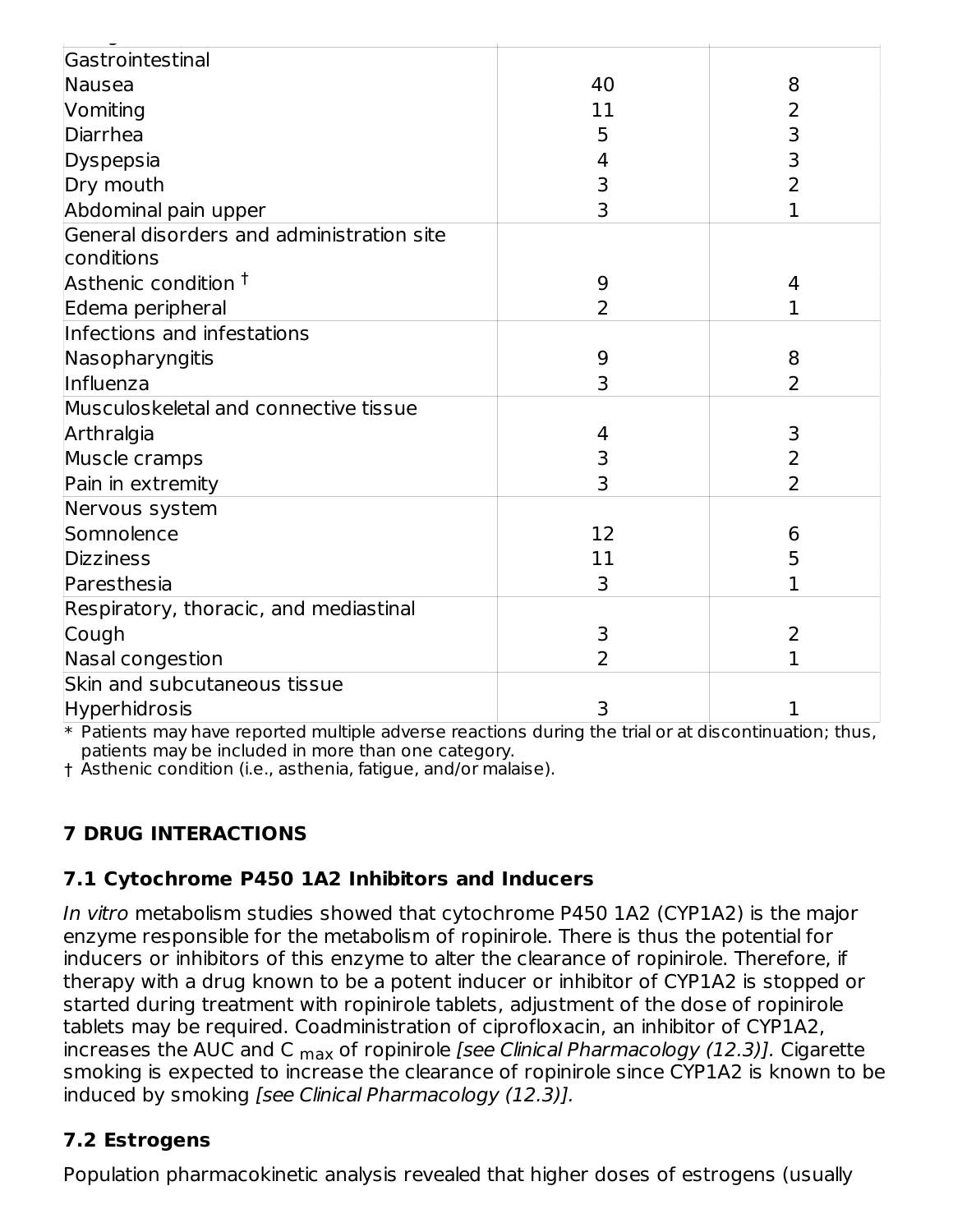| | | |
|---|---|---|
| Gastrointestinal | | |
| Nausea | 40 | 8 |
| Vomiting | 11 | 2 |
| Diarrhea | 5 | 3 |
| Dyspepsia | 4 | 3 |
| Dry mouth | 3 | 2 |
| Abdominal pain upper | 3 | 1 |
| General disorders and administration site conditions | | |
| Asthenic condition † | 9 | 4 |
| Edema peripheral | 2 | 1 |
| Infections and infestations | | |
| Nasopharyngitis | 9 | 8 |
| Influenza | 3 | 2 |
| Musculoskeletal and connective tissue | | |
| Arthralgia | 4 | 3 |
| Muscle cramps | 3 | 2 |
| Pain in extremity | 3 | 2 |
| Nervous system | | |
| Somnolence | 12 | 6 |
| Dizziness | 11 | 5 |
| Paresthesia | 3 | 1 |
| Respiratory, thoracic, and mediastinal | | |
| Cough | 3 | 2 |
| Nasal congestion | 2 | 1 |
| Skin and subcutaneous tissue | | |
| Hyperhidrosis | 3 | 1 |

* Patients may have reported multiple adverse reactions during the trial or at discontinuation; thus, patients may be included in more than one category.

† Asthenic condition (i.e., asthenia, fatigue, and/or malaise).

## 7 DRUG INTERACTIONS

### 7.1 Cytochrome P450 1A2 Inhibitors and Inducers

*In vitro* metabolism studies showed that cytochrome P450 1A2 (CYP1A2) is the major enzyme responsible for the metabolism of ropinirole. There is thus the potential for inducers or inhibitors of this enzyme to alter the clearance of ropinirole. Therefore, if therapy with a drug known to be a potent inducer or inhibitor of CYP1A2 is stopped or started during treatment with ropinirole tablets, adjustment of the dose of ropinirole tablets may be required. Coadministration of ciprofloxacin, an inhibitor of CYP1A2, increases the AUC and $C_{max}$ of ropinirole *[see Clinical Pharmacology (12.3)].* Cigarette smoking is expected to increase the clearance of ropinirole since CYP1A2 is known to be induced by smoking *[see Clinical Pharmacology (12.3)].*

### 7.2 Estrogens

Population pharmacokinetic analysis revealed that higher doses of estrogens (usually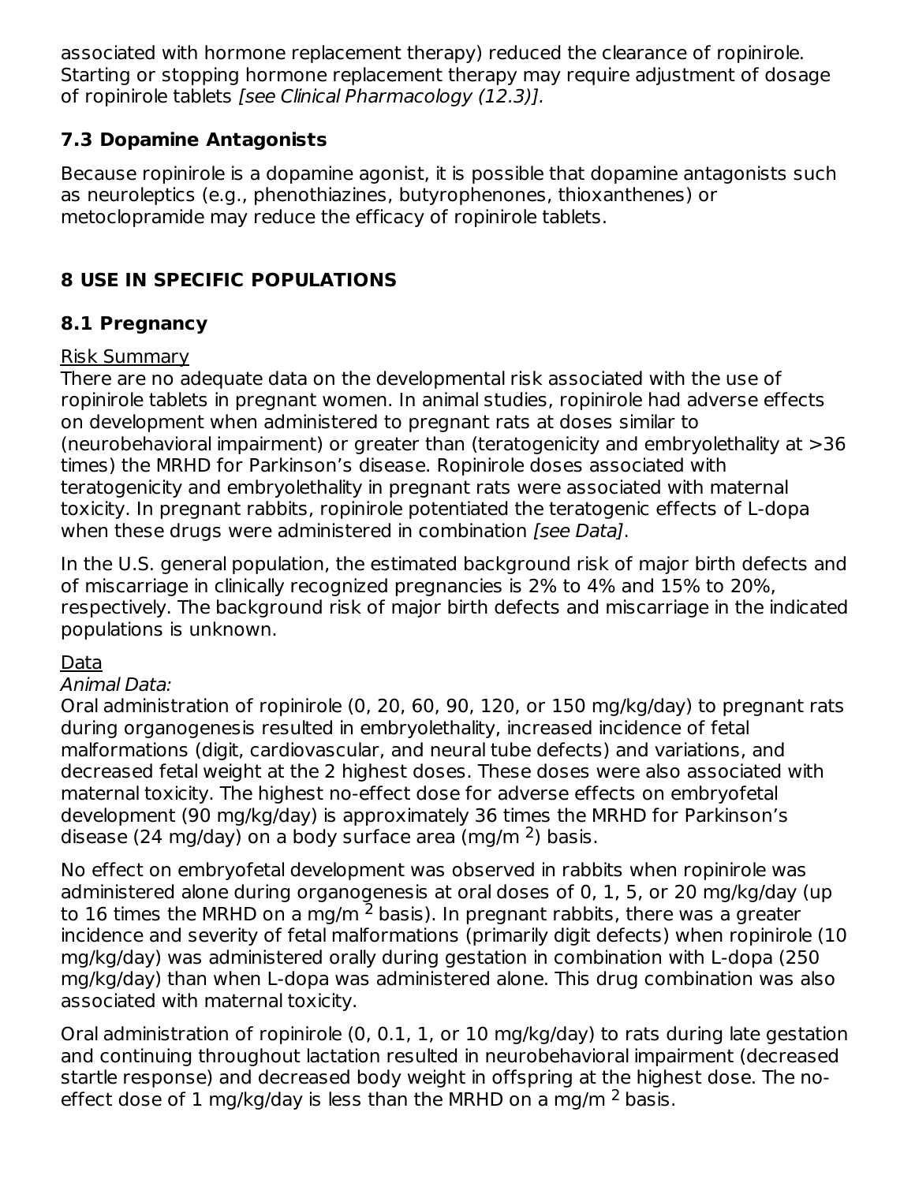associated with hormone replacement therapy) reduced the clearance of ropinirole. Starting or stopping hormone replacement therapy may require adjustment of dosage of ropinirole tablets *[see Clinical Pharmacology (12.3)].*

### 7.3 Dopamine Antagonists

Because ropinirole is a dopamine agonist, it is possible that dopamine antagonists such as neuroleptics (e.g., phenothiazines, butyrophenones, thioxanthenes) or metoclopramide may reduce the efficacy of ropinirole tablets.

## 8 USE IN SPECIFIC POPULATIONS

### 8.1 Pregnancy

Risk Summary

There are no adequate data on the developmental risk associated with the use of ropinirole tablets in pregnant women. In animal studies, ropinirole had adverse effects on development when administered to pregnant rats at doses similar to (neurobehavioral impairment) or greater than (teratogenicity and embryolethality at >36 times) the MRHD for Parkinson's disease. Ropinirole doses associated with teratogenicity and embryolethality in pregnant rats were associated with maternal toxicity. In pregnant rabbits, ropinirole potentiated the teratogenic effects of L-dopa when these drugs were administered in combination *[see Data]*.

In the U.S. general population, the estimated background risk of major birth defects and of miscarriage in clinically recognized pregnancies is 2% to 4% and 15% to 20%, respectively. The background risk of major birth defects and miscarriage in the indicated populations is unknown.

Data

*Animal Data:*

Oral administration of ropinirole (0, 20, 60, 90, 120, or 150 mg/kg/day) to pregnant rats during organogenesis resulted in embryolethality, increased incidence of fetal malformations (digit, cardiovascular, and neural tube defects) and variations, and decreased fetal weight at the 2 highest doses. These doses were also associated with maternal toxicity. The highest no-effect dose for adverse effects on embryofetal development (90 mg/kg/day) is approximately 36 times the MRHD for Parkinson's disease (24 mg/day) on a body surface area (mg/m $^2$) basis.

No effect on embryofetal development was observed in rabbits when ropinirole was administered alone during organogenesis at oral doses of 0, 1, 5, or 20 mg/kg/day (up to 16 times the MRHD on a mg/m $^2$ basis). In pregnant rabbits, there was a greater incidence and severity of fetal malformations (primarily digit defects) when ropinirole (10 mg/kg/day) was administered orally during gestation in combination with L-dopa (250 mg/kg/day) than when L-dopa was administered alone. This drug combination was also associated with maternal toxicity.

Oral administration of ropinirole (0, 0.1, 1, or 10 mg/kg/day) to rats during late gestation and continuing throughout lactation resulted in neurobehavioral impairment (decreased startle response) and decreased body weight in offspring at the highest dose. The no-effect dose of 1 mg/kg/day is less than the MRHD on a mg/m $^2$ basis.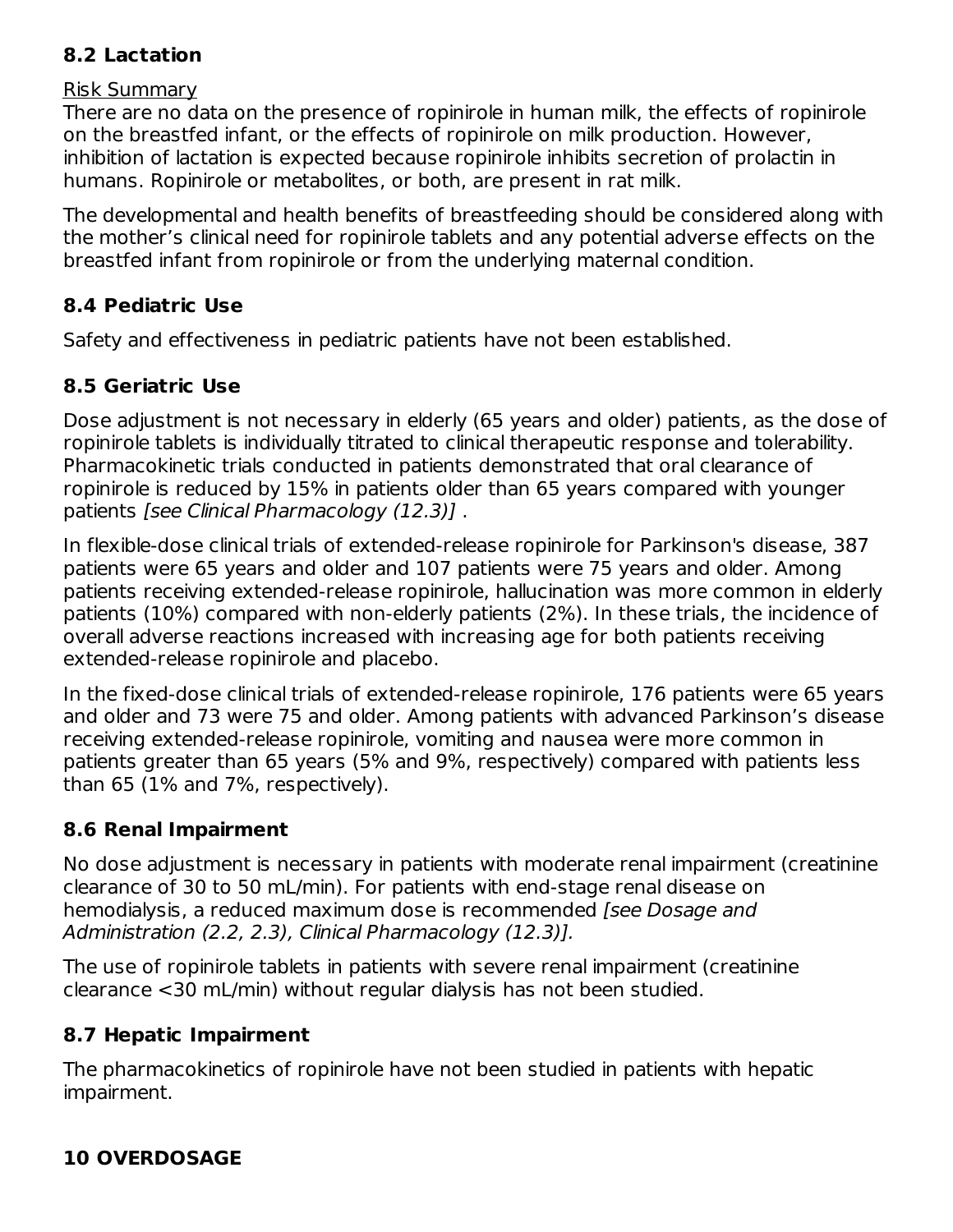### 8.2 Lactation

Risk Summary

There are no data on the presence of ropinirole in human milk, the effects of ropinirole on the breastfed infant, or the effects of ropinirole on milk production. However, inhibition of lactation is expected because ropinirole inhibits secretion of prolactin in humans. Ropinirole or metabolites, or both, are present in rat milk.

The developmental and health benefits of breastfeeding should be considered along with the mother's clinical need for ropinirole tablets and any potential adverse effects on the breastfed infant from ropinirole or from the underlying maternal condition.

### 8.4 Pediatric Use

Safety and effectiveness in pediatric patients have not been established.

### 8.5 Geriatric Use

Dose adjustment is not necessary in elderly (65 years and older) patients, as the dose of ropinirole tablets is individually titrated to clinical therapeutic response and tolerability. Pharmacokinetic trials conducted in patients demonstrated that oral clearance of ropinirole is reduced by 15% in patients older than 65 years compared with younger patients *[see Clinical Pharmacology (12.3)]* .

In flexible-dose clinical trials of extended-release ropinirole for Parkinson's disease, 387 patients were 65 years and older and 107 patients were 75 years and older. Among patients receiving extended-release ropinirole, hallucination was more common in elderly patients (10%) compared with non-elderly patients (2%). In these trials, the incidence of overall adverse reactions increased with increasing age for both patients receiving extended-release ropinirole and placebo.

In the fixed-dose clinical trials of extended-release ropinirole, 176 patients were 65 years and older and 73 were 75 and older. Among patients with advanced Parkinson's disease receiving extended-release ropinirole, vomiting and nausea were more common in patients greater than 65 years (5% and 9%, respectively) compared with patients less than 65 (1% and 7%, respectively).

### 8.6 Renal Impairment

No dose adjustment is necessary in patients with moderate renal impairment (creatinine clearance of 30 to 50 mL/min). For patients with end-stage renal disease on hemodialysis, a reduced maximum dose is recommended *[see Dosage and Administration (2.2, 2.3), Clinical Pharmacology (12.3)].*

The use of ropinirole tablets in patients with severe renal impairment (creatinine clearance <30 mL/min) without regular dialysis has not been studied.

### 8.7 Hepatic Impairment

The pharmacokinetics of ropinirole have not been studied in patients with hepatic impairment.

## 10 OVERDOSAGE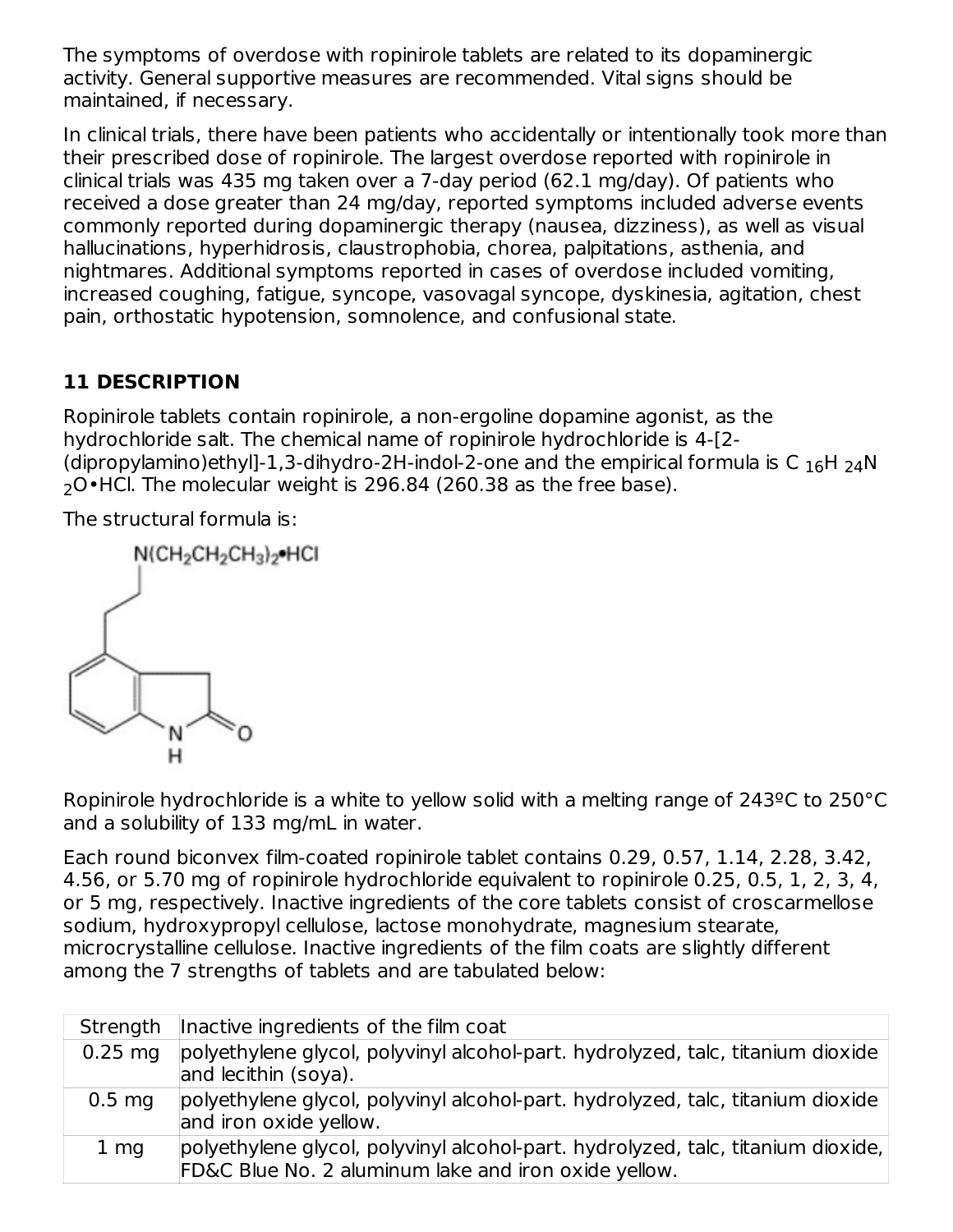The symptoms of overdose with ropinirole tablets are related to its dopaminergic activity. General supportive measures are recommended. Vital signs should be maintained, if necessary.

In clinical trials, there have been patients who accidentally or intentionally took more than their prescribed dose of ropinirole. The largest overdose reported with ropinirole in clinical trials was 435 mg taken over a 7-day period (62.1 mg/day). Of patients who received a dose greater than 24 mg/day, reported symptoms included adverse events commonly reported during dopaminergic therapy (nausea, dizziness), as well as visual hallucinations, hyperhidrosis, claustrophobia, chorea, palpitations, asthenia, and nightmares. Additional symptoms reported in cases of overdose included vomiting, increased coughing, fatigue, syncope, vasovagal syncope, dyskinesia, agitation, chest pain, orthostatic hypotension, somnolence, and confusional state.

## 11 DESCRIPTION

Ropinirole tablets contain ropinirole, a non-ergoline dopamine agonist, as the hydrochloride salt. The chemical name of ropinirole hydrochloride is 4-[2-(dipropylamino)ethyl]-1,3-dihydro-2H-indol-2-one and the empirical formula is $C_{16}H_{24}N_2O$•HCl. The molecular weight is 296.84 (260.38 as the free base).

The structural formula is:

$N(CH_2CH_2CH_3)_2$•HCl

Ropinirole hydrochloride is a white to yellow solid with a melting range of 243ºC to 250°C and a solubility of 133 mg/mL in water.

Each round biconvex film-coated ropinirole tablet contains 0.29, 0.57, 1.14, 2.28, 3.42, 4.56, or 5.70 mg of ropinirole hydrochloride equivalent to ropinirole 0.25, 0.5, 1, 2, 3, 4, or 5 mg, respectively. Inactive ingredients of the core tablets consist of croscarmellose sodium, hydroxypropyl cellulose, lactose monohydrate, magnesium stearate, microcrystalline cellulose. Inactive ingredients of the film coats are slightly different among the 7 strengths of tablets and are tabulated below:

| Strength | Inactive ingredients of the film coat |
|---|---|
| 0.25 mg | polyethylene glycol, polyvinyl alcohol-part. hydrolyzed, talc, titanium dioxide and lecithin (soya). |
| 0.5 mg | polyethylene glycol, polyvinyl alcohol-part. hydrolyzed, talc, titanium dioxide and iron oxide yellow. |
| 1 mg | polyethylene glycol, polyvinyl alcohol-part. hydrolyzed, talc, titanium dioxide, FD&C Blue No. 2 aluminum lake and iron oxide yellow. |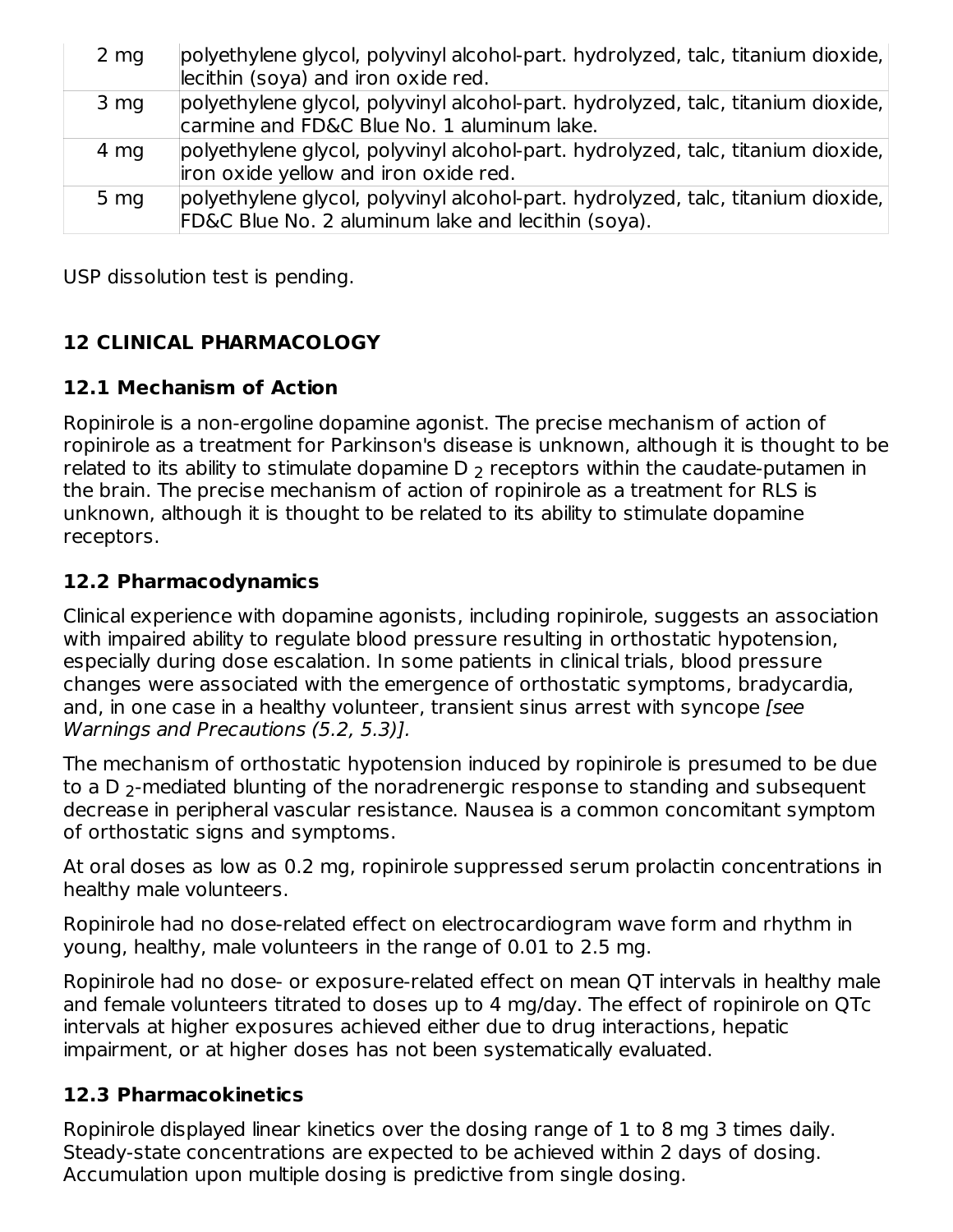| 2 mg | polyethylene glycol, polyvinyl alcohol-part. hydrolyzed, talc, titanium dioxide, lecithin (soya) and iron oxide red. |
| --- | --- |
| 3 mg | polyethylene glycol, polyvinyl alcohol-part. hydrolyzed, talc, titanium dioxide, carmine and FD&C Blue No. 1 aluminum lake. |
| 4 mg | polyethylene glycol, polyvinyl alcohol-part. hydrolyzed, talc, titanium dioxide, iron oxide yellow and iron oxide red. |
| 5 mg | polyethylene glycol, polyvinyl alcohol-part. hydrolyzed, talc, titanium dioxide, FD&C Blue No. 2 aluminum lake and lecithin (soya). |

USP dissolution test is pending.

## 12 CLINICAL PHARMACOLOGY

### 12.1 Mechanism of Action

Ropinirole is a non-ergoline dopamine agonist. The precise mechanism of action of ropinirole as a treatment for Parkinson's disease is unknown, although it is thought to be related to its ability to stimulate dopamine $D_2$ receptors within the caudate-putamen in the brain. The precise mechanism of action of ropinirole as a treatment for RLS is unknown, although it is thought to be related to its ability to stimulate dopamine receptors.

### 12.2 Pharmacodynamics

Clinical experience with dopamine agonists, including ropinirole, suggests an association with impaired ability to regulate blood pressure resulting in orthostatic hypotension, especially during dose escalation. In some patients in clinical trials, blood pressure changes were associated with the emergence of orthostatic symptoms, bradycardia, and, in one case in a healthy volunteer, transient sinus arrest with syncope *[see Warnings and Precautions (5.2, 5.3)].*

The mechanism of orthostatic hypotension induced by ropinirole is presumed to be due to a $D_2$-mediated blunting of the noradrenergic response to standing and subsequent decrease in peripheral vascular resistance. Nausea is a common concomitant symptom of orthostatic signs and symptoms.

At oral doses as low as 0.2 mg, ropinirole suppressed serum prolactin concentrations in healthy male volunteers.

Ropinirole had no dose-related effect on electrocardiogram wave form and rhythm in young, healthy, male volunteers in the range of 0.01 to 2.5 mg.

Ropinirole had no dose- or exposure-related effect on mean QT intervals in healthy male and female volunteers titrated to doses up to 4 mg/day. The effect of ropinirole on QTc intervals at higher exposures achieved either due to drug interactions, hepatic impairment, or at higher doses has not been systematically evaluated.

### 12.3 Pharmacokinetics

Ropinirole displayed linear kinetics over the dosing range of 1 to 8 mg 3 times daily. Steady-state concentrations are expected to be achieved within 2 days of dosing. Accumulation upon multiple dosing is predictive from single dosing.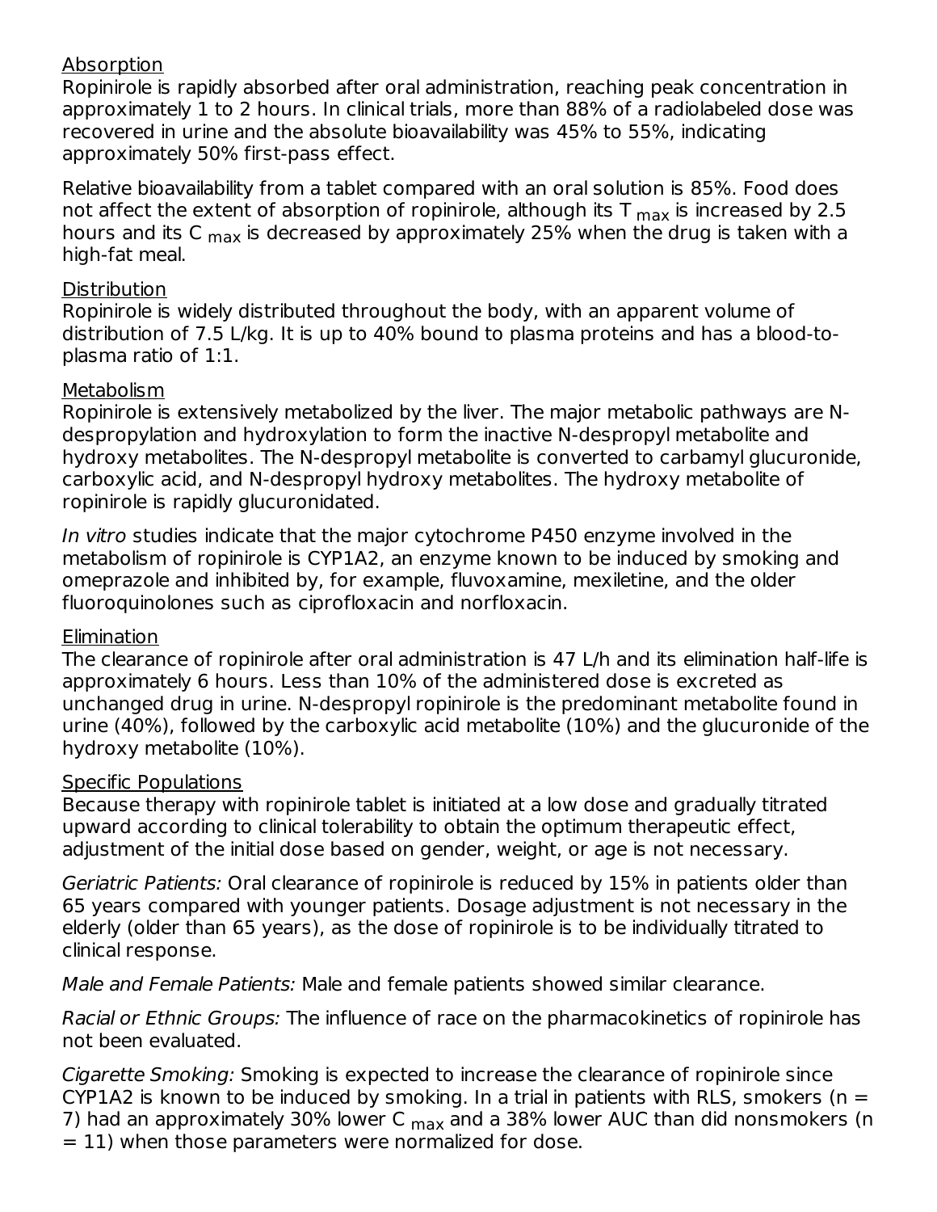Absorption

Ropinirole is rapidly absorbed after oral administration, reaching peak concentration in approximately 1 to 2 hours. In clinical trials, more than 88% of a radiolabeled dose was recovered in urine and the absolute bioavailability was 45% to 55%, indicating approximately 50% first-pass effect.

Relative bioavailability from a tablet compared with an oral solution is 85%. Food does not affect the extent of absorption of ropinirole, although its $T_{max}$ is increased by 2.5 hours and its $C_{max}$ is decreased by approximately 25% when the drug is taken with a high-fat meal.

Distribution

Ropinirole is widely distributed throughout the body, with an apparent volume of distribution of 7.5 L/kg. It is up to 40% bound to plasma proteins and has a blood-to-plasma ratio of 1:1.

Metabolism

Ropinirole is extensively metabolized by the liver. The major metabolic pathways are N-despropylation and hydroxylation to form the inactive N-despropyl metabolite and hydroxy metabolites. The N-despropyl metabolite is converted to carbamyl glucuronide, carboxylic acid, and N-despropyl hydroxy metabolites. The hydroxy metabolite of ropinirole is rapidly glucuronidated.

*In vitro* studies indicate that the major cytochrome P450 enzyme involved in the metabolism of ropinirole is CYP1A2, an enzyme known to be induced by smoking and omeprazole and inhibited by, for example, fluvoxamine, mexiletine, and the older fluoroquinolones such as ciprofloxacin and norfloxacin.

Elimination

The clearance of ropinirole after oral administration is 47 L/h and its elimination half-life is approximately 6 hours. Less than 10% of the administered dose is excreted as unchanged drug in urine. N-despropyl ropinirole is the predominant metabolite found in urine (40%), followed by the carboxylic acid metabolite (10%) and the glucuronide of the hydroxy metabolite (10%).

Specific Populations

Because therapy with ropinirole tablet is initiated at a low dose and gradually titrated upward according to clinical tolerability to obtain the optimum therapeutic effect, adjustment of the initial dose based on gender, weight, or age is not necessary.

*Geriatric Patients:* Oral clearance of ropinirole is reduced by 15% in patients older than 65 years compared with younger patients. Dosage adjustment is not necessary in the elderly (older than 65 years), as the dose of ropinirole is to be individually titrated to clinical response.

*Male and Female Patients:* Male and female patients showed similar clearance.

*Racial or Ethnic Groups:* The influence of race on the pharmacokinetics of ropinirole has not been evaluated.

*Cigarette Smoking:* Smoking is expected to increase the clearance of ropinirole since CYP1A2 is known to be induced by smoking. In a trial in patients with RLS, smokers ($n = 7$) had an approximately 30% lower $C_{max}$ and a 38% lower AUC than did nonsmokers ($n = 11$) when those parameters were normalized for dose.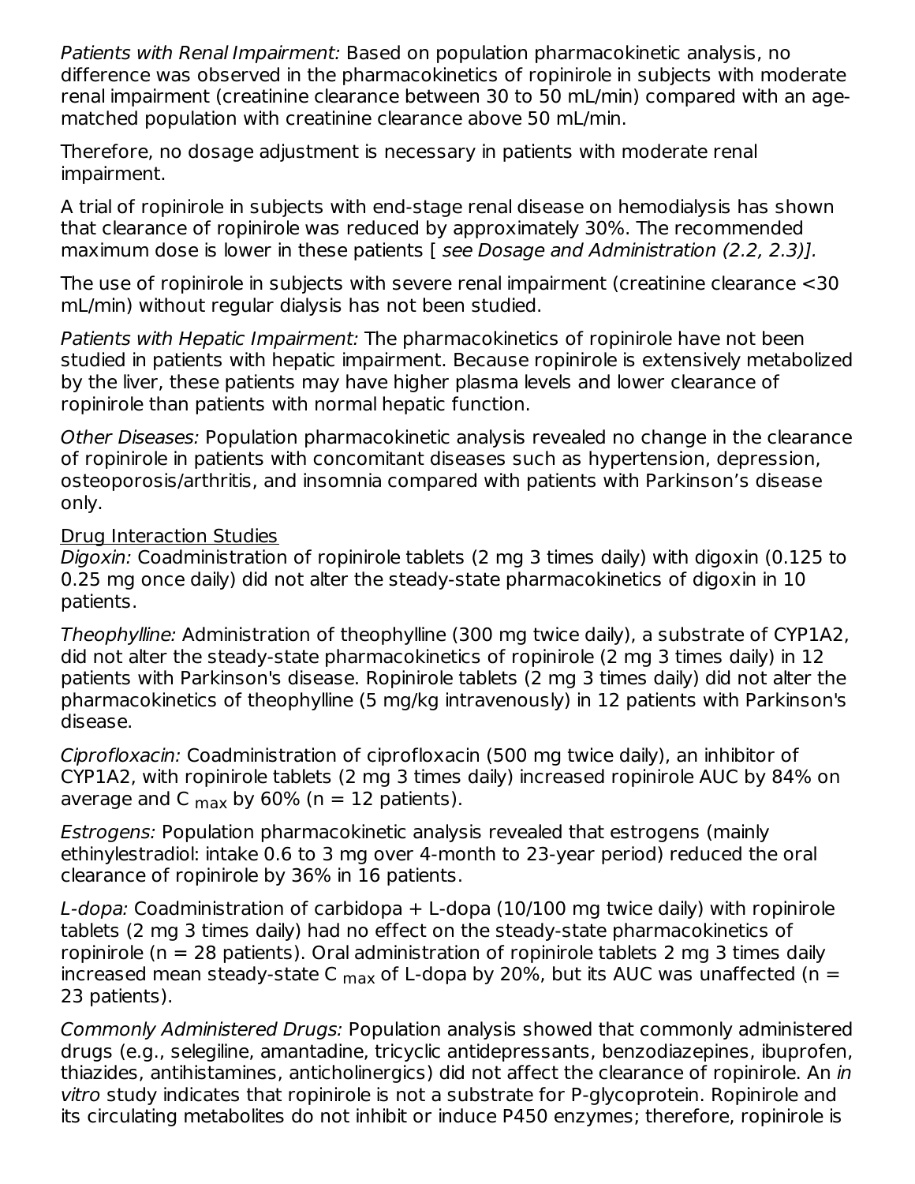*Patients with Renal Impairment:* Based on population pharmacokinetic analysis, no difference was observed in the pharmacokinetics of ropinirole in subjects with moderate renal impairment (creatinine clearance between 30 to 50 mL/min) compared with an age-matched population with creatinine clearance above 50 mL/min.

Therefore, no dosage adjustment is necessary in patients with moderate renal impairment.

A trial of ropinirole in subjects with end-stage renal disease on hemodialysis has shown that clearance of ropinirole was reduced by approximately 30%. The recommended maximum dose is lower in these patients [ *see Dosage and Administration (2.2, 2.3)].*

The use of ropinirole in subjects with severe renal impairment (creatinine clearance <30 mL/min) without regular dialysis has not been studied.

*Patients with Hepatic Impairment:* The pharmacokinetics of ropinirole have not been studied in patients with hepatic impairment. Because ropinirole is extensively metabolized by the liver, these patients may have higher plasma levels and lower clearance of ropinirole than patients with normal hepatic function.

*Other Diseases:* Population pharmacokinetic analysis revealed no change in the clearance of ropinirole in patients with concomitant diseases such as hypertension, depression, osteoporosis/arthritis, and insomnia compared with patients with Parkinson's disease only.

Drug Interaction Studies

*Digoxin:* Coadministration of ropinirole tablets (2 mg 3 times daily) with digoxin (0.125 to 0.25 mg once daily) did not alter the steady-state pharmacokinetics of digoxin in 10 patients.

*Theophylline:* Administration of theophylline (300 mg twice daily), a substrate of CYP1A2, did not alter the steady-state pharmacokinetics of ropinirole (2 mg 3 times daily) in 12 patients with Parkinson's disease. Ropinirole tablets (2 mg 3 times daily) did not alter the pharmacokinetics of theophylline (5 mg/kg intravenously) in 12 patients with Parkinson's disease.

*Ciprofloxacin:* Coadministration of ciprofloxacin (500 mg twice daily), an inhibitor of CYP1A2, with ropinirole tablets (2 mg 3 times daily) increased ropinirole AUC by 84% on average and $C_{max}$ by 60% (n = 12 patients).

*Estrogens:* Population pharmacokinetic analysis revealed that estrogens (mainly ethinylestradiol: intake 0.6 to 3 mg over 4-month to 23-year period) reduced the oral clearance of ropinirole by 36% in 16 patients.

*L-dopa:* Coadministration of carbidopa + L-dopa (10/100 mg twice daily) with ropinirole tablets (2 mg 3 times daily) had no effect on the steady-state pharmacokinetics of ropinirole (n = 28 patients). Oral administration of ropinirole tablets 2 mg 3 times daily increased mean steady-state $C_{max}$ of L-dopa by 20%, but its AUC was unaffected (n = 23 patients).

*Commonly Administered Drugs:* Population analysis showed that commonly administered drugs (e.g., selegiline, amantadine, tricyclic antidepressants, benzodiazepines, ibuprofen, thiazides, antihistamines, anticholinergics) did not affect the clearance of ropinirole. An *in vitro* study indicates that ropinirole is not a substrate for P-glycoprotein. Ropinirole and its circulating metabolites do not inhibit or induce P450 enzymes; therefore, ropinirole is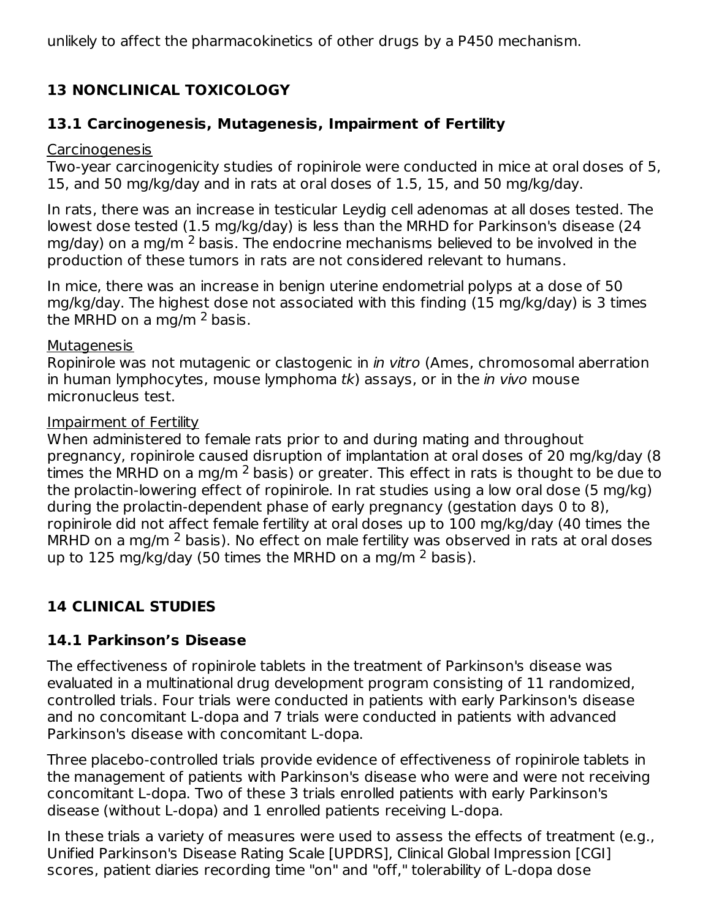unlikely to affect the pharmacokinetics of other drugs by a P450 mechanism.

## 13 NONCLINICAL TOXICOLOGY

### 13.1 Carcinogenesis, Mutagenesis, Impairment of Fertility

Carcinogenesis

Two-year carcinogenicity studies of ropinirole were conducted in mice at oral doses of 5, 15, and 50 mg/kg/day and in rats at oral doses of 1.5, 15, and 50 mg/kg/day.

In rats, there was an increase in testicular Leydig cell adenomas at all doses tested. The lowest dose tested (1.5 mg/kg/day) is less than the MRHD for Parkinson's disease (24 mg/day) on a mg/m $^2$ basis. The endocrine mechanisms believed to be involved in the production of these tumors in rats are not considered relevant to humans.

In mice, there was an increase in benign uterine endometrial polyps at a dose of 50 mg/kg/day. The highest dose not associated with this finding (15 mg/kg/day) is 3 times the MRHD on a mg/m $^2$ basis.

Mutagenesis

Ropinirole was not mutagenic or clastogenic in *in vitro* (Ames, chromosomal aberration in human lymphocytes, mouse lymphoma *tk*) assays, or in the *in vivo* mouse micronucleus test.

Impairment of Fertility

When administered to female rats prior to and during mating and throughout pregnancy, ropinirole caused disruption of implantation at oral doses of 20 mg/kg/day (8 times the MRHD on a mg/m $^2$ basis) or greater. This effect in rats is thought to be due to the prolactin-lowering effect of ropinirole. In rat studies using a low oral dose (5 mg/kg) during the prolactin-dependent phase of early pregnancy (gestation days 0 to 8), ropinirole did not affect female fertility at oral doses up to 100 mg/kg/day (40 times the MRHD on a mg/m $^2$ basis). No effect on male fertility was observed in rats at oral doses up to 125 mg/kg/day (50 times the MRHD on a mg/m $^2$ basis).

## 14 CLINICAL STUDIES

### 14.1 Parkinson's Disease

The effectiveness of ropinirole tablets in the treatment of Parkinson's disease was evaluated in a multinational drug development program consisting of 11 randomized, controlled trials. Four trials were conducted in patients with early Parkinson's disease and no concomitant L-dopa and 7 trials were conducted in patients with advanced Parkinson's disease with concomitant L-dopa.

Three placebo-controlled trials provide evidence of effectiveness of ropinirole tablets in the management of patients with Parkinson's disease who were and were not receiving concomitant L-dopa. Two of these 3 trials enrolled patients with early Parkinson's disease (without L-dopa) and 1 enrolled patients receiving L-dopa.

In these trials a variety of measures were used to assess the effects of treatment (e.g., Unified Parkinson's Disease Rating Scale [UPDRS], Clinical Global Impression [CGI] scores, patient diaries recording time "on" and "off," tolerability of L-dopa dose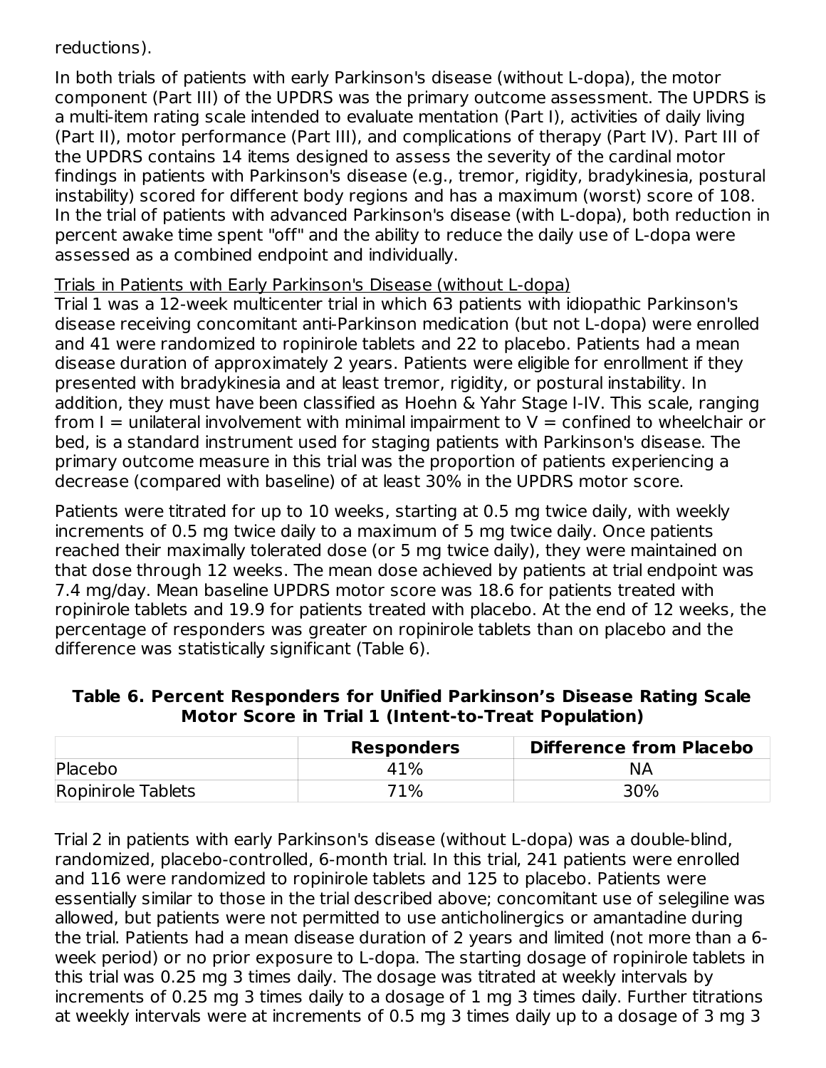reductions).

In both trials of patients with early Parkinson's disease (without L-dopa), the motor component (Part III) of the UPDRS was the primary outcome assessment. The UPDRS is a multi-item rating scale intended to evaluate mentation (Part I), activities of daily living (Part II), motor performance (Part III), and complications of therapy (Part IV). Part III of the UPDRS contains 14 items designed to assess the severity of the cardinal motor findings in patients with Parkinson's disease (e.g., tremor, rigidity, bradykinesia, postural instability) scored for different body regions and has a maximum (worst) score of 108. In the trial of patients with advanced Parkinson's disease (with L-dopa), both reduction in percent awake time spent "off" and the ability to reduce the daily use of L-dopa were assessed as a combined endpoint and individually.

Trials in Patients with Early Parkinson's Disease (without L-dopa)

Trial 1 was a 12-week multicenter trial in which 63 patients with idiopathic Parkinson's disease receiving concomitant anti-Parkinson medication (but not L-dopa) were enrolled and 41 were randomized to ropinirole tablets and 22 to placebo. Patients had a mean disease duration of approximately 2 years. Patients were eligible for enrollment if they presented with bradykinesia and at least tremor, rigidity, or postural instability. In addition, they must have been classified as Hoehn & Yahr Stage I-IV. This scale, ranging from I = unilateral involvement with minimal impairment to V = confined to wheelchair or bed, is a standard instrument used for staging patients with Parkinson's disease. The primary outcome measure in this trial was the proportion of patients experiencing a decrease (compared with baseline) of at least 30% in the UPDRS motor score.

Patients were titrated for up to 10 weeks, starting at 0.5 mg twice daily, with weekly increments of 0.5 mg twice daily to a maximum of 5 mg twice daily. Once patients reached their maximally tolerated dose (or 5 mg twice daily), they were maintained on that dose through 12 weeks. The mean dose achieved by patients at trial endpoint was 7.4 mg/day. Mean baseline UPDRS motor score was 18.6 for patients treated with ropinirole tablets and 19.9 for patients treated with placebo. At the end of 12 weeks, the percentage of responders was greater on ropinirole tablets than on placebo and the difference was statistically significant (Table 6).

**Table 6. Percent Responders for Unified Parkinson's Disease Rating Scale Motor Score in Trial 1 (Intent-to-Treat Population)**

| | Responders | Difference from Placebo |
|---|---|---|
| Placebo | 41% | NA |
| Ropinirole Tablets | 71% | 30% |

Trial 2 in patients with early Parkinson's disease (without L-dopa) was a double-blind, randomized, placebo-controlled, 6-month trial. In this trial, 241 patients were enrolled and 116 were randomized to ropinirole tablets and 125 to placebo. Patients were essentially similar to those in the trial described above; concomitant use of selegiline was allowed, but patients were not permitted to use anticholinergics or amantadine during the trial. Patients had a mean disease duration of 2 years and limited (not more than a 6-week period) or no prior exposure to L-dopa. The starting dosage of ropinirole tablets in this trial was 0.25 mg 3 times daily. The dosage was titrated at weekly intervals by increments of 0.25 mg 3 times daily to a dosage of 1 mg 3 times daily. Further titrations at weekly intervals were at increments of 0.5 mg 3 times daily up to a dosage of 3 mg 3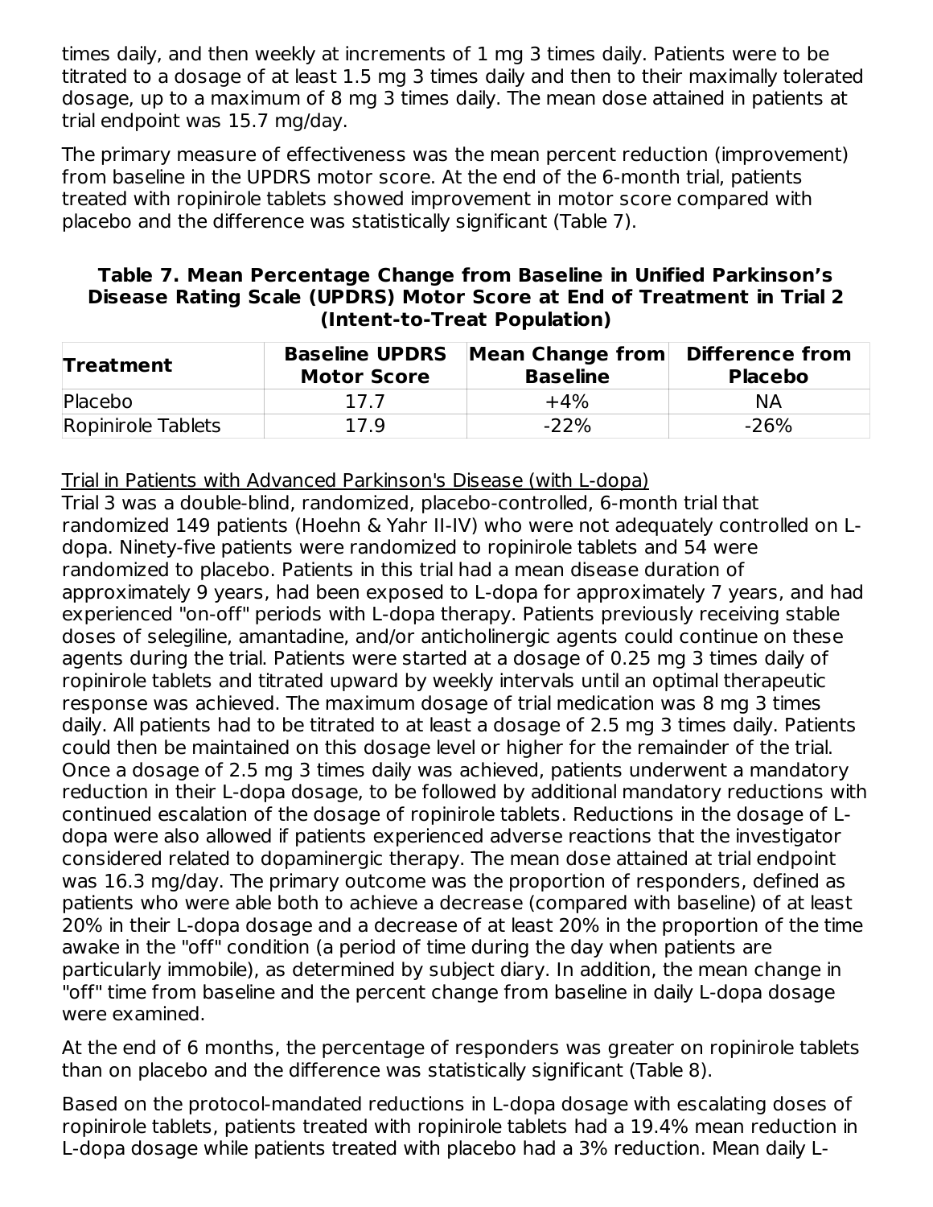times daily, and then weekly at increments of 1 mg 3 times daily. Patients were to be titrated to a dosage of at least 1.5 mg 3 times daily and then to their maximally tolerated dosage, up to a maximum of 8 mg 3 times daily. The mean dose attained in patients at trial endpoint was 15.7 mg/day.

The primary measure of effectiveness was the mean percent reduction (improvement) from baseline in the UPDRS motor score. At the end of the 6-month trial, patients treated with ropinirole tablets showed improvement in motor score compared with placebo and the difference was statistically significant (Table 7).

**Table 7. Mean Percentage Change from Baseline in Unified Parkinson's Disease Rating Scale (UPDRS) Motor Score at End of Treatment in Trial 2 (Intent-to-Treat Population)**

| Treatment | Baseline UPDRS Motor Score | Mean Change from Baseline | Difference from Placebo |
|---|---|---|---|
| Placebo | 17.7 | +4% | NA |
| Ropinirole Tablets | 17.9 | -22% | -26% |

Trial in Patients with Advanced Parkinson's Disease (with L-dopa)

Trial 3 was a double-blind, randomized, placebo-controlled, 6-month trial that randomized 149 patients (Hoehn & Yahr II-IV) who were not adequately controlled on L-dopa. Ninety-five patients were randomized to ropinirole tablets and 54 were randomized to placebo. Patients in this trial had a mean disease duration of approximately 9 years, had been exposed to L-dopa for approximately 7 years, and had experienced "on-off" periods with L-dopa therapy. Patients previously receiving stable doses of selegiline, amantadine, and/or anticholinergic agents could continue on these agents during the trial. Patients were started at a dosage of 0.25 mg 3 times daily of ropinirole tablets and titrated upward by weekly intervals until an optimal therapeutic response was achieved. The maximum dosage of trial medication was 8 mg 3 times daily. All patients had to be titrated to at least a dosage of 2.5 mg 3 times daily. Patients could then be maintained on this dosage level or higher for the remainder of the trial. Once a dosage of 2.5 mg 3 times daily was achieved, patients underwent a mandatory reduction in their L-dopa dosage, to be followed by additional mandatory reductions with continued escalation of the dosage of ropinirole tablets. Reductions in the dosage of L-dopa were also allowed if patients experienced adverse reactions that the investigator considered related to dopaminergic therapy. The mean dose attained at trial endpoint was 16.3 mg/day. The primary outcome was the proportion of responders, defined as patients who were able both to achieve a decrease (compared with baseline) of at least 20% in their L-dopa dosage and a decrease of at least 20% in the proportion of the time awake in the "off" condition (a period of time during the day when patients are particularly immobile), as determined by subject diary. In addition, the mean change in "off" time from baseline and the percent change from baseline in daily L-dopa dosage were examined.

At the end of 6 months, the percentage of responders was greater on ropinirole tablets than on placebo and the difference was statistically significant (Table 8).

Based on the protocol-mandated reductions in L-dopa dosage with escalating doses of ropinirole tablets, patients treated with ropinirole tablets had a 19.4% mean reduction in L-dopa dosage while patients treated with placebo had a 3% reduction. Mean daily L-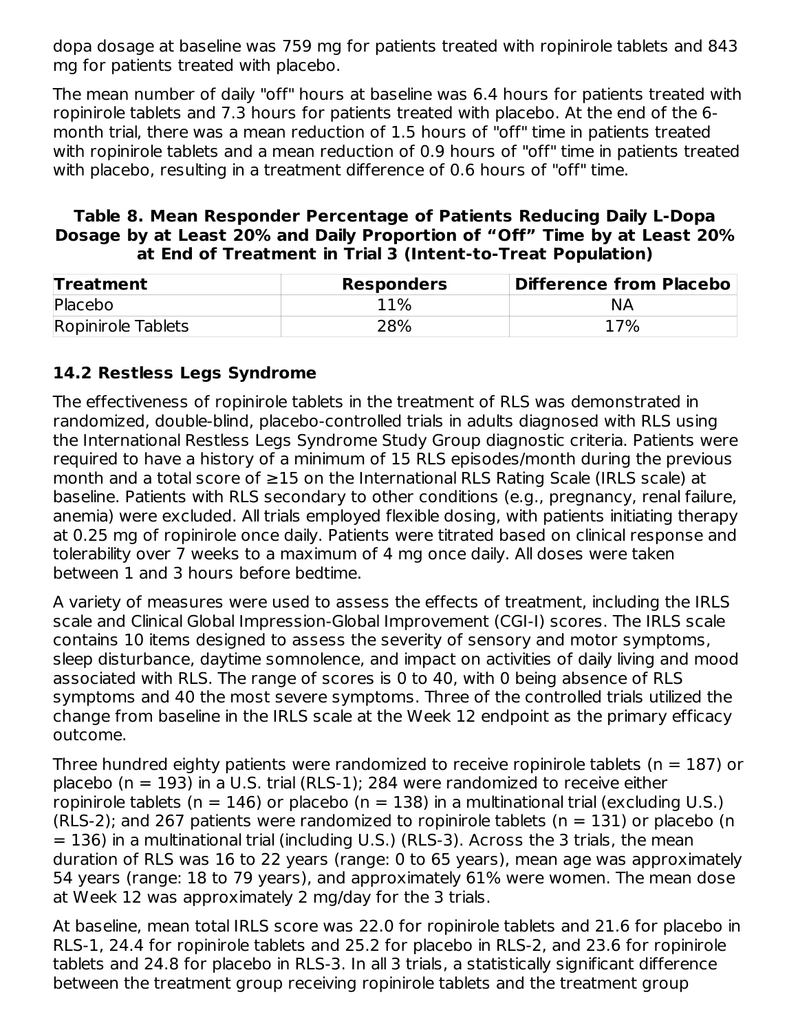dopa dosage at baseline was 759 mg for patients treated with ropinirole tablets and 843 mg for patients treated with placebo.

The mean number of daily "off" hours at baseline was 6.4 hours for patients treated with ropinirole tablets and 7.3 hours for patients treated with placebo. At the end of the 6-month trial, there was a mean reduction of 1.5 hours of "off" time in patients treated with ropinirole tablets and a mean reduction of 0.9 hours of "off" time in patients treated with placebo, resulting in a treatment difference of 0.6 hours of "off" time.

**Table 8. Mean Responder Percentage of Patients Reducing Daily L-Dopa Dosage by at Least 20% and Daily Proportion of "Off" Time by at Least 20% at End of Treatment in Trial 3 (Intent-to-Treat Population)**

| Treatment | Responders | Difference from Placebo |
|---|---|---|
| Placebo | 11% | NA |
| Ropinirole Tablets | 28% | 17% |

### 14.2 Restless Legs Syndrome

The effectiveness of ropinirole tablets in the treatment of RLS was demonstrated in randomized, double-blind, placebo-controlled trials in adults diagnosed with RLS using the International Restless Legs Syndrome Study Group diagnostic criteria. Patients were required to have a history of a minimum of 15 RLS episodes/month during the previous month and a total score of ≥15 on the International RLS Rating Scale (IRLS scale) at baseline. Patients with RLS secondary to other conditions (e.g., pregnancy, renal failure, anemia) were excluded. All trials employed flexible dosing, with patients initiating therapy at 0.25 mg of ropinirole once daily. Patients were titrated based on clinical response and tolerability over 7 weeks to a maximum of 4 mg once daily. All doses were taken between 1 and 3 hours before bedtime.

A variety of measures were used to assess the effects of treatment, including the IRLS scale and Clinical Global Impression-Global Improvement (CGI-I) scores. The IRLS scale contains 10 items designed to assess the severity of sensory and motor symptoms, sleep disturbance, daytime somnolence, and impact on activities of daily living and mood associated with RLS. The range of scores is 0 to 40, with 0 being absence of RLS symptoms and 40 the most severe symptoms. Three of the controlled trials utilized the change from baseline in the IRLS scale at the Week 12 endpoint as the primary efficacy outcome.

Three hundred eighty patients were randomized to receive ropinirole tablets (n = 187) or placebo (n = 193) in a U.S. trial (RLS-1); 284 were randomized to receive either ropinirole tablets (n = 146) or placebo (n = 138) in a multinational trial (excluding U.S.) (RLS-2); and 267 patients were randomized to ropinirole tablets (n = 131) or placebo (n = 136) in a multinational trial (including U.S.) (RLS-3). Across the 3 trials, the mean duration of RLS was 16 to 22 years (range: 0 to 65 years), mean age was approximately 54 years (range: 18 to 79 years), and approximately 61% were women. The mean dose at Week 12 was approximately 2 mg/day for the 3 trials.

At baseline, mean total IRLS score was 22.0 for ropinirole tablets and 21.6 for placebo in RLS-1, 24.4 for ropinirole tablets and 25.2 for placebo in RLS-2, and 23.6 for ropinirole tablets and 24.8 for placebo in RLS-3. In all 3 trials, a statistically significant difference between the treatment group receiving ropinirole tablets and the treatment group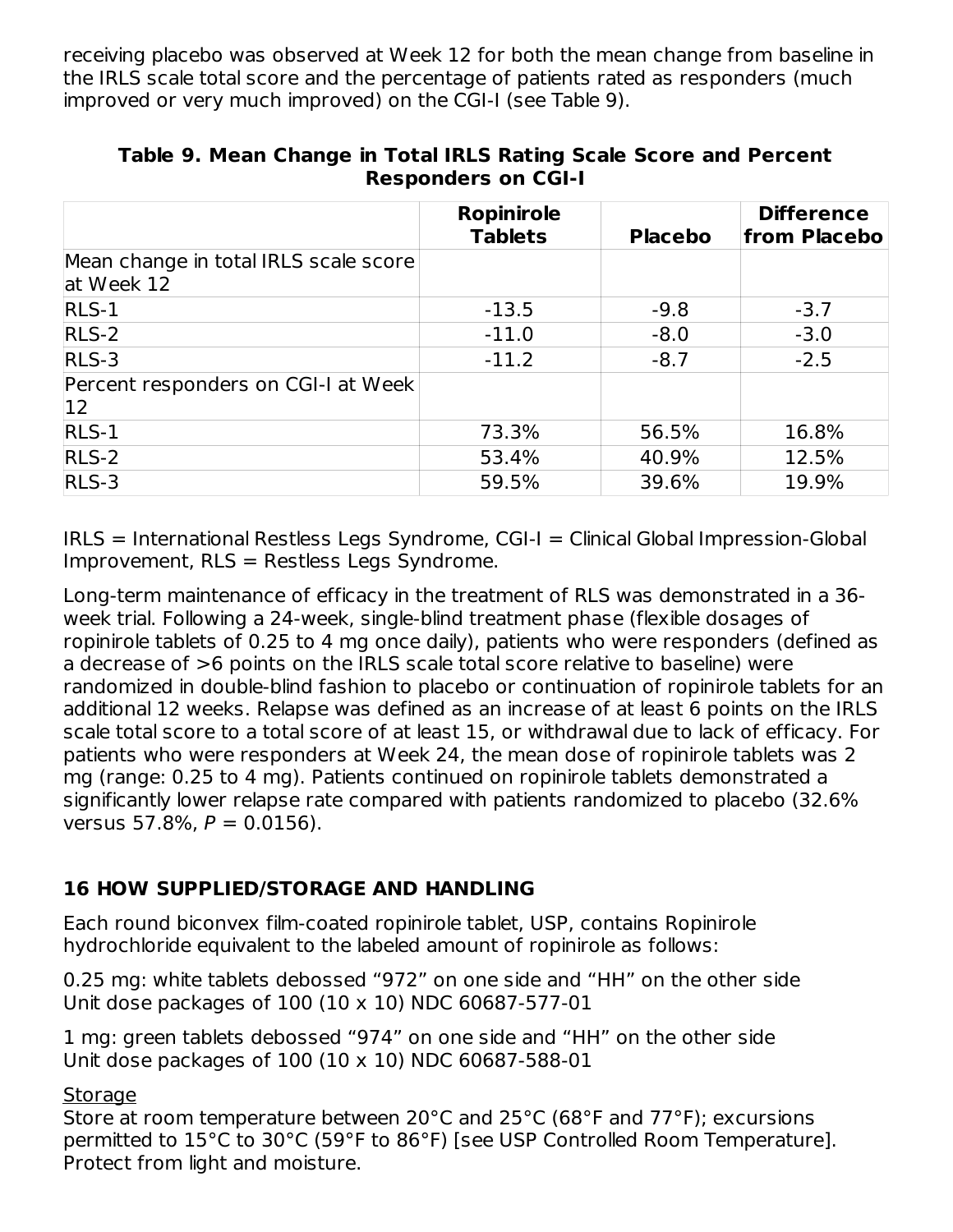receiving placebo was observed at Week 12 for both the mean change from baseline in the IRLS scale total score and the percentage of patients rated as responders (much improved or very much improved) on the CGI-I (see Table 9).

**Table 9. Mean Change in Total IRLS Rating Scale Score and Percent Responders on CGI-I**

| | Ropinirole Tablets | Placebo | Difference from Placebo |
|---|---|---|---|
| Mean change in total IRLS scale score at Week 12 | | | |
| RLS-1 | -13.5 | -9.8 | -3.7 |
| RLS-2 | -11.0 | -8.0 | -3.0 |
| RLS-3 | -11.2 | -8.7 | -2.5 |
| Percent responders on CGI-I at Week 12 | | | |
| RLS-1 | 73.3% | 56.5% | 16.8% |
| RLS-2 | 53.4% | 40.9% | 12.5% |
| RLS-3 | 59.5% | 39.6% | 19.9% |

IRLS = International Restless Legs Syndrome, CGI-I = Clinical Global Impression-Global Improvement, RLS = Restless Legs Syndrome.

Long-term maintenance of efficacy in the treatment of RLS was demonstrated in a 36-week trial. Following a 24-week, single-blind treatment phase (flexible dosages of ropinirole tablets of 0.25 to 4 mg once daily), patients who were responders (defined as a decrease of >6 points on the IRLS scale total score relative to baseline) were randomized in double-blind fashion to placebo or continuation of ropinirole tablets for an additional 12 weeks. Relapse was defined as an increase of at least 6 points on the IRLS scale total score to a total score of at least 15, or withdrawal due to lack of efficacy. For patients who were responders at Week 24, the mean dose of ropinirole tablets was 2 mg (range: 0.25 to 4 mg). Patients continued on ropinirole tablets demonstrated a significantly lower relapse rate compared with patients randomized to placebo (32.6% versus 57.8%, $P = 0.0156$).

## 16 HOW SUPPLIED/STORAGE AND HANDLING

Each round biconvex film-coated ropinirole tablet, USP, contains Ropinirole hydrochloride equivalent to the labeled amount of ropinirole as follows:

0.25 mg: white tablets debossed “972” on one side and “HH” on the other side
Unit dose packages of 100 (10 x 10) NDC 60687-577-01

1 mg: green tablets debossed “974” on one side and “HH” on the other side
Unit dose packages of 100 (10 x 10) NDC 60687-588-01

Storage
Store at room temperature between 20°C and 25°C (68°F and 77°F); excursions permitted to 15°C to 30°C (59°F to 86°F) [see USP Controlled Room Temperature]. Protect from light and moisture.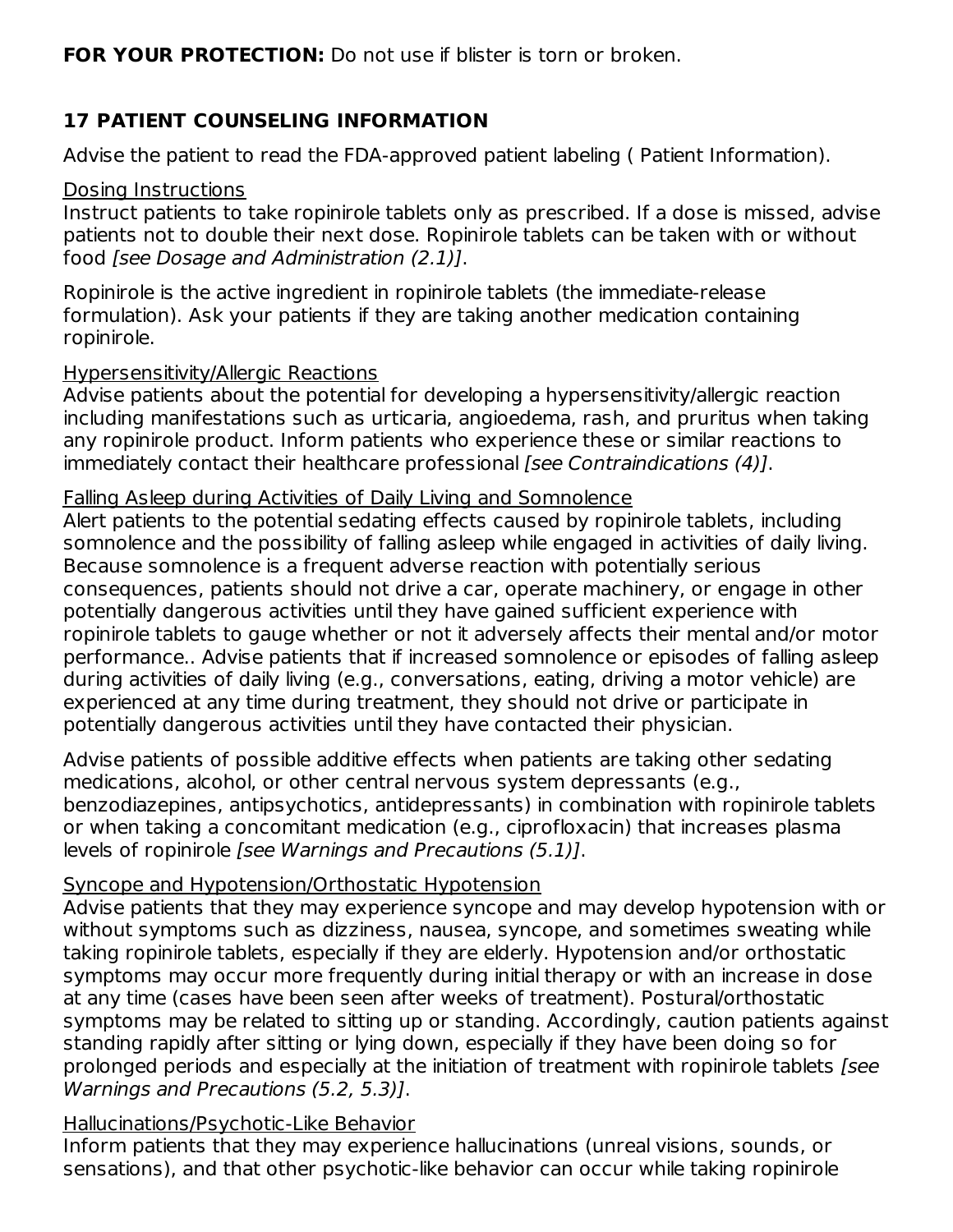**FOR YOUR PROTECTION:** Do not use if blister is torn or broken.

## 17 PATIENT COUNSELING INFORMATION

Advise the patient to read the FDA-approved patient labeling ( Patient Information).

Dosing Instructions

Instruct patients to take ropinirole tablets only as prescribed. If a dose is missed, advise patients not to double their next dose. Ropinirole tablets can be taken with or without food *[see Dosage and Administration (2.1)]*.

Ropinirole is the active ingredient in ropinirole tablets (the immediate-release formulation). Ask your patients if they are taking another medication containing ropinirole.

Hypersensitivity/Allergic Reactions

Advise patients about the potential for developing a hypersensitivity/allergic reaction including manifestations such as urticaria, angioedema, rash, and pruritus when taking any ropinirole product. Inform patients who experience these or similar reactions to immediately contact their healthcare professional *[see Contraindications (4)]*.

Falling Asleep during Activities of Daily Living and Somnolence

Alert patients to the potential sedating effects caused by ropinirole tablets, including somnolence and the possibility of falling asleep while engaged in activities of daily living. Because somnolence is a frequent adverse reaction with potentially serious consequences, patients should not drive a car, operate machinery, or engage in other potentially dangerous activities until they have gained sufficient experience with ropinirole tablets to gauge whether or not it adversely affects their mental and/or motor performance.. Advise patients that if increased somnolence or episodes of falling asleep during activities of daily living (e.g., conversations, eating, driving a motor vehicle) are experienced at any time during treatment, they should not drive or participate in potentially dangerous activities until they have contacted their physician.

Advise patients of possible additive effects when patients are taking other sedating medications, alcohol, or other central nervous system depressants (e.g., benzodiazepines, antipsychotics, antidepressants) in combination with ropinirole tablets or when taking a concomitant medication (e.g., ciprofloxacin) that increases plasma levels of ropinirole *[see Warnings and Precautions (5.1)]*.

Syncope and Hypotension/Orthostatic Hypotension

Advise patients that they may experience syncope and may develop hypotension with or without symptoms such as dizziness, nausea, syncope, and sometimes sweating while taking ropinirole tablets, especially if they are elderly. Hypotension and/or orthostatic symptoms may occur more frequently during initial therapy or with an increase in dose at any time (cases have been seen after weeks of treatment). Postural/orthostatic symptoms may be related to sitting up or standing. Accordingly, caution patients against standing rapidly after sitting or lying down, especially if they have been doing so for prolonged periods and especially at the initiation of treatment with ropinirole tablets *[see Warnings and Precautions (5.2, 5.3)]*.

Hallucinations/Psychotic-Like Behavior

Inform patients that they may experience hallucinations (unreal visions, sounds, or sensations), and that other psychotic-like behavior can occur while taking ropinirole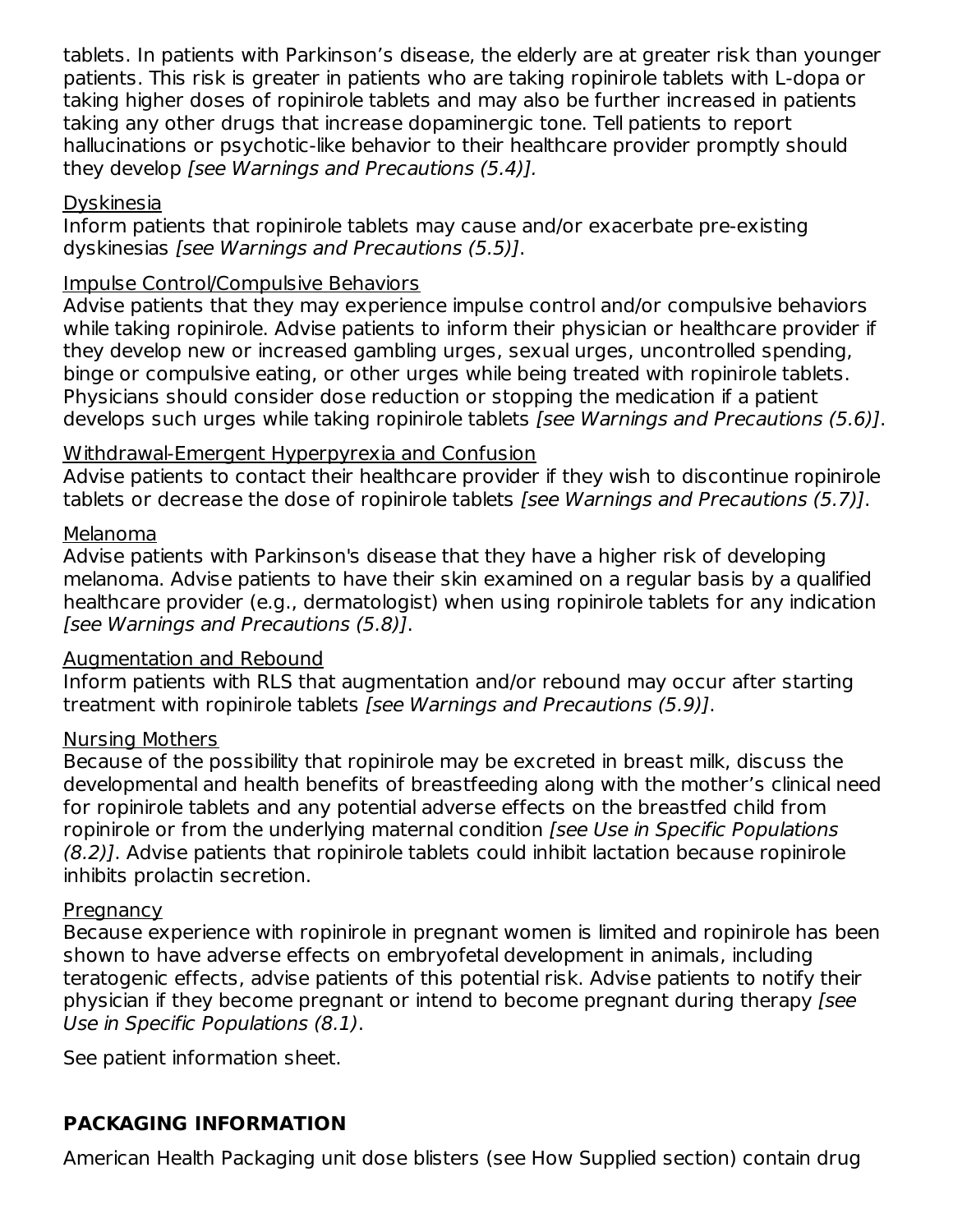tablets. In patients with Parkinson's disease, the elderly are at greater risk than younger patients. This risk is greater in patients who are taking ropinirole tablets with L-dopa or taking higher doses of ropinirole tablets and may also be further increased in patients taking any other drugs that increase dopaminergic tone. Tell patients to report hallucinations or psychotic-like behavior to their healthcare provider promptly should they develop *[see Warnings and Precautions (5.4)].*

Dyskinesia

Inform patients that ropinirole tablets may cause and/or exacerbate pre-existing dyskinesias *[see Warnings and Precautions (5.5)]*.

Impulse Control/Compulsive Behaviors

Advise patients that they may experience impulse control and/or compulsive behaviors while taking ropinirole. Advise patients to inform their physician or healthcare provider if they develop new or increased gambling urges, sexual urges, uncontrolled spending, binge or compulsive eating, or other urges while being treated with ropinirole tablets. Physicians should consider dose reduction or stopping the medication if a patient develops such urges while taking ropinirole tablets *[see Warnings and Precautions (5.6)]*.

Withdrawal-Emergent Hyperpyrexia and Confusion

Advise patients to contact their healthcare provider if they wish to discontinue ropinirole tablets or decrease the dose of ropinirole tablets *[see Warnings and Precautions (5.7)]*.

Melanoma

Advise patients with Parkinson's disease that they have a higher risk of developing melanoma. Advise patients to have their skin examined on a regular basis by a qualified healthcare provider (e.g., dermatologist) when using ropinirole tablets for any indication *[see Warnings and Precautions (5.8)]*.

Augmentation and Rebound

Inform patients with RLS that augmentation and/or rebound may occur after starting treatment with ropinirole tablets *[see Warnings and Precautions (5.9)]*.

Nursing Mothers

Because of the possibility that ropinirole may be excreted in breast milk, discuss the developmental and health benefits of breastfeeding along with the mother's clinical need for ropinirole tablets and any potential adverse effects on the breastfed child from ropinirole or from the underlying maternal condition *[see Use in Specific Populations (8.2)]*. Advise patients that ropinirole tablets could inhibit lactation because ropinirole inhibits prolactin secretion.

Pregnancy

Because experience with ropinirole in pregnant women is limited and ropinirole has been shown to have adverse effects on embryofetal development in animals, including teratogenic effects, advise patients of this potential risk. Advise patients to notify their physician if they become pregnant or intend to become pregnant during therapy *[see Use in Specific Populations (8.1)*.

See patient information sheet.

## PACKAGING INFORMATION

American Health Packaging unit dose blisters (see How Supplied section) contain drug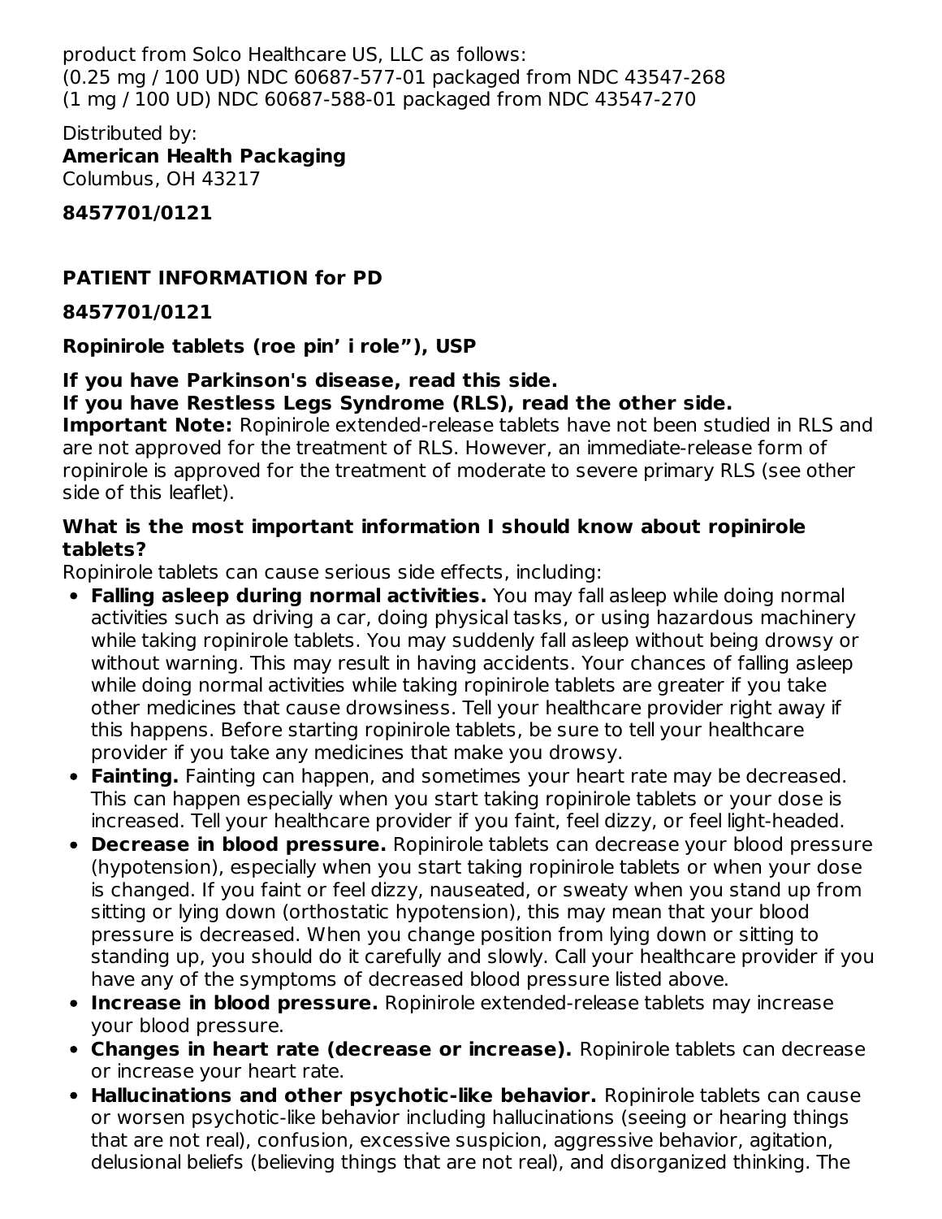product from Solco Healthcare US, LLC as follows:
(0.25 mg / 100 UD) NDC 60687-577-01 packaged from NDC 43547-268
(1 mg / 100 UD) NDC 60687-588-01 packaged from NDC 43547-270

Distributed by:
**American Health Packaging**
Columbus, OH 43217

**8457701/0121**

## PATIENT INFORMATION for PD

**8457701/0121**

**Ropinirole tablets (roe pin' i role"), USP**

**If you have Parkinson's disease, read this side.**
**If you have Restless Legs Syndrome (RLS), read the other side.**
**Important Note:** Ropinirole extended-release tablets have not been studied in RLS and are not approved for the treatment of RLS. However, an immediate-release form of ropinirole is approved for the treatment of moderate to severe primary RLS (see other side of this leaflet).

### What is the most important information I should know about ropinirole tablets?

Ropinirole tablets can cause serious side effects, including:

- **Falling asleep during normal activities.** You may fall asleep while doing normal activities such as driving a car, doing physical tasks, or using hazardous machinery while taking ropinirole tablets. You may suddenly fall asleep without being drowsy or without warning. This may result in having accidents. Your chances of falling asleep while doing normal activities while taking ropinirole tablets are greater if you take other medicines that cause drowsiness. Tell your healthcare provider right away if this happens. Before starting ropinirole tablets, be sure to tell your healthcare provider if you take any medicines that make you drowsy.
- **Fainting.** Fainting can happen, and sometimes your heart rate may be decreased. This can happen especially when you start taking ropinirole tablets or your dose is increased. Tell your healthcare provider if you faint, feel dizzy, or feel light-headed.
- **Decrease in blood pressure.** Ropinirole tablets can decrease your blood pressure (hypotension), especially when you start taking ropinirole tablets or when your dose is changed. If you faint or feel dizzy, nauseated, or sweaty when you stand up from sitting or lying down (orthostatic hypotension), this may mean that your blood pressure is decreased. When you change position from lying down or sitting to standing up, you should do it carefully and slowly. Call your healthcare provider if you have any of the symptoms of decreased blood pressure listed above.
- **Increase in blood pressure.** Ropinirole extended-release tablets may increase your blood pressure.
- **Changes in heart rate (decrease or increase).** Ropinirole tablets can decrease or increase your heart rate.
- **Hallucinations and other psychotic-like behavior.** Ropinirole tablets can cause or worsen psychotic-like behavior including hallucinations (seeing or hearing things that are not real), confusion, excessive suspicion, aggressive behavior, agitation, delusional beliefs (believing things that are not real), and disorganized thinking. The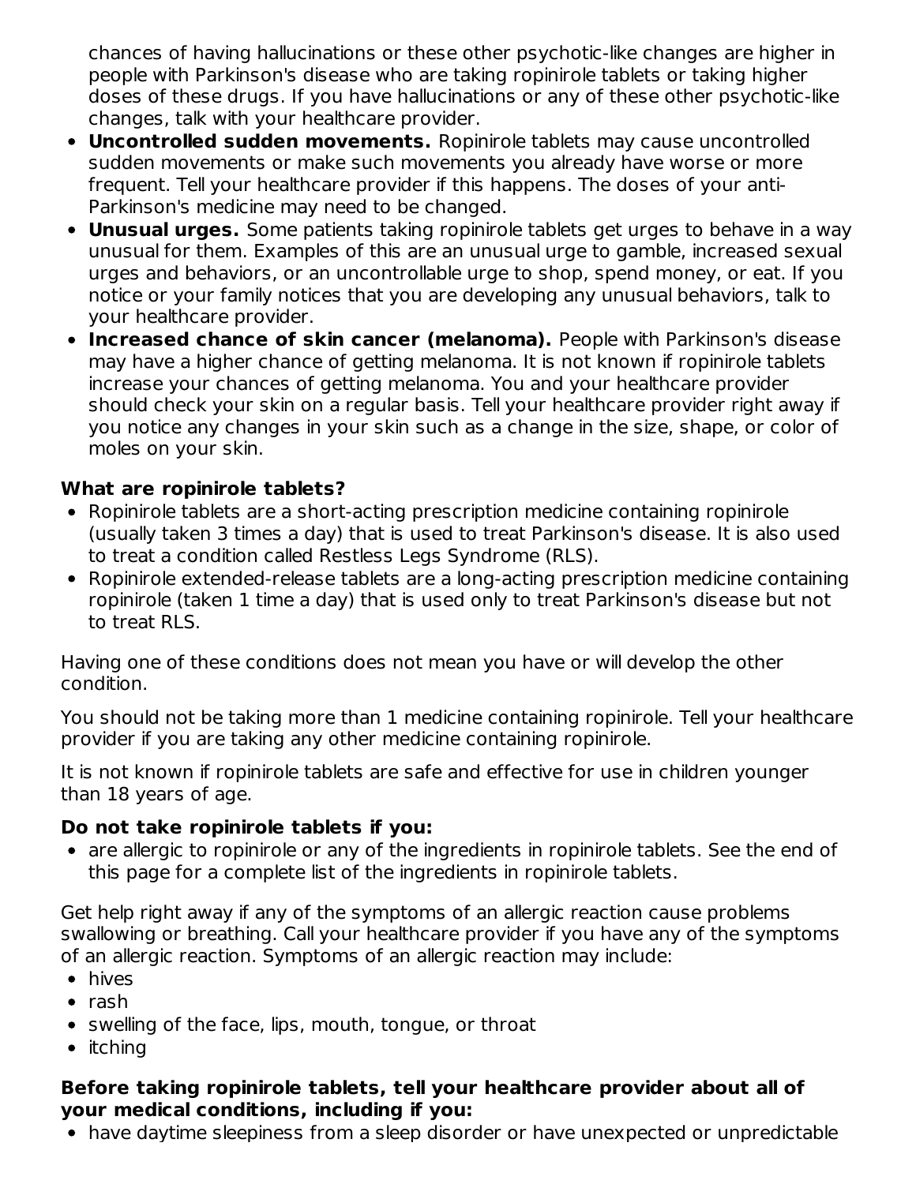chances of having hallucinations or these other psychotic-like changes are higher in people with Parkinson's disease who are taking ropinirole tablets or taking higher doses of these drugs. If you have hallucinations or any of these other psychotic-like changes, talk with your healthcare provider.

- **Uncontrolled sudden movements.** Ropinirole tablets may cause uncontrolled sudden movements or make such movements you already have worse or more frequent. Tell your healthcare provider if this happens. The doses of your anti-Parkinson's medicine may need to be changed.
- **Unusual urges.** Some patients taking ropinirole tablets get urges to behave in a way unusual for them. Examples of this are an unusual urge to gamble, increased sexual urges and behaviors, or an uncontrollable urge to shop, spend money, or eat. If you notice or your family notices that you are developing any unusual behaviors, talk to your healthcare provider.
- **Increased chance of skin cancer (melanoma).** People with Parkinson's disease may have a higher chance of getting melanoma. It is not known if ropinirole tablets increase your chances of getting melanoma. You and your healthcare provider should check your skin on a regular basis. Tell your healthcare provider right away if you notice any changes in your skin such as a change in the size, shape, or color of moles on your skin.

**What are ropinirole tablets?**

- Ropinirole tablets are a short-acting prescription medicine containing ropinirole (usually taken 3 times a day) that is used to treat Parkinson's disease. It is also used to treat a condition called Restless Legs Syndrome (RLS).
- Ropinirole extended-release tablets are a long-acting prescription medicine containing ropinirole (taken 1 time a day) that is used only to treat Parkinson's disease but not to treat RLS.

Having one of these conditions does not mean you have or will develop the other condition.

You should not be taking more than 1 medicine containing ropinirole. Tell your healthcare provider if you are taking any other medicine containing ropinirole.

It is not known if ropinirole tablets are safe and effective for use in children younger than 18 years of age.

**Do not take ropinirole tablets if you:**

- are allergic to ropinirole or any of the ingredients in ropinirole tablets. See the end of this page for a complete list of the ingredients in ropinirole tablets.

Get help right away if any of the symptoms of an allergic reaction cause problems swallowing or breathing. Call your healthcare provider if you have any of the symptoms of an allergic reaction. Symptoms of an allergic reaction may include:

- hives
- rash
- swelling of the face, lips, mouth, tongue, or throat
- itching

**Before taking ropinirole tablets, tell your healthcare provider about all of your medical conditions, including if you:**

- have daytime sleepiness from a sleep disorder or have unexpected or unpredictable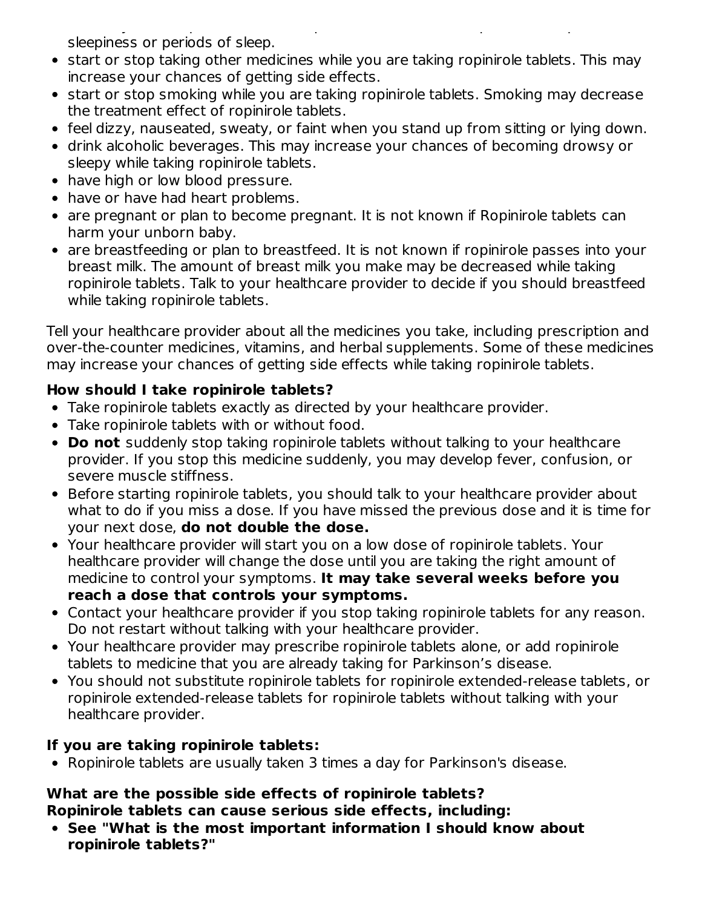sleepiness or periods of sleep.
- start or stop taking other medicines while you are taking ropinirole tablets. This may increase your chances of getting side effects.
- start or stop smoking while you are taking ropinirole tablets. Smoking may decrease the treatment effect of ropinirole tablets.
- feel dizzy, nauseated, sweaty, or faint when you stand up from sitting or lying down.
- drink alcoholic beverages. This may increase your chances of becoming drowsy or sleepy while taking ropinirole tablets.
- have high or low blood pressure.
- have or have had heart problems.
- are pregnant or plan to become pregnant. It is not known if Ropinirole tablets can harm your unborn baby.
- are breastfeeding or plan to breastfeed. It is not known if ropinirole passes into your breast milk. The amount of breast milk you make may be decreased while taking ropinirole tablets. Talk to your healthcare provider to decide if you should breastfeed while taking ropinirole tablets.

Tell your healthcare provider about all the medicines you take, including prescription and over-the-counter medicines, vitamins, and herbal supplements. Some of these medicines may increase your chances of getting side effects while taking ropinirole tablets.

**How should I take ropinirole tablets?**

- Take ropinirole tablets exactly as directed by your healthcare provider.
- Take ropinirole tablets with or without food.
- **Do not** suddenly stop taking ropinirole tablets without talking to your healthcare provider. If you stop this medicine suddenly, you may develop fever, confusion, or severe muscle stiffness.
- Before starting ropinirole tablets, you should talk to your healthcare provider about what to do if you miss a dose. If you have missed the previous dose and it is time for your next dose, **do not double the dose.**
- Your healthcare provider will start you on a low dose of ropinirole tablets. Your healthcare provider will change the dose until you are taking the right amount of medicine to control your symptoms. **It may take several weeks before you reach a dose that controls your symptoms.**
- Contact your healthcare provider if you stop taking ropinirole tablets for any reason. Do not restart without talking with your healthcare provider.
- Your healthcare provider may prescribe ropinirole tablets alone, or add ropinirole tablets to medicine that you are already taking for Parkinson's disease.
- You should not substitute ropinirole tablets for ropinirole extended-release tablets, or ropinirole extended-release tablets for ropinirole tablets without talking with your healthcare provider.

**If you are taking ropinirole tablets:**

- Ropinirole tablets are usually taken 3 times a day for Parkinson's disease.

**What are the possible side effects of ropinirole tablets?**
**Ropinirole tablets can cause serious side effects, including:**

- **See "What is the most important information I should know about ropinirole tablets?"**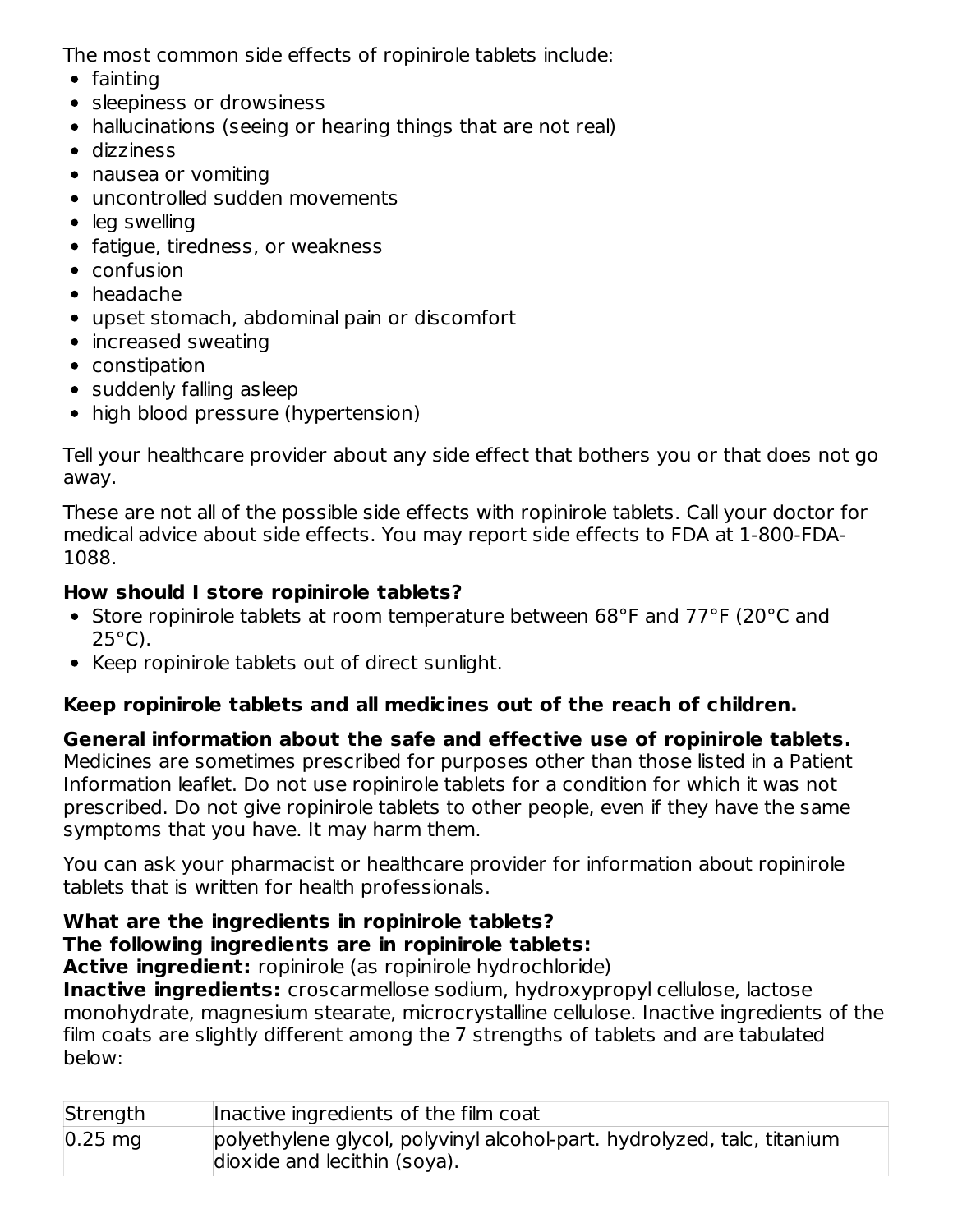The most common side effects of ropinirole tablets include:

- fainting
- sleepiness or drowsiness
- hallucinations (seeing or hearing things that are not real)
- dizziness
- nausea or vomiting
- uncontrolled sudden movements
- leg swelling
- fatigue, tiredness, or weakness
- confusion
- headache
- upset stomach, abdominal pain or discomfort
- increased sweating
- constipation
- suddenly falling asleep
- high blood pressure (hypertension)

Tell your healthcare provider about any side effect that bothers you or that does not go away.

These are not all of the possible side effects with ropinirole tablets. Call your doctor for medical advice about side effects. You may report side effects to FDA at 1-800-FDA-1088.

**How should I store ropinirole tablets?**

- Store ropinirole tablets at room temperature between 68°F and 77°F (20°C and 25°C).
- Keep ropinirole tablets out of direct sunlight.

**Keep ropinirole tablets and all medicines out of the reach of children.**

**General information about the safe and effective use of ropinirole tablets.**
Medicines are sometimes prescribed for purposes other than those listed in a Patient Information leaflet. Do not use ropinirole tablets for a condition for which it was not prescribed. Do not give ropinirole tablets to other people, even if they have the same symptoms that you have. It may harm them.

You can ask your pharmacist or healthcare provider for information about ropinirole tablets that is written for health professionals.

**What are the ingredients in ropinirole tablets?**
**The following ingredients are in ropinirole tablets:**
**Active ingredient:** ropinirole (as ropinirole hydrochloride)
**Inactive ingredients:** croscarmellose sodium, hydroxypropyl cellulose, lactose monohydrate, magnesium stearate, microcrystalline cellulose. Inactive ingredients of the film coats are slightly different among the 7 strengths of tablets and are tabulated below:

| Strength | Inactive ingredients of the film coat |
|---|---|
| 0.25 mg | polyethylene glycol, polyvinyl alcohol-part. hydrolyzed, talc, titanium dioxide and lecithin (soya). |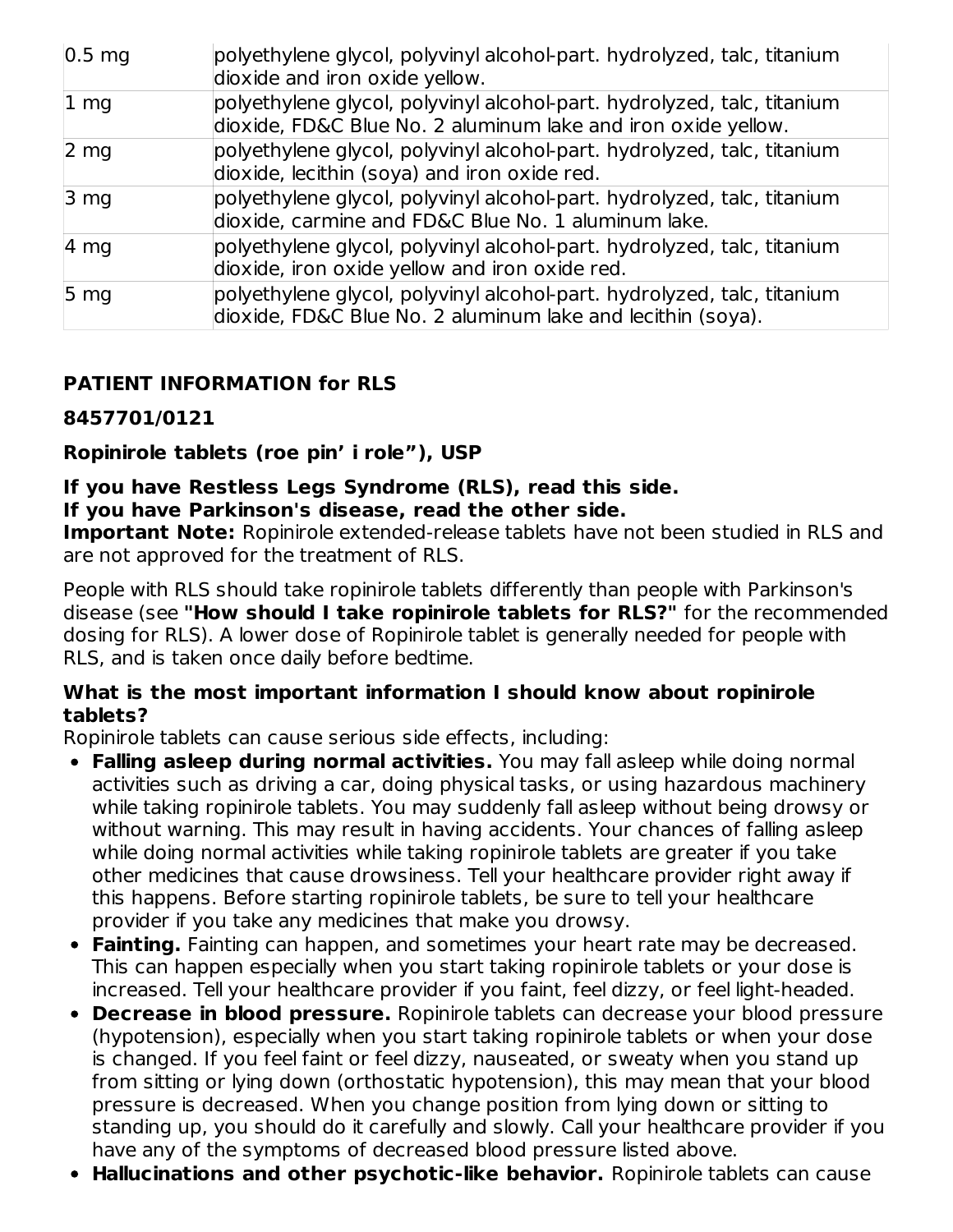| 0.5 mg | polyethylene glycol, polyvinyl alcohol-part. hydrolyzed, talc, titanium dioxide and iron oxide yellow. |
|---|---|
| 1 mg | polyethylene glycol, polyvinyl alcohol-part. hydrolyzed, talc, titanium dioxide, FD&C Blue No. 2 aluminum lake and iron oxide yellow. |
| 2 mg | polyethylene glycol, polyvinyl alcohol-part. hydrolyzed, talc, titanium dioxide, lecithin (soya) and iron oxide red. |
| 3 mg | polyethylene glycol, polyvinyl alcohol-part. hydrolyzed, talc, titanium dioxide, carmine and FD&C Blue No. 1 aluminum lake. |
| 4 mg | polyethylene glycol, polyvinyl alcohol-part. hydrolyzed, talc, titanium dioxide, iron oxide yellow and iron oxide red. |
| 5 mg | polyethylene glycol, polyvinyl alcohol-part. hydrolyzed, talc, titanium dioxide, FD&C Blue No. 2 aluminum lake and lecithin (soya). |

**PATIENT INFORMATION for RLS**

**8457701/0121**

**Ropinirole tablets (roe pin' i role"), USP**

**If you have Restless Legs Syndrome (RLS), read this side.**
**If you have Parkinson's disease, read the other side.**
**Important Note:** Ropinirole extended-release tablets have not been studied in RLS and are not approved for the treatment of RLS.

People with RLS should take ropinirole tablets differently than people with Parkinson's disease (see **"How should I take ropinirole tablets for RLS?"** for the recommended dosing for RLS). A lower dose of Ropinirole tablet is generally needed for people with RLS, and is taken once daily before bedtime.

**What is the most important information I should know about ropinirole tablets?**
Ropinirole tablets can cause serious side effects, including:

- **Falling asleep during normal activities.** You may fall asleep while doing normal activities such as driving a car, doing physical tasks, or using hazardous machinery while taking ropinirole tablets. You may suddenly fall asleep without being drowsy or without warning. This may result in having accidents. Your chances of falling asleep while doing normal activities while taking ropinirole tablets are greater if you take other medicines that cause drowsiness. Tell your healthcare provider right away if this happens. Before starting ropinirole tablets, be sure to tell your healthcare provider if you take any medicines that make you drowsy.
- **Fainting.** Fainting can happen, and sometimes your heart rate may be decreased. This can happen especially when you start taking ropinirole tablets or your dose is increased. Tell your healthcare provider if you faint, feel dizzy, or feel light-headed.
- **Decrease in blood pressure.** Ropinirole tablets can decrease your blood pressure (hypotension), especially when you start taking ropinirole tablets or when your dose is changed. If you feel faint or feel dizzy, nauseated, or sweaty when you stand up from sitting or lying down (orthostatic hypotension), this may mean that your blood pressure is decreased. When you change position from lying down or sitting to standing up, you should do it carefully and slowly. Call your healthcare provider if you have any of the symptoms of decreased blood pressure listed above.
- **Hallucinations and other psychotic-like behavior.** Ropinirole tablets can cause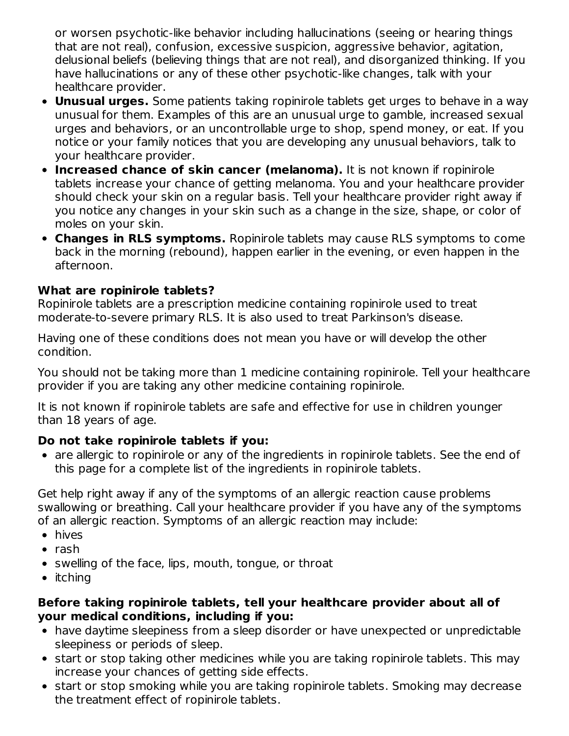or worsen psychotic-like behavior including hallucinations (seeing or hearing things that are not real), confusion, excessive suspicion, aggressive behavior, agitation, delusional beliefs (believing things that are not real), and disorganized thinking. If you have hallucinations or any of these other psychotic-like changes, talk with your healthcare provider.

- **Unusual urges.** Some patients taking ropinirole tablets get urges to behave in a way unusual for them. Examples of this are an unusual urge to gamble, increased sexual urges and behaviors, or an uncontrollable urge to shop, spend money, or eat. If you notice or your family notices that you are developing any unusual behaviors, talk to your healthcare provider.
- **Increased chance of skin cancer (melanoma).** It is not known if ropinirole tablets increase your chance of getting melanoma. You and your healthcare provider should check your skin on a regular basis. Tell your healthcare provider right away if you notice any changes in your skin such as a change in the size, shape, or color of moles on your skin.
- **Changes in RLS symptoms.** Ropinirole tablets may cause RLS symptoms to come back in the morning (rebound), happen earlier in the evening, or even happen in the afternoon.

**What are ropinirole tablets?**
Ropinirole tablets are a prescription medicine containing ropinirole used to treat moderate-to-severe primary RLS. It is also used to treat Parkinson's disease.

Having one of these conditions does not mean you have or will develop the other condition.

You should not be taking more than 1 medicine containing ropinirole. Tell your healthcare provider if you are taking any other medicine containing ropinirole.

It is not known if ropinirole tablets are safe and effective for use in children younger than 18 years of age.

**Do not take ropinirole tablets if you:**

- are allergic to ropinirole or any of the ingredients in ropinirole tablets. See the end of this page for a complete list of the ingredients in ropinirole tablets.

Get help right away if any of the symptoms of an allergic reaction cause problems swallowing or breathing. Call your healthcare provider if you have any of the symptoms of an allergic reaction. Symptoms of an allergic reaction may include:

- hives
- rash
- swelling of the face, lips, mouth, tongue, or throat
- itching

**Before taking ropinirole tablets, tell your healthcare provider about all of your medical conditions, including if you:**

- have daytime sleepiness from a sleep disorder or have unexpected or unpredictable sleepiness or periods of sleep.
- start or stop taking other medicines while you are taking ropinirole tablets. This may increase your chances of getting side effects.
- start or stop smoking while you are taking ropinirole tablets. Smoking may decrease the treatment effect of ropinirole tablets.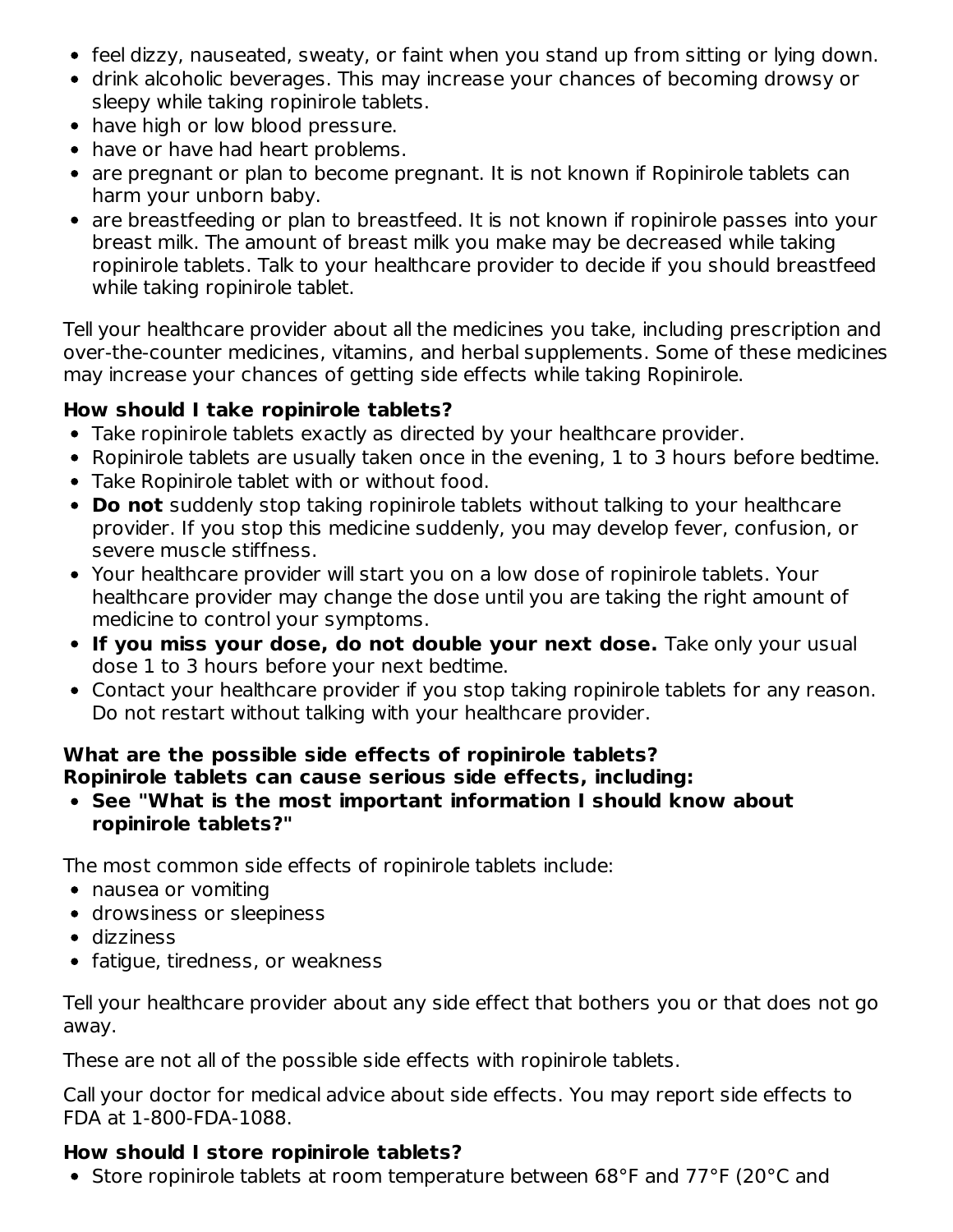- feel dizzy, nauseated, sweaty, or faint when you stand up from sitting or lying down.
- drink alcoholic beverages. This may increase your chances of becoming drowsy or sleepy while taking ropinirole tablets.
- have high or low blood pressure.
- have or have had heart problems.
- are pregnant or plan to become pregnant. It is not known if Ropinirole tablets can harm your unborn baby.
- are breastfeeding or plan to breastfeed. It is not known if ropinirole passes into your breast milk. The amount of breast milk you make may be decreased while taking ropinirole tablets. Talk to your healthcare provider to decide if you should breastfeed while taking ropinirole tablet.

Tell your healthcare provider about all the medicines you take, including prescription and over-the-counter medicines, vitamins, and herbal supplements. Some of these medicines may increase your chances of getting side effects while taking Ropinirole.

**How should I take ropinirole tablets?**

- Take ropinirole tablets exactly as directed by your healthcare provider.
- Ropinirole tablets are usually taken once in the evening, 1 to 3 hours before bedtime.
- Take Ropinirole tablet with or without food.
- **Do not** suddenly stop taking ropinirole tablets without talking to your healthcare provider. If you stop this medicine suddenly, you may develop fever, confusion, or severe muscle stiffness.
- Your healthcare provider will start you on a low dose of ropinirole tablets. Your healthcare provider may change the dose until you are taking the right amount of medicine to control your symptoms.
- **If you miss your dose, do not double your next dose.** Take only your usual dose 1 to 3 hours before your next bedtime.
- Contact your healthcare provider if you stop taking ropinirole tablets for any reason. Do not restart without talking with your healthcare provider.

**What are the possible side effects of ropinirole tablets?**
**Ropinirole tablets can cause serious side effects, including:**

- **See "What is the most important information I should know about ropinirole tablets?"**

The most common side effects of ropinirole tablets include:

- nausea or vomiting
- drowsiness or sleepiness
- dizziness
- fatigue, tiredness, or weakness

Tell your healthcare provider about any side effect that bothers you or that does not go away.

These are not all of the possible side effects with ropinirole tablets.

Call your doctor for medical advice about side effects. You may report side effects to FDA at 1-800-FDA-1088.

**How should I store ropinirole tablets?**

- Store ropinirole tablets at room temperature between 68°F and 77°F (20°C and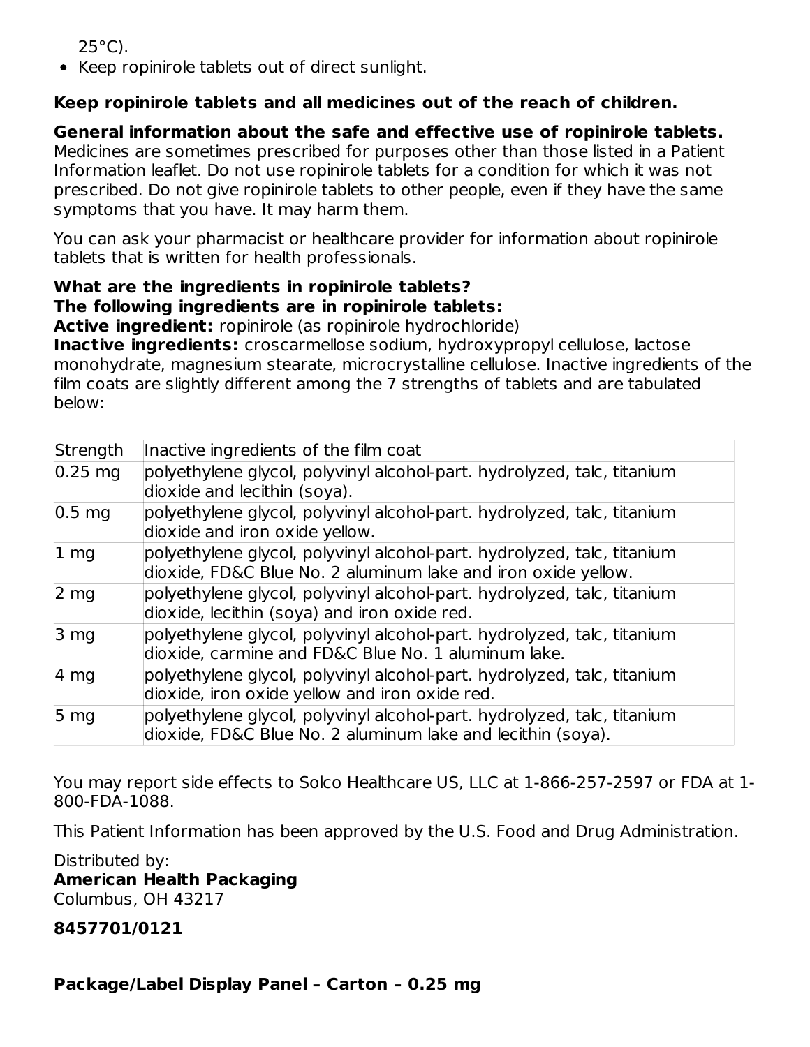25°C).

- Keep ropinirole tablets out of direct sunlight.

**Keep ropinirole tablets and all medicines out of the reach of children.**

**General information about the safe and effective use of ropinirole tablets.**
Medicines are sometimes prescribed for purposes other than those listed in a Patient Information leaflet. Do not use ropinirole tablets for a condition for which it was not prescribed. Do not give ropinirole tablets to other people, even if they have the same symptoms that you have. It may harm them.

You can ask your pharmacist or healthcare provider for information about ropinirole tablets that is written for health professionals.

**What are the ingredients in ropinirole tablets?**
**The following ingredients are in ropinirole tablets:**
**Active ingredient:** ropinirole (as ropinirole hydrochloride)
**Inactive ingredients:** croscarmellose sodium, hydroxypropyl cellulose, lactose monohydrate, magnesium stearate, microcrystalline cellulose. Inactive ingredients of the film coats are slightly different among the 7 strengths of tablets and are tabulated below:

| Strength | Inactive ingredients of the film coat |
|---|---|
| 0.25 mg | polyethylene glycol, polyvinyl alcohol-part. hydrolyzed, talc, titanium dioxide and lecithin (soya). |
| 0.5 mg | polyethylene glycol, polyvinyl alcohol-part. hydrolyzed, talc, titanium dioxide and iron oxide yellow. |
| 1 mg | polyethylene glycol, polyvinyl alcohol-part. hydrolyzed, talc, titanium dioxide, FD&C Blue No. 2 aluminum lake and iron oxide yellow. |
| 2 mg | polyethylene glycol, polyvinyl alcohol-part. hydrolyzed, talc, titanium dioxide, lecithin (soya) and iron oxide red. |
| 3 mg | polyethylene glycol, polyvinyl alcohol-part. hydrolyzed, talc, titanium dioxide, carmine and FD&C Blue No. 1 aluminum lake. |
| 4 mg | polyethylene glycol, polyvinyl alcohol-part. hydrolyzed, talc, titanium dioxide, iron oxide yellow and iron oxide red. |
| 5 mg | polyethylene glycol, polyvinyl alcohol-part. hydrolyzed, talc, titanium dioxide, FD&C Blue No. 2 aluminum lake and lecithin (soya). |

You may report side effects to Solco Healthcare US, LLC at 1-866-257-2597 or FDA at 1-800-FDA-1088.

This Patient Information has been approved by the U.S. Food and Drug Administration.

Distributed by:
**American Health Packaging**
Columbus, OH 43217

**8457701/0121**

**Package/Label Display Panel – Carton – 0.25 mg**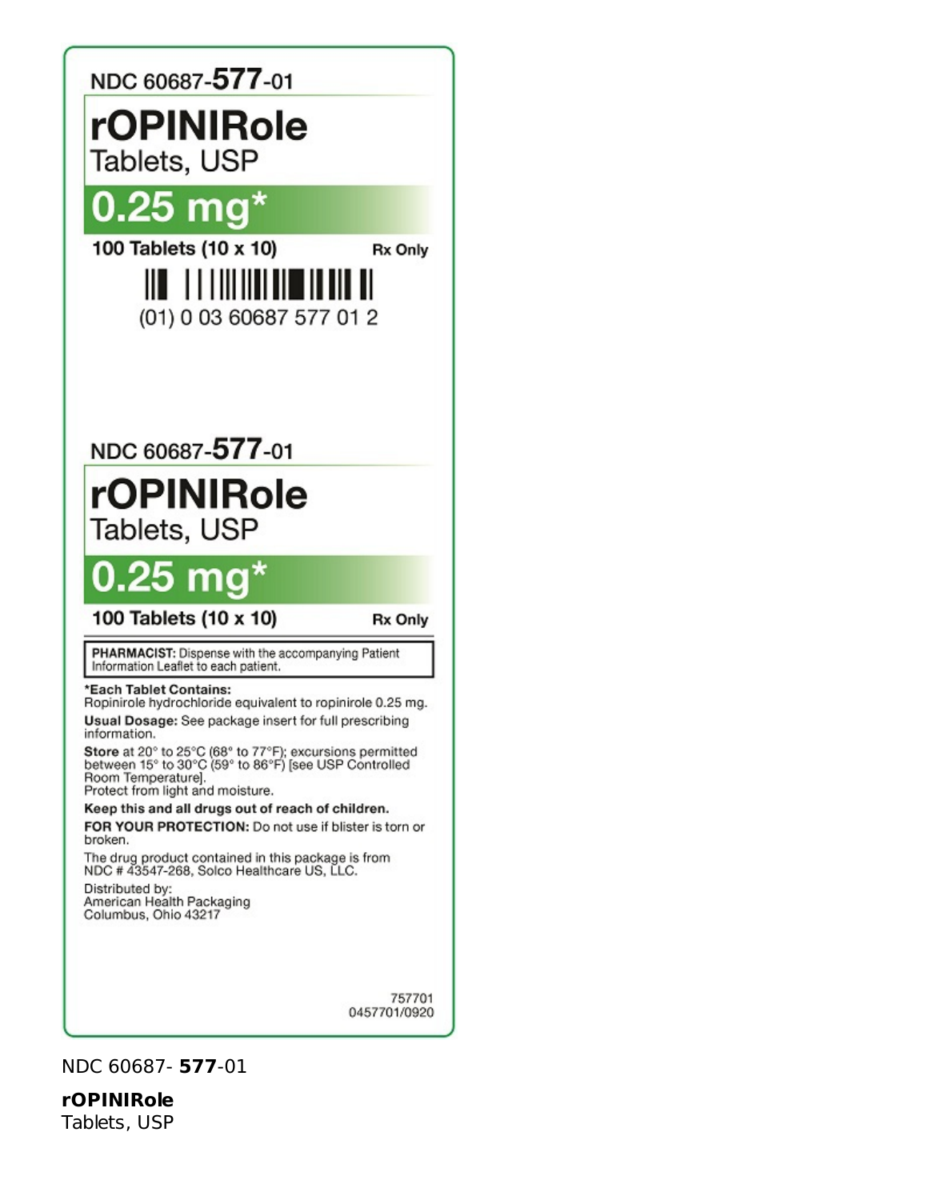NDC 60687-**577**-01

**rOPINIRole**
Tablets, USP

**0.25 mg***

**100 Tablets (10 x 10)** **Rx Only**

(01) 0 03 60687 577 01 2

NDC 60687-**577**-01

**rOPINIRole**
Tablets, USP

**0.25 mg***

**100 Tablets (10 x 10)** **Rx Only**

**PHARMACIST:** Dispense with the accompanying Patient Information Leaflet to each patient.

***Each Tablet Contains:**
Ropinirole hydrochloride equivalent to ropinirole 0.25 mg.

**Usual Dosage:** See package insert for full prescribing information.

**Store** at 20° to 25°C (68° to 77°F); excursions permitted between 15° to 30°C (59° to 86°F) [see USP Controlled Room Temperature].
Protect from light and moisture.

**Keep this and all drugs out of reach of children.**

**FOR YOUR PROTECTION:** Do not use if blister is torn or broken.

The drug product contained in this package is from NDC # 43547-268, Solco Healthcare US, LLC.

Distributed by:
American Health Packaging
Columbus, Ohio 43217

757701
0457701/0920

NDC 60687- **577**-01

**rOPINIRole**
Tablets, USP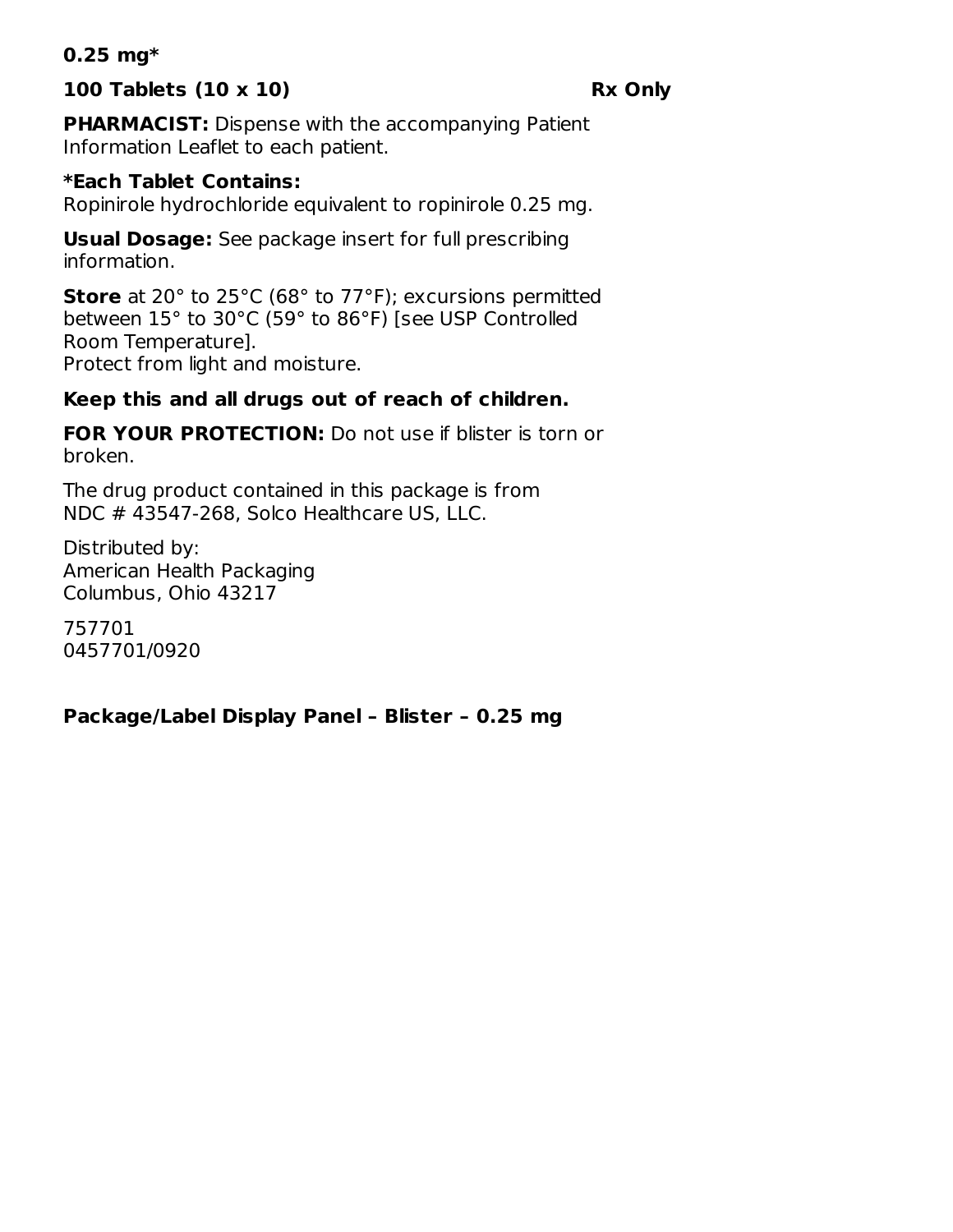**0.25 mg***

**100 Tablets (10 x 10)** **Rx Only**

**PHARMACIST:** Dispense with the accompanying Patient Information Leaflet to each patient.

***Each Tablet Contains:**
Ropinirole hydrochloride equivalent to ropinirole 0.25 mg.

**Usual Dosage:** See package insert for full prescribing information.

**Store** at 20° to 25°C (68° to 77°F); excursions permitted between 15° to 30°C (59° to 86°F) [see USP Controlled Room Temperature].
Protect from light and moisture.

**Keep this and all drugs out of reach of children.**

**FOR YOUR PROTECTION:** Do not use if blister is torn or broken.

The drug product contained in this package is from NDC # 43547-268, Solco Healthcare US, LLC.

Distributed by:
American Health Packaging
Columbus, Ohio 43217

757701
0457701/0920

**Package/Label Display Panel – Blister – 0.25 mg**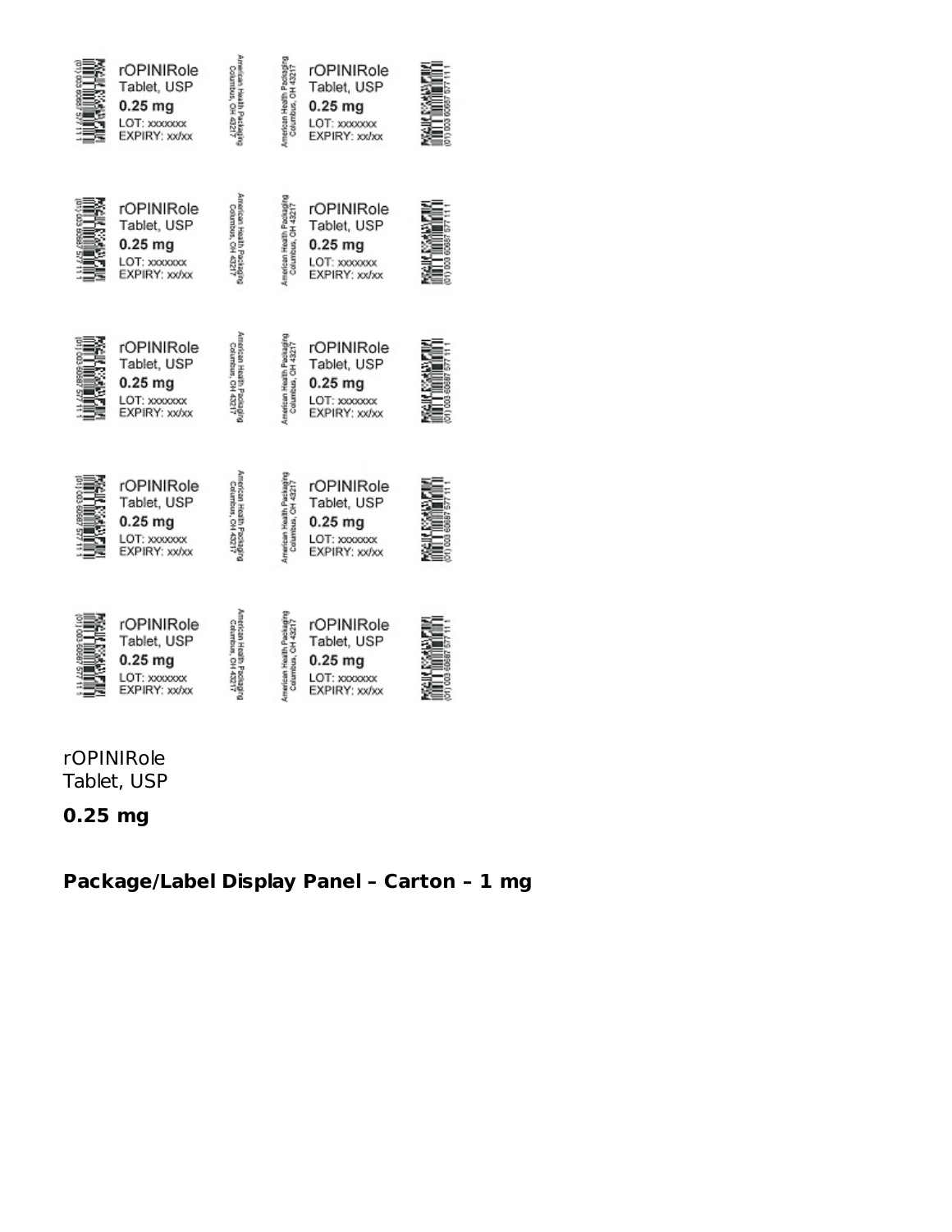rOPINIRole
Tablet, USP
0.25 mg
LOT: xxxxxxx
EXPIRY: xx/xx

American Health Packaging
Columbus, OH 43217

(01) 003 60687 577 11 1

rOPINIRole
Tablet, USP
0.25 mg
LOT: xxxxxxx
EXPIRY: xx/xx

American Health Packaging
Columbus, OH 43217

(01) 003 60687 577 11 1

rOPINIRole
Tablet, USP
0.25 mg
LOT: xxxxxxx
EXPIRY: xx/xx

American Health Packaging
Columbus, OH 43217

(01) 003 60687 577 11 1

rOPINIRole
Tablet, USP
0.25 mg
LOT: xxxxxxx
EXPIRY: xx/xx

American Health Packaging
Columbus, OH 43217

(01) 003 60687 577 11 1

rOPINIRole
Tablet, USP
0.25 mg
LOT: xxxxxxx
EXPIRY: xx/xx

American Health Packaging
Columbus, OH 43217

(01) 003 60687 577 11 1

rOPINIRole
Tablet, USP

**0.25 mg**

**Package/Label Display Panel – Carton – 1 mg**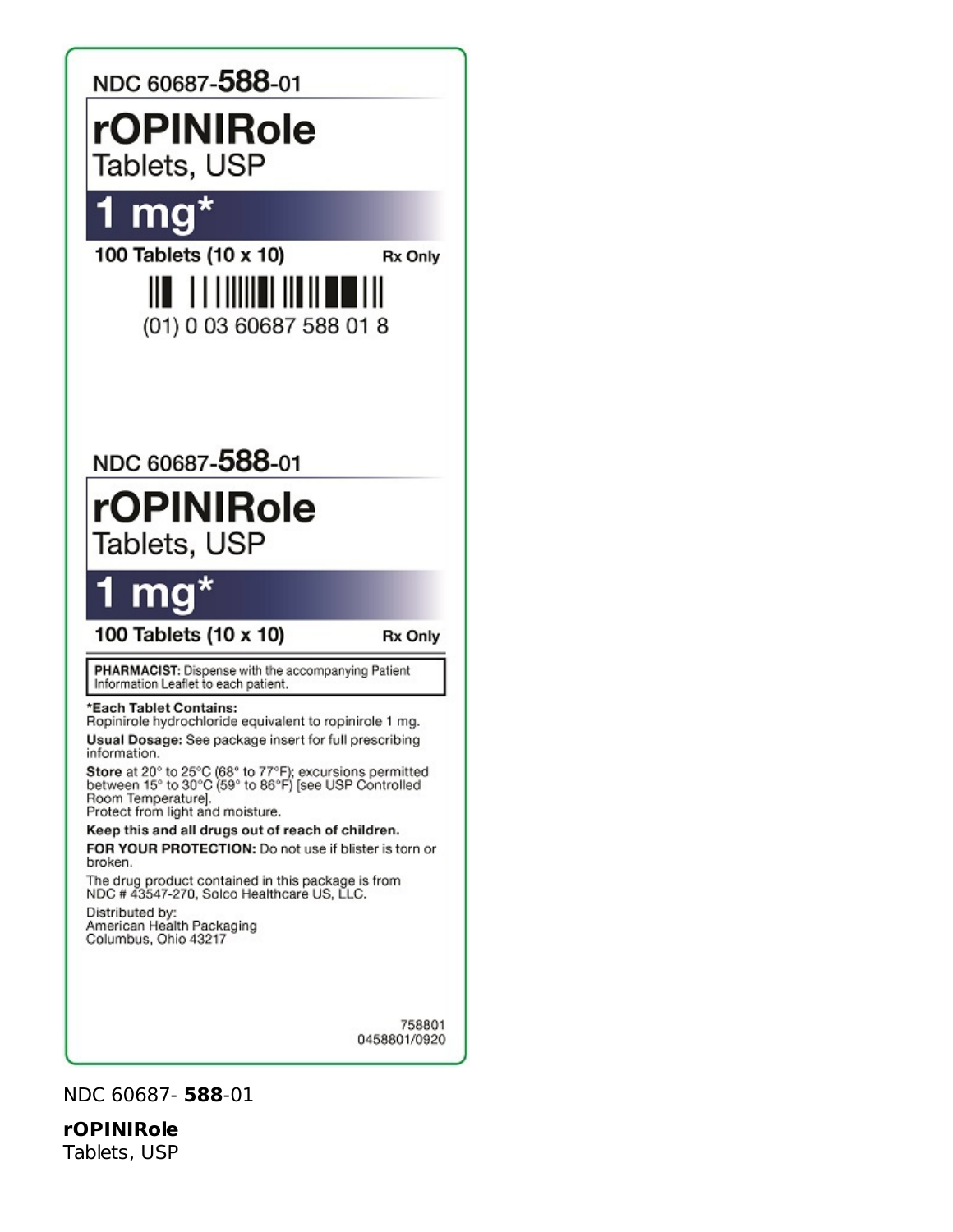NDC 60687-**588**-01

**rOPINIRole**
Tablets, USP

**1 mg***

**100 Tablets (10 x 10)** **Rx Only**

(01) 0 03 60687 588 01 8

NDC 60687-**588**-01

**rOPINIRole**
Tablets, USP

**1 mg***

**100 Tablets (10 x 10)** **Rx Only**

**PHARMACIST:** Dispense with the accompanying Patient Information Leaflet to each patient.

***Each Tablet Contains:**
Ropinirole hydrochloride equivalent to ropinirole 1 mg.

**Usual Dosage:** See package insert for full prescribing information.

**Store** at 20° to 25°C (68° to 77°F); excursions permitted between 15° to 30°C (59° to 86°F) [see USP Controlled Room Temperature].
Protect from light and moisture.

**Keep this and all drugs out of reach of children.**

**FOR YOUR PROTECTION:** Do not use if blister is torn or broken.

The drug product contained in this package is from NDC # 43547-270, Solco Healthcare US, LLC.

Distributed by:
American Health Packaging
Columbus, Ohio 43217

758801
0458801/0920

NDC 60687- **588**-01

**rOPINIRole**
Tablets, USP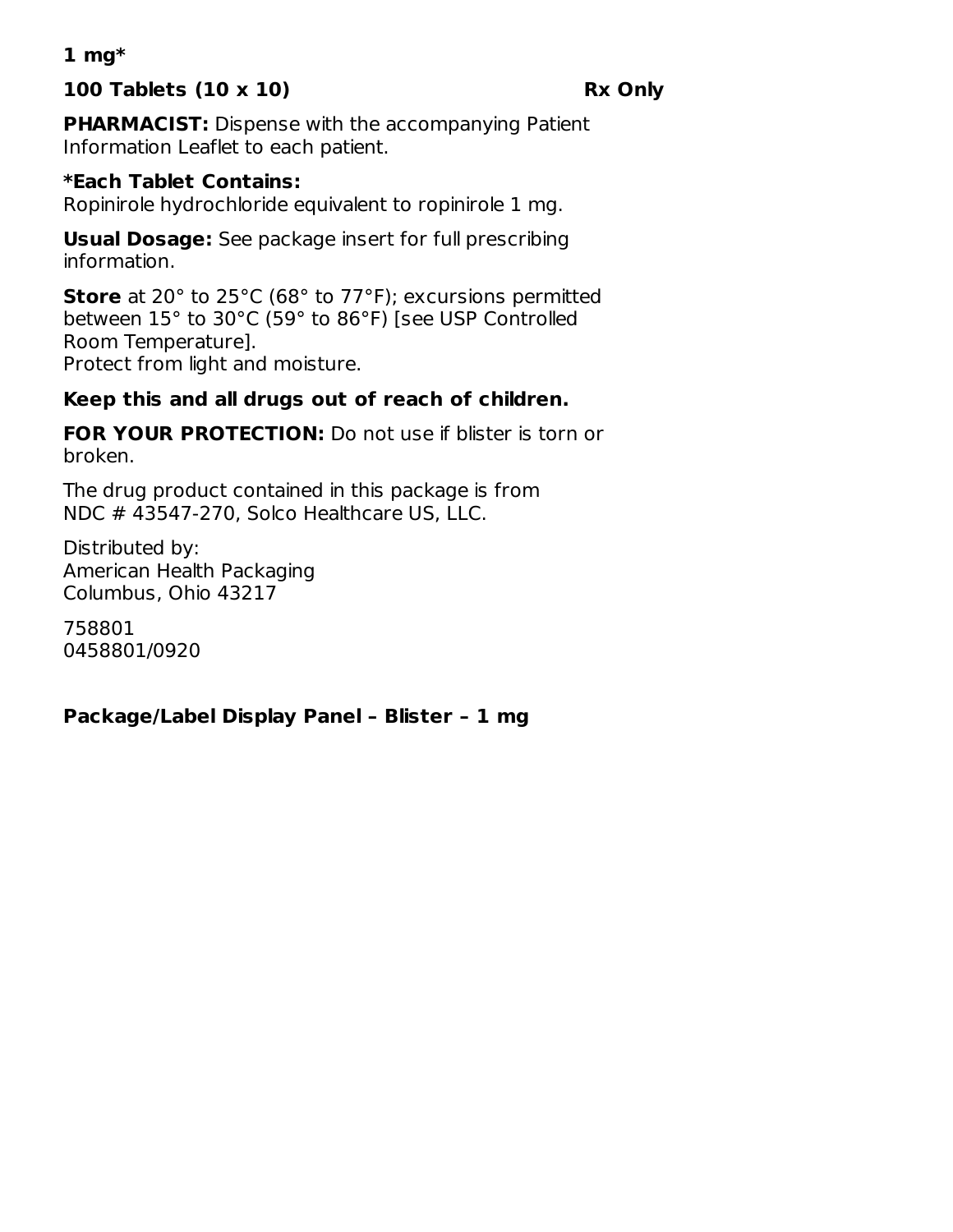**1 mg***

**100 Tablets (10 x 10)** **Rx Only**

**PHARMACIST:** Dispense with the accompanying Patient Information Leaflet to each patient.

***Each Tablet Contains:**
Ropinirole hydrochloride equivalent to ropinirole 1 mg.

**Usual Dosage:** See package insert for full prescribing information.

**Store** at 20° to 25°C (68° to 77°F); excursions permitted between 15° to 30°C (59° to 86°F) [see USP Controlled Room Temperature].
Protect from light and moisture.

**Keep this and all drugs out of reach of children.**

**FOR YOUR PROTECTION:** Do not use if blister is torn or broken.

The drug product contained in this package is from NDC # 43547-270, Solco Healthcare US, LLC.

Distributed by:
American Health Packaging
Columbus, Ohio 43217

758801
0458801/0920

**Package/Label Display Panel – Blister – 1 mg**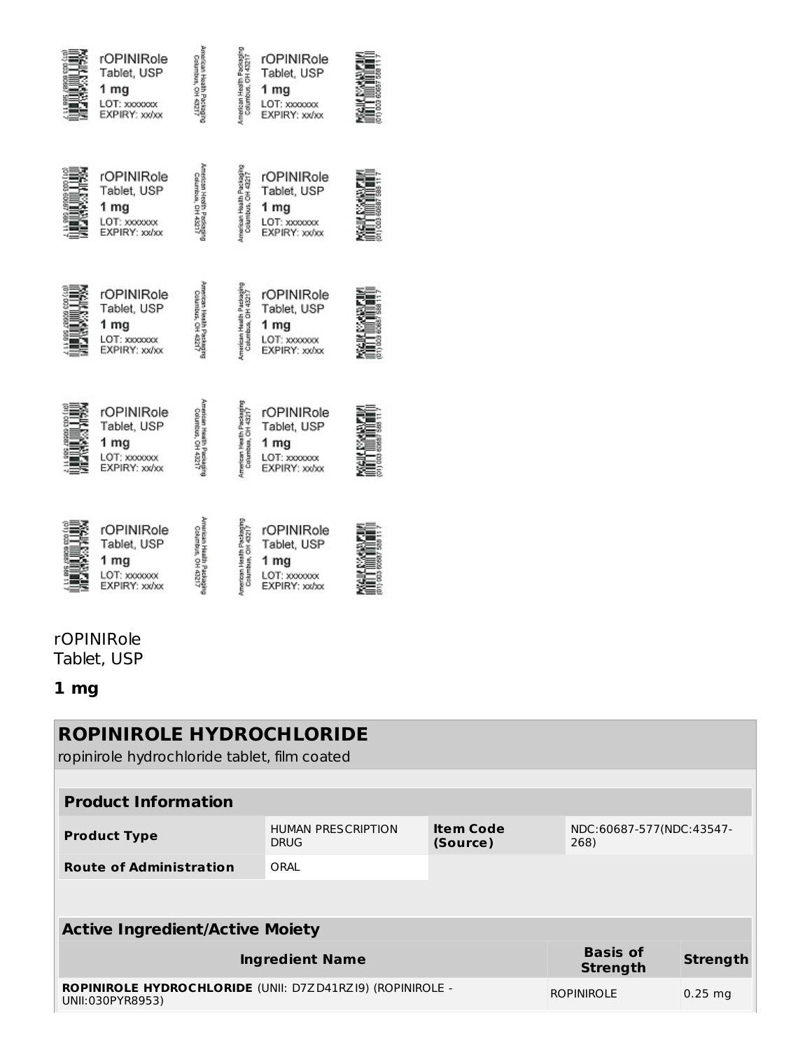rOPINIRole Tablet, USP
1 mg
LOT: xxxxxxx
EXPIRY: xx/xx

American Health Packaging
Columbus, OH 43217

(01) 003 60687 588 11 7

rOPINIRole
Tablet, USP

**1 mg**

| **ROPINIROLE HYDROCHLORIDE** | | | |
|---|---|---|---|
| ropinirole hydrochloride tablet, film coated | | | |

| **Product Information** | | | |
|---|---|---|---|
| **Product Type** | HUMAN PRESCRIPTION DRUG | **Item Code (Source)** | NDC:60687-577(NDC:43547-268) |
| **Route of Administration** | ORAL | | |

| **Active Ingredient/Active Moiety** | | |
|---|---|---|
| **Ingredient Name** | **Basis of Strength** | **Strength** |
| **ROPINIROLE HYDROCHLORIDE** (UNII: D7ZD41RZI9) (ROPINIROLE - UNII:030PYR8953) | ROPINIROLE | 0.25 mg |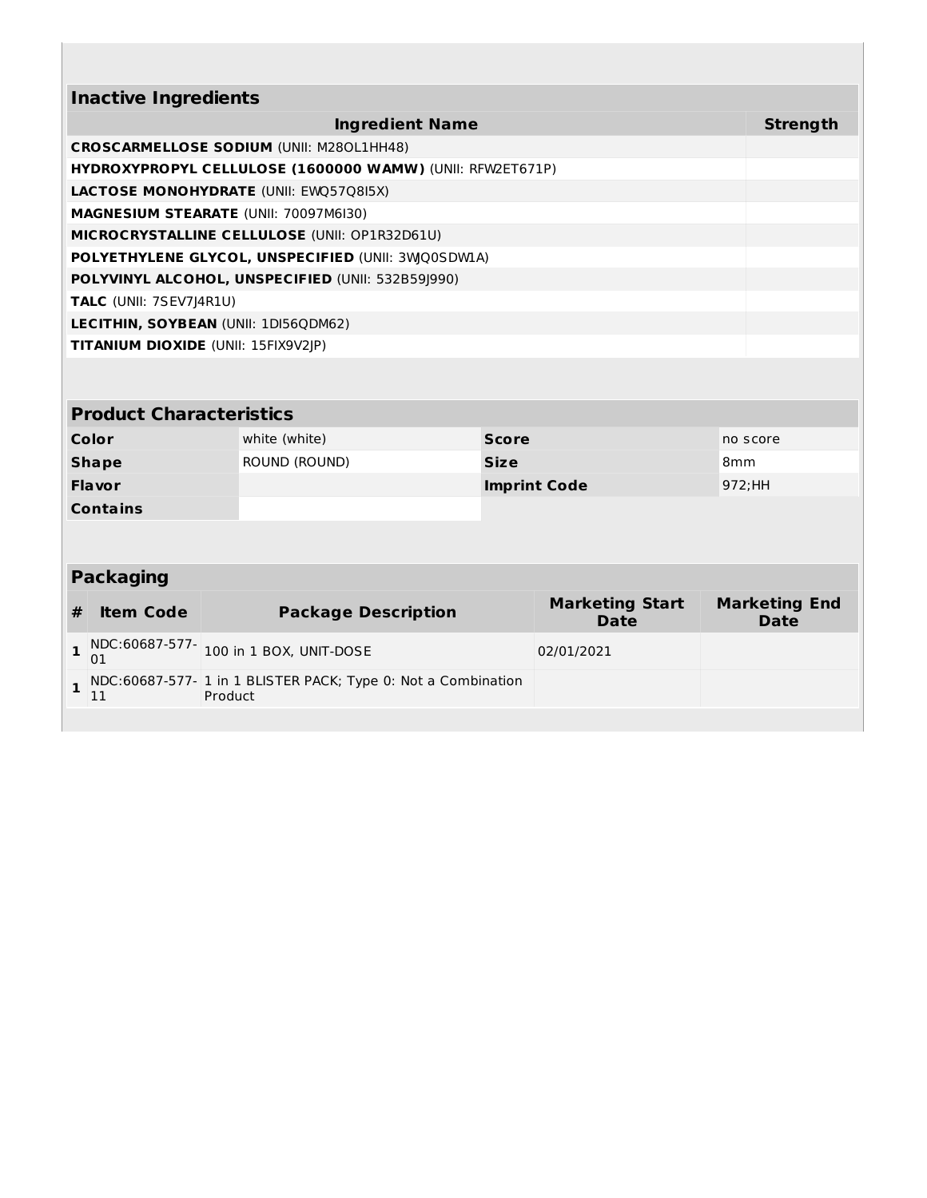## Inactive Ingredients

| Ingredient Name | Strength |
|---|---|
| **CROSCARMELLOSE SODIUM** (UNII: M28OL1HH48) | |
| **HYDROXYPROPYL CELLULOSE (1600000 WAMW)** (UNII: RFW2ET671P) | |
| **LACTOSE MONOHYDRATE** (UNII: EWQ57Q8I5X) | |
| **MAGNESIUM STEARATE** (UNII: 70097M6I30) | |
| **MICROCRYSTALLINE CELLULOSE** (UNII: OP1R32D61U) | |
| **POLYETHYLENE GLYCOL, UNSPECIFIED** (UNII: 3WQ0SDW1A) | |
| **POLYVINYL ALCOHOL, UNSPECIFIED** (UNII: 532B59J990) | |
| **TALC** (UNII: 7SEV7J4R1U) | |
| **LECITHIN, SOYBEAN** (UNII: 1DI56QDM62) | |
| **TITANIUM DIOXIDE** (UNII: 15FIX9V2JP) | |

## Product Characteristics

| | | | |
|---|---|---|---|
| **Color** | white (white) | **Score** | no score |
| **Shape** | ROUND (ROUND) | **Size** | 8mm |
| **Flavor** | | **Imprint Code** | 972;HH |
| **Contains** | | | |

## Packaging

| # | Item Code | Package Description | Marketing Start Date | Marketing End Date |
|---|---|---|---|---|
| 1 | NDC:60687-577-01 | 100 in 1 BOX, UNIT-DOSE | 02/01/2021 | |
| 1 | NDC:60687-577-11 | 1 in 1 BLISTER PACK; Type 0: Not a Combination Product | | |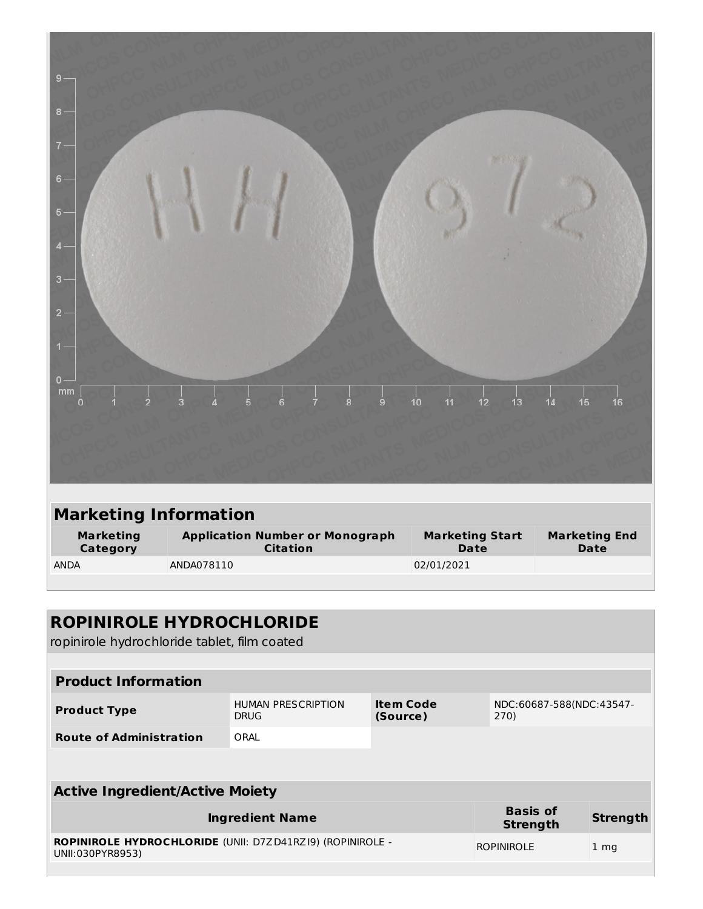## Marketing Information

| Marketing Category | Application Number or Monograph Citation | Marketing Start Date | Marketing End Date |
|---|---|---|---|
| ANDA | ANDA078110 | 02/01/2021 | |

## ROPINIROLE HYDROCHLORIDE

ropinirole hydrochloride tablet, film coated

### Product Information

| | | | |
|---|---|---|---|
| **Product Type** | HUMAN PRESCRIPTION DRUG | **Item Code (Source)** | NDC:60687-588(NDC:43547-270) |
| **Route of Administration** | ORAL | | |

### Active Ingredient/Active Moiety

| Ingredient Name | Basis of Strength | Strength |
|---|---|---|
| **ROPINIROLE HYDROCHLORIDE** (UNII: D7ZD41RZI9) (ROPINIROLE - UNII:030PYR8953) | ROPINIROLE | 1 mg |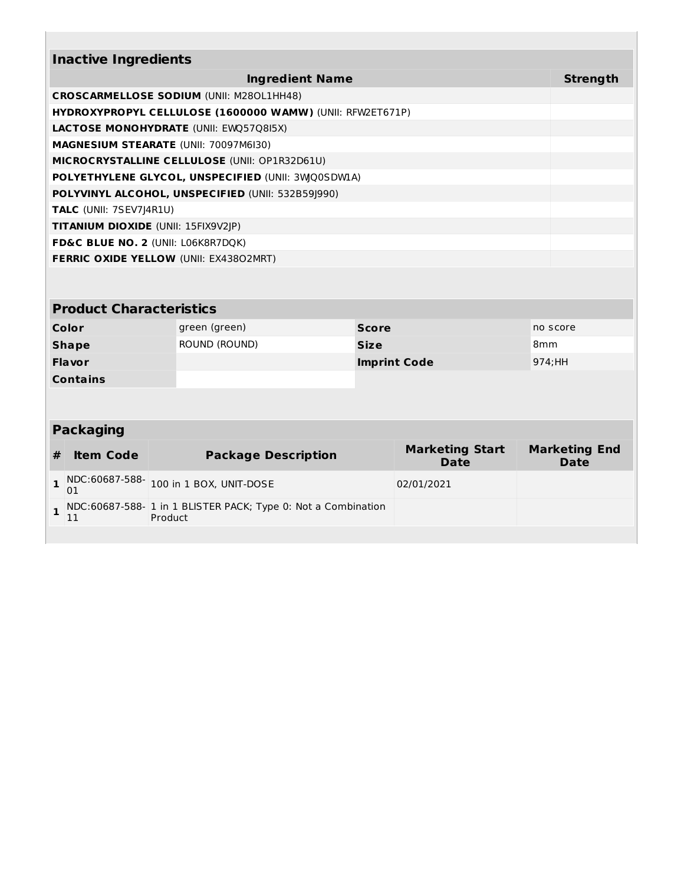## Inactive Ingredients

| Ingredient Name | Strength |
|---|---|
| **CROSCARMELLOSE SODIUM** (UNII: M28OL1HH48) | |
| **HYDROXYPROPYL CELLULOSE (1600000 WAMW)** (UNII: RFW2ET671P) | |
| **LACTOSE MONOHYDRATE** (UNII: EWQ57Q8I5X) | |
| **MAGNESIUM STEARATE** (UNII: 70097M6I30) | |
| **MICROCRYSTALLINE CELLULOSE** (UNII: OP1R32D61U) | |
| **POLYETHYLENE GLYCOL, UNSPECIFIED** (UNII: 3WJQ0SDW1A) | |
| **POLYVINYL ALCOHOL, UNSPECIFIED** (UNII: 532B59J990) | |
| **TALC** (UNII: 7SEV7J4R1U) | |
| **TITANIUM DIOXIDE** (UNII: 15FIX9V2JP) | |
| **FD&C BLUE NO. 2** (UNII: L06K8R7DQK) | |
| **FERRIC OXIDE YELLOW** (UNII: EX438O2MRT) | |

## Product Characteristics

| | | | |
|---|---|---|---|
| **Color** | green (green) | **Score** | no score |
| **Shape** | ROUND (ROUND) | **Size** | 8mm |
| **Flavor** | | **Imprint Code** | 974;HH |
| **Contains** | | | |

## Packaging

| # | Item Code | Package Description | Marketing Start Date | Marketing End Date |
|---|---|---|---|---|
| 1 | NDC:60687-588-01 | 100 in 1 BOX, UNIT-DOSE | 02/01/2021 | |
| 1 | NDC:60687-588-11 | 1 in 1 BLISTER PACK; Type 0: Not a Combination Product | | |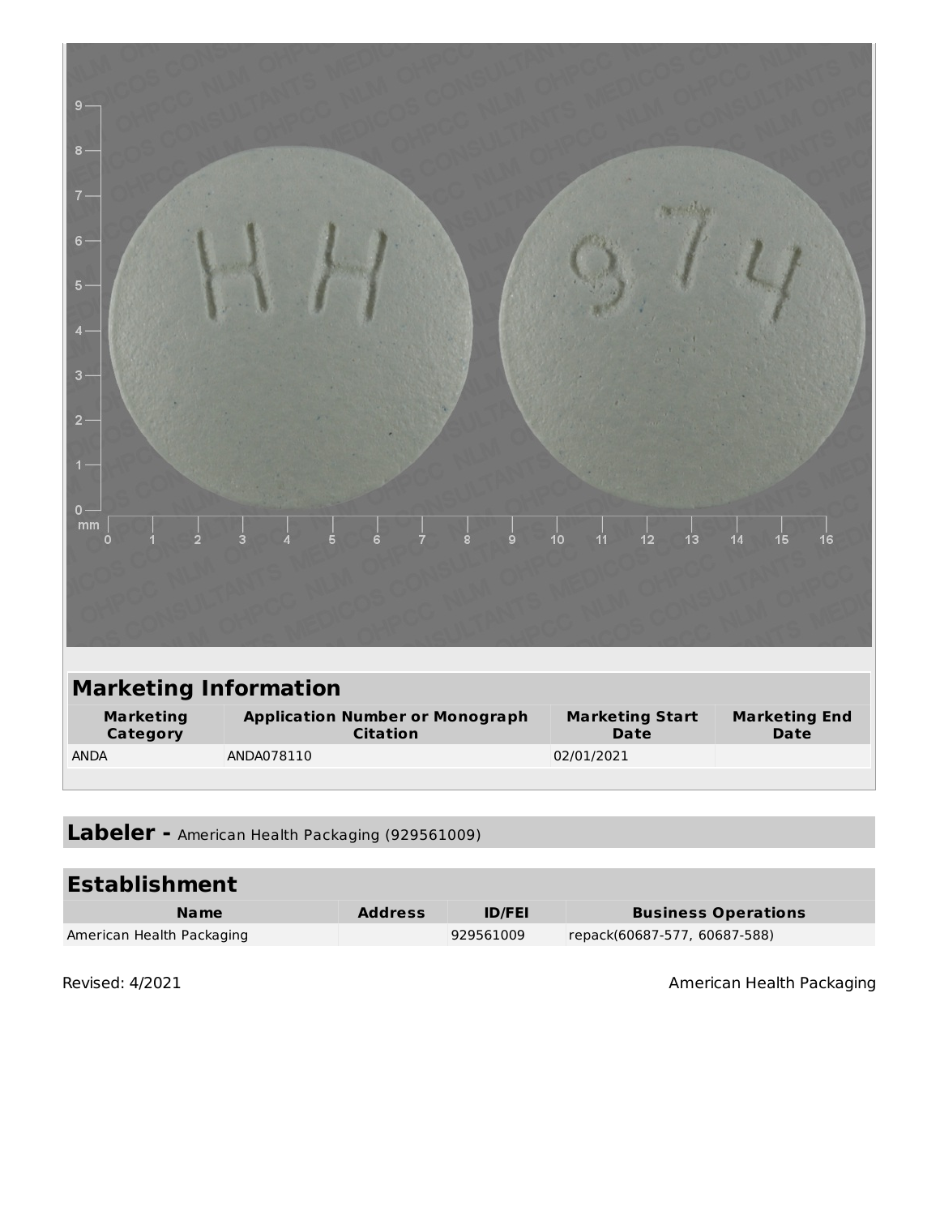## Marketing Information

| Marketing Category | Application Number or Monograph Citation | Marketing Start Date | Marketing End Date |
|---|---|---|---|
| ANDA | ANDA078110 | 02/01/2021 | |

## Labeler - American Health Packaging (929561009)

## Establishment

| Name | Address | ID/FEI | Business Operations |
|---|---|---|---|
| American Health Packaging | | 929561009 | repack(60687-577, 60687-588) |

Revised: 4/2021

American Health Packaging